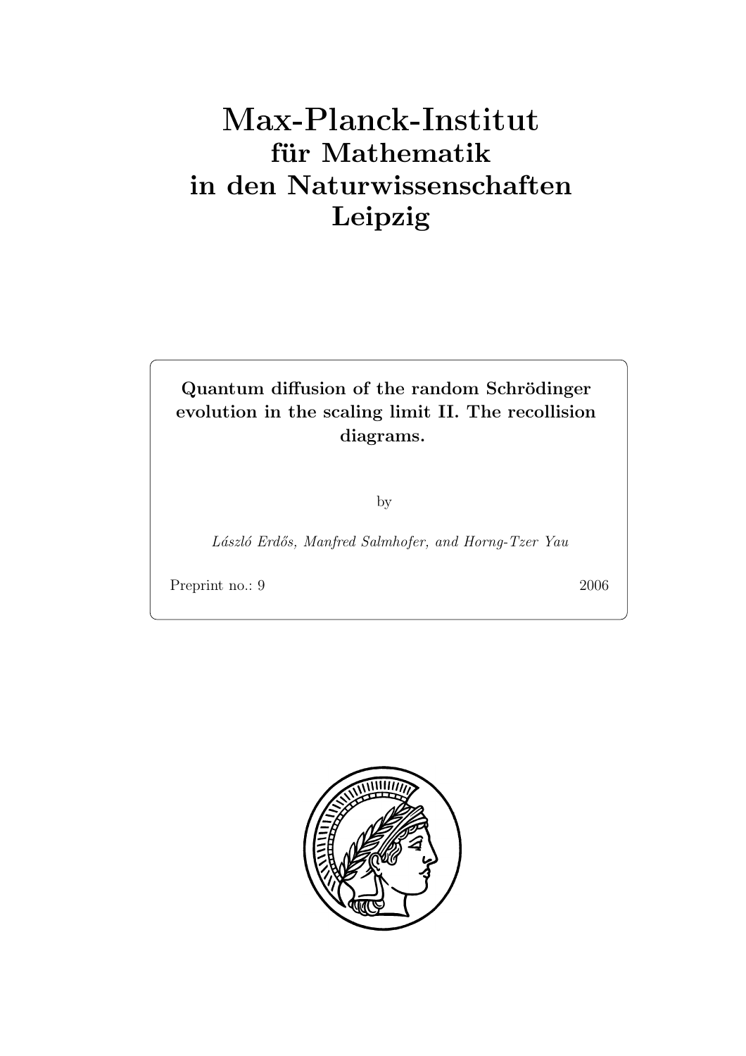# Max-Planck-Institut
## für Mathematik
## in den Naturwissenschaften
## Leipzig

**Quantum diffusion of the random Schrödinger evolution in the scaling limit II. The recollision diagrams.**

by

*László Erdős, Manfred Salmhofer, and Horng-Tzer Yau*

Preprint no.: 9 2006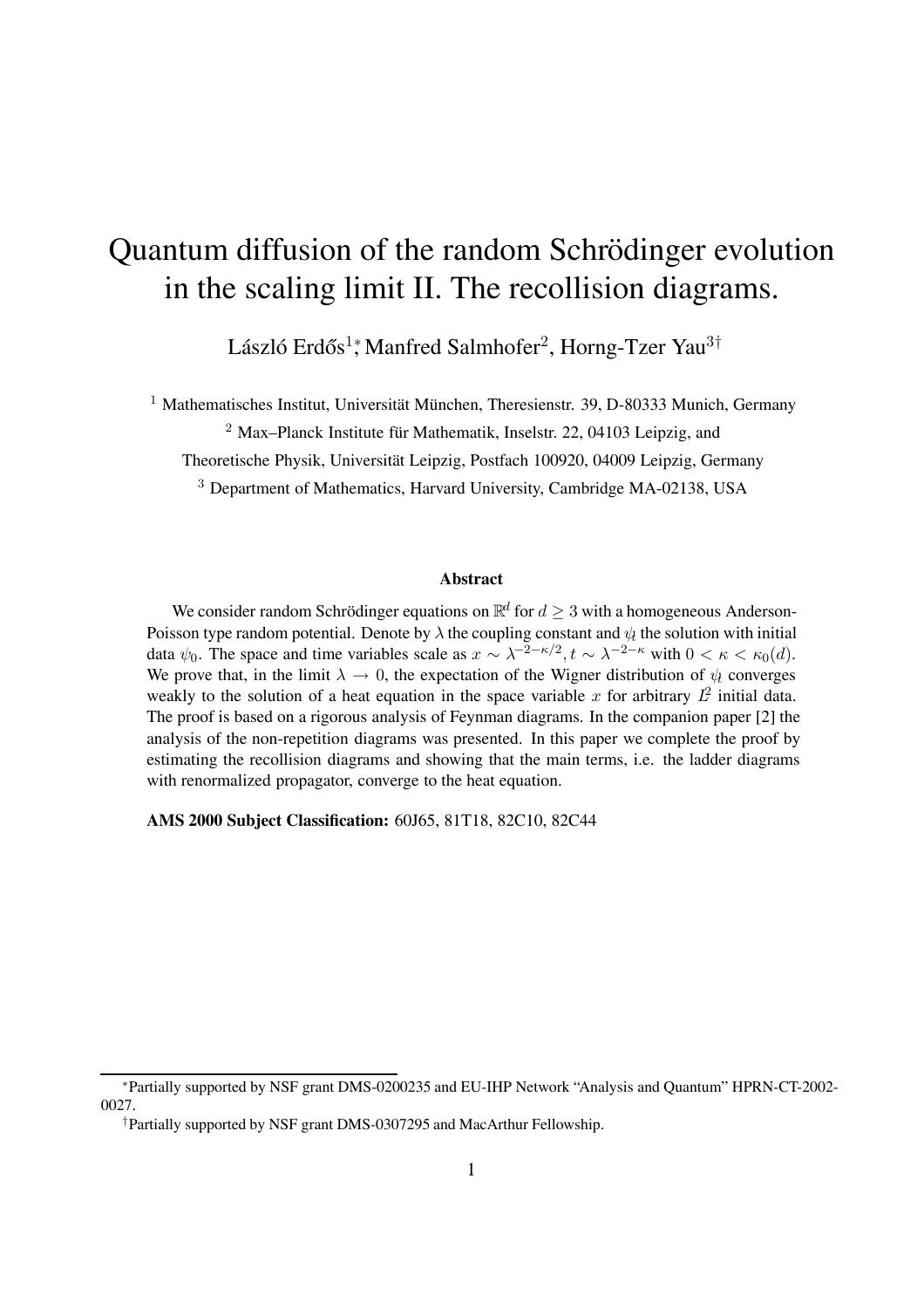# Quantum diffusion of the random Schrödinger evolution in the scaling limit II. The recollision diagrams.

László Erdős[1]*, Manfred Salmhofer[2], Horng-Tzer Yau[3]†

[1] Mathematisches Institut, Universität München, Theresienstr. 39, D-80333 Munich, Germany

[2] Max–Planck Institute für Mathematik, Inselstr. 22, 04103 Leipzig, and

Theoretische Physik, Universität Leipzig, Postfach 100920, 04009 Leipzig, Germany

[3] Department of Mathematics, Harvard University, Cambridge MA-02138, USA

**Abstract**

We consider random Schrödinger equations on $\mathbb{R}^d$ for $d \geq 3$ with a homogeneous Anderson-Poisson type random potential. Denote by $\lambda$ the coupling constant and $\psi_t$ the solution with initial data $\psi_0$. The space and time variables scale as $x \sim \lambda^{-2-\kappa/2}, t \sim \lambda^{-2-\kappa}$ with $0 < \kappa < \kappa_0(d)$. We prove that, in the limit $\lambda \to 0$, the expectation of the Wigner distribution of $\psi_t$ converges weakly to the solution of a heat equation in the space variable $x$ for arbitrary $L^2$ initial data. The proof is based on a rigorous analysis of Feynman diagrams. In the companion paper [2] the analysis of the non-repetition diagrams was presented. In this paper we complete the proof by estimating the recollision diagrams and showing that the main terms, i.e. the ladder diagrams with renormalized propagator, converge to the heat equation.

**AMS 2000 Subject Classification:** 60J65, 81T18, 82C10, 82C44

---

*Partially supported by NSF grant DMS-0200235 and EU-IHP Network "Analysis and Quantum" HPRN-CT-2002-0027.

†Partially supported by NSF grant DMS-0307295 and MacArthur Fellowship.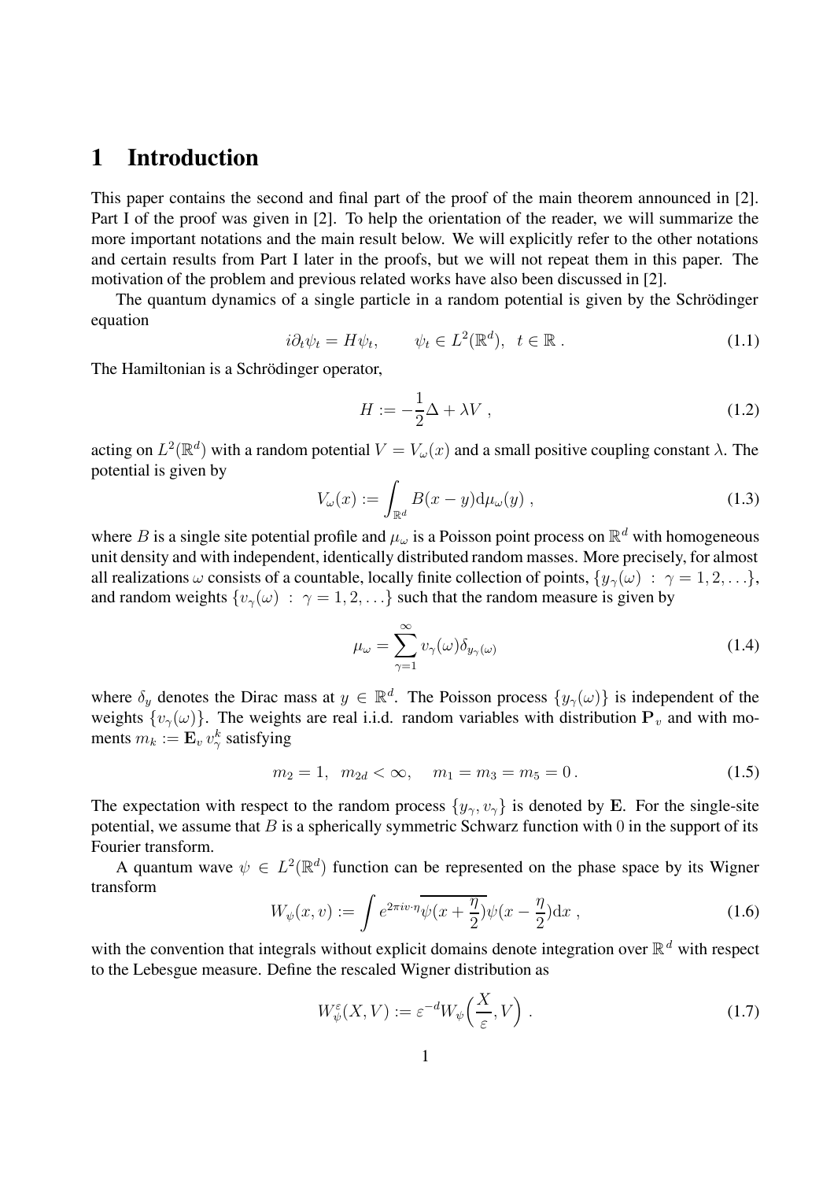# 1 Introduction

This paper contains the second and final part of the proof of the main theorem announced in [2]. Part I of the proof was given in [2]. To help the orientation of the reader, we will summarize the more important notations and the main result below. We will explicitly refer to the other notations and certain results from Part I later in the proofs, but we will not repeat them in this paper. The motivation of the problem and previous related works have also been discussed in [2].

The quantum dynamics of a single particle in a random potential is given by the Schrödinger equation

$$i\partial_t \psi_t = H\psi_t, \qquad \psi_t \in L^2(\mathbb{R}^d), \;\; t \in \mathbb{R}\ . \tag{1.1}$$

The Hamiltonian is a Schrödinger operator,

$$H := -\frac{1}{2}\Delta + \lambda V\ , \tag{1.2}$$

acting on $L^2(\mathbb{R}^d)$ with a random potential $V = V_\omega(x)$ and a small positive coupling constant $\lambda$. The potential is given by

$$V_\omega(x) := \int_{\mathbb{R}^d} B(x-y)\mathrm{d}\mu_\omega(y)\ , \tag{1.3}$$

where $B$ is a single site potential profile and $\mu_\omega$ is a Poisson point process on $\mathbb{R}^d$ with homogeneous unit density and with independent, identically distributed random masses. More precisely, for almost all realizations $\omega$ consists of a countable, locally finite collection of points, $\{y_\gamma(\omega)\ :\ \gamma = 1, 2, \ldots\}$, and random weights $\{v_\gamma(\omega)\ :\ \gamma = 1, 2, \ldots\}$ such that the random measure is given by

$$\mu_\omega = \sum_{\gamma=1}^{\infty} v_\gamma(\omega)\delta_{y_\gamma(\omega)} \tag{1.4}$$

where $\delta_y$ denotes the Dirac mass at $y \in \mathbb{R}^d$. The Poisson process $\{y_\gamma(\omega)\}$ is independent of the weights $\{v_\gamma(\omega)\}$. The weights are real i.i.d. random variables with distribution $\mathbf{P}_v$ and with moments $m_k := \mathbf{E}_v\, v_\gamma^k$ satisfying

$$m_2 = 1, \;\; m_{2d} < \infty, \quad m_1 = m_3 = m_5 = 0\,. \tag{1.5}$$

The expectation with respect to the random process $\{y_\gamma, v_\gamma\}$ is denoted by $\mathbf{E}$. For the single-site potential, we assume that $B$ is a spherically symmetric Schwarz function with $0$ in the support of its Fourier transform.

A quantum wave $\psi \in L^2(\mathbb{R}^d)$ function can be represented on the phase space by its Wigner transform

$$W_\psi(x, v) := \int e^{2\pi i v\cdot\eta}\overline{\psi(x+\frac{\eta}{2})}\psi(x-\frac{\eta}{2})\mathrm{d}x\ , \tag{1.6}$$

with the convention that integrals without explicit domains denote integration over $\mathbb{R}^d$ with respect to the Lebesgue measure. Define the rescaled Wigner distribution as

$$W_\psi^\varepsilon(X, V) := \varepsilon^{-d} W_\psi\Big(\frac{X}{\varepsilon}, V\Big)\ . \tag{1.7}$$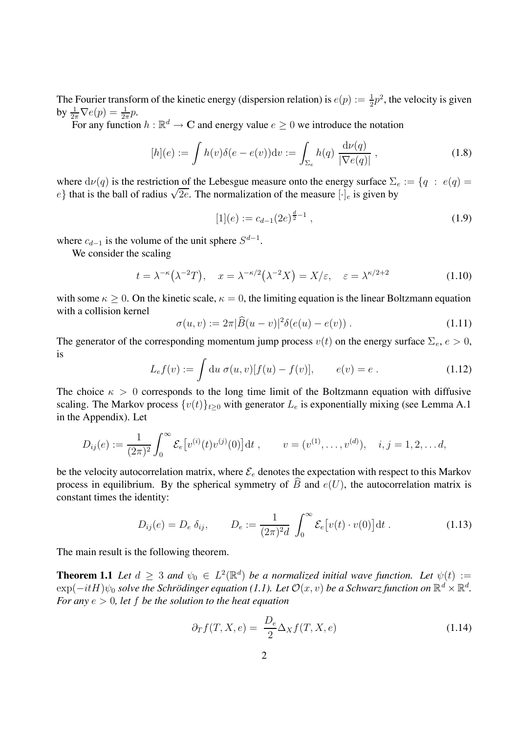The Fourier transform of the kinetic energy (dispersion relation) is $e(p) := \frac{1}{2}p^2$, the velocity is given by $\frac{1}{2\pi}\nabla e(p) = \frac{1}{2\pi}p$.

For any function $h : \mathbb{R}^d \to \mathbf{C}$ and energy value $e \geq 0$ we introduce the notation

$$[h](e) := \int h(v)\delta(e - e(v))\mathrm{d}v := \int_{\Sigma_e} h(q) \, \frac{\mathrm{d}\nu(q)}{|\nabla e(q)|} \; , \tag{1.8}$$

where $\mathrm{d}\nu(q)$ is the restriction of the Lebesgue measure onto the energy surface $\Sigma_e := \{q \; : \; e(q) = e\}$ that is the ball of radius $\sqrt{2e}$. The normalization of the measure $[\cdot]_e$ is given by

$$[1](e) := c_{d-1}(2e)^{\frac{d}{2}-1} \; , \tag{1.9}$$

where $c_{d-1}$ is the volume of the unit sphere $S^{d-1}$.

We consider the scaling

$$t = \lambda^{-\kappa}\big(\lambda^{-2}T\big), \quad x = \lambda^{-\kappa/2}\big(\lambda^{-2}X\big) = X/\varepsilon, \quad \varepsilon = \lambda^{\kappa/2+2} \tag{1.10}$$

with some $\kappa \geq 0$. On the kinetic scale, $\kappa = 0$, the limiting equation is the linear Boltzmann equation with a collision kernel

$$\sigma(u, v) := 2\pi|\widehat{B}(u - v)|^2\delta(e(u) - e(v)) \; . \tag{1.11}$$

The generator of the corresponding momentum jump process $v(t)$ on the energy surface $\Sigma_e$, $e > 0$, is

$$L_e f(v) := \int \mathrm{d}u \; \sigma(u, v)[f(u) - f(v)], \qquad e(v) = e \; . \tag{1.12}$$

The choice $\kappa > 0$ corresponds to the long time limit of the Boltzmann equation with diffusive scaling. The Markov process $\{v(t)\}_{t\geq 0}$ with generator $L_e$ is exponentially mixing (see Lemma A.1 in the Appendix). Let

$$D_{ij}(e) := \frac{1}{(2\pi)^2}\int_0^\infty \mathcal{E}_e\big[v^{(i)}(t)v^{(j)}(0)\big]\mathrm{d}t \; , \qquad v = (v^{(1)}, \ldots, v^{(d)}), \quad i, j = 1, 2, \ldots d,$$

be the velocity autocorrelation matrix, where $\mathcal{E}_e$ denotes the expectation with respect to this Markov process in equilibrium. By the spherical symmetry of $\widehat{B}$ and $e(U)$, the autocorrelation matrix is constant times the identity:

$$D_{ij}(e) = D_e \, \delta_{ij}, \qquad D_e := \frac{1}{(2\pi)^2 d} \int_0^\infty \mathcal{E}_e\big[v(t) \cdot v(0)\big]\mathrm{d}t \; . \tag{1.13}$$

The main result is the following theorem.

**Theorem 1.1** *Let $d \geq 3$ and $\psi_0 \in L^2(\mathbb{R}^d)$ be a normalized initial wave function. Let $\psi(t) := \exp(-itH)\psi_0$ solve the Schrödinger equation (1.1). Let $\mathcal{O}(x, v)$ be a Schwarz function on $\mathbb{R}^d \times \mathbb{R}^d$. For any $e > 0$, let $f$ be the solution to the heat equation*

$$\partial_T f(T, X, e) = \frac{D_e}{2}\Delta_X f(T, X, e) \tag{1.14}$$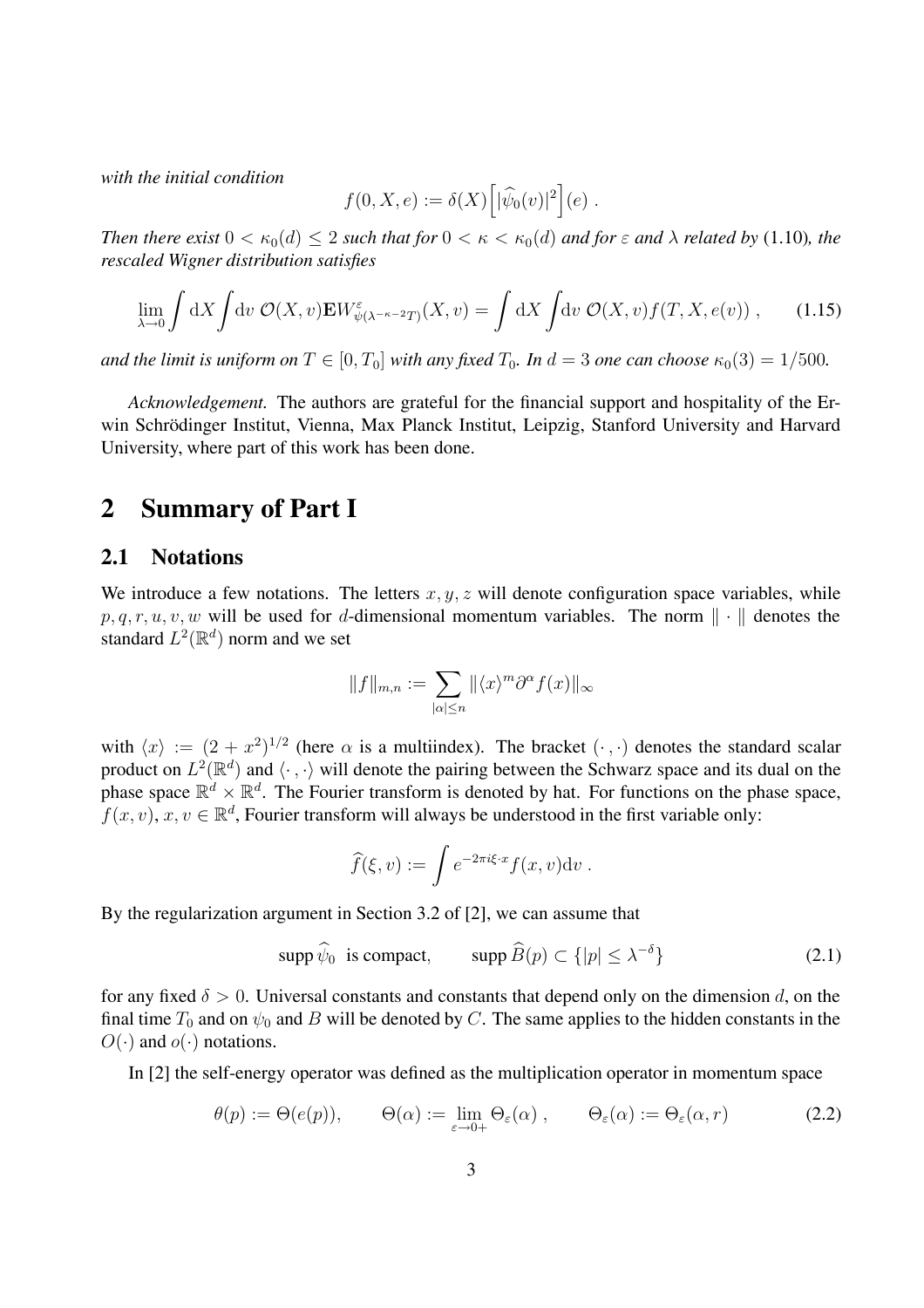*with the initial condition*

$$f(0, X, e) := \delta(X) \Big[ |\widehat{\psi}_0(v)|^2 \Big](e) \; .$$

*Then there exist* $0 < \kappa_0(d) \leq 2$ *such that for* $0 < \kappa < \kappa_0(d)$ *and for* $\varepsilon$ *and* $\lambda$ *related by* (1.10)*, the rescaled Wigner distribution satisfies*

$$\lim_{\lambda \to 0} \int \mathrm{d}X \int \mathrm{d}v \; \mathcal{O}(X, v) \mathbf{E} W^{\varepsilon}_{\psi(\lambda^{-\kappa-2}T)}(X, v) = \int \mathrm{d}X \int \mathrm{d}v \; \mathcal{O}(X, v) f(T, X, e(v)) \; , \tag{1.15}$$

*and the limit is uniform on* $T \in [0, T_0]$ *with any fixed* $T_0$*. In* $d = 3$ *one can choose* $\kappa_0(3) = 1/500$*.*

*Acknowledgement.* The authors are grateful for the financial support and hospitality of the Erwin Schrödinger Institut, Vienna, Max Planck Institut, Leipzig, Stanford University and Harvard University, where part of this work has been done.

# 2 Summary of Part I

## 2.1 Notations

We introduce a few notations. The letters $x, y, z$ will denote configuration space variables, while $p, q, r, u, v, w$ will be used for $d$-dimensional momentum variables. The norm $\| \cdot \|$ denotes the standard $L^2(\mathbb{R}^d)$ norm and we set

$$\|f\|_{m,n} := \sum_{|\alpha| \leq n} \| \langle x \rangle^m \partial^\alpha f(x) \|_\infty$$

with $\langle x \rangle := (2 + x^2)^{1/2}$ (here $\alpha$ is a multiindex). The bracket $(\cdot\,, \cdot)$ denotes the standard scalar product on $L^2(\mathbb{R}^d)$ and $\langle \cdot\,, \cdot \rangle$ will denote the pairing between the Schwarz space and its dual on the phase space $\mathbb{R}^d \times \mathbb{R}^d$. The Fourier transform is denoted by hat. For functions on the phase space, $f(x, v)$, $x, v \in \mathbb{R}^d$, Fourier transform will always be understood in the first variable only:

$$\widehat{f}(\xi, v) := \int e^{-2\pi i \xi \cdot x} f(x, v) \mathrm{d}v \; .$$

By the regularization argument in Section 3.2 of [2], we can assume that

$$\text{supp } \widehat{\psi}_0 \; \text{ is compact,} \qquad \text{supp } \widehat{B}(p) \subset \{|p| \leq \lambda^{-\delta}\} \tag{2.1}$$

for any fixed $\delta > 0$. Universal constants and constants that depend only on the dimension $d$, on the final time $T_0$ and on $\psi_0$ and $B$ will be denoted by $C$. The same applies to the hidden constants in the $O(\cdot)$ and $o(\cdot)$ notations.

In [2] the self-energy operator was defined as the multiplication operator in momentum space

$$\theta(p) := \Theta(e(p)), \qquad \Theta(\alpha) := \lim_{\varepsilon \to 0+} \Theta_\varepsilon(\alpha) \; , \qquad \Theta_\varepsilon(\alpha) := \Theta_\varepsilon(\alpha, r) \tag{2.2}$$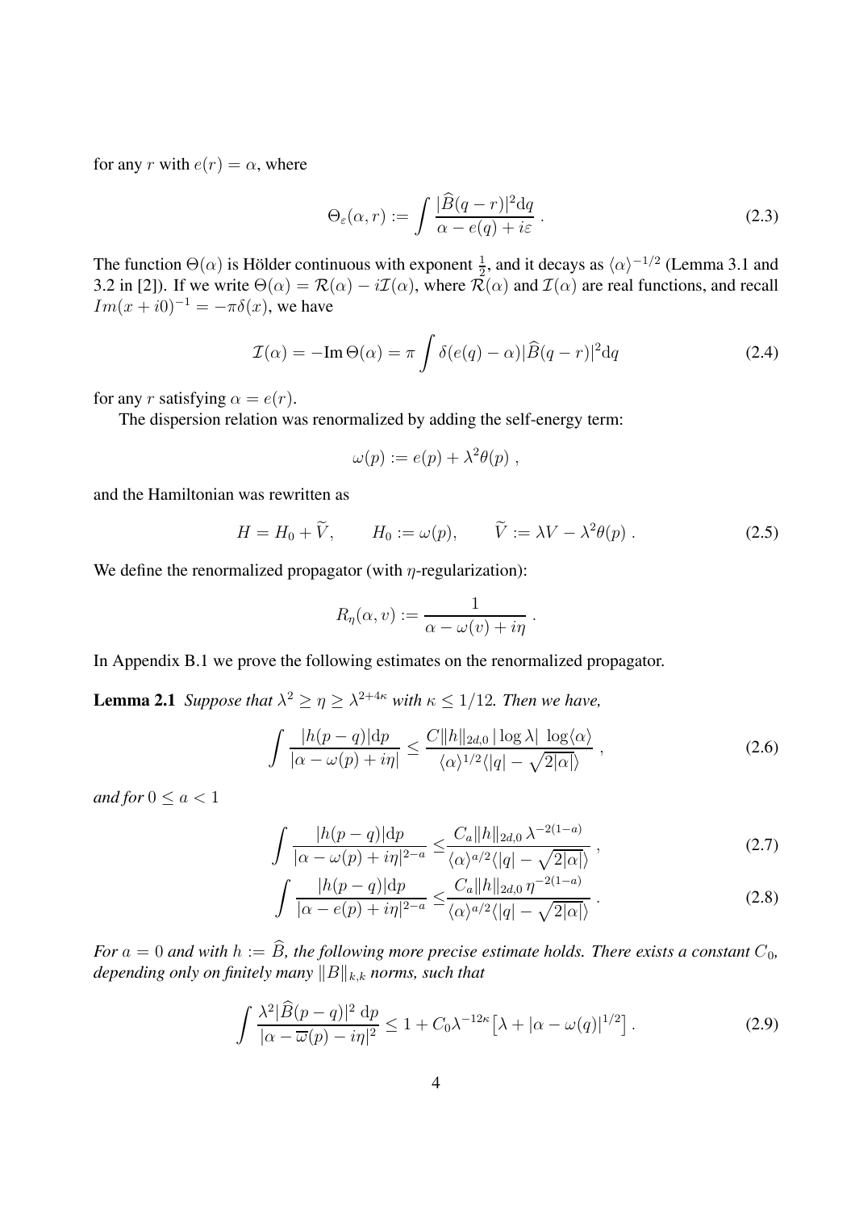for any $r$ with $e(r) = \alpha$, where

$$\Theta_\varepsilon(\alpha, r) := \int \frac{|\widehat{B}(q-r)|^2 \mathrm{d}q}{\alpha - e(q) + i\varepsilon} . \tag{2.3}$$

The function $\Theta(\alpha)$ is Hölder continuous with exponent $\frac{1}{2}$, and it decays as $\langle \alpha \rangle^{-1/2}$ (Lemma 3.1 and 3.2 in [2]). If we write $\Theta(\alpha) = \mathcal{R}(\alpha) - i\mathcal{I}(\alpha)$, where $\mathcal{R}(\alpha)$ and $\mathcal{I}(\alpha)$ are real functions, and recall $Im(x + i0)^{-1} = -\pi\delta(x)$, we have

$$\mathcal{I}(\alpha) = -\mathrm{Im}\,\Theta(\alpha) = \pi \int \delta(e(q) - \alpha) |\widehat{B}(q-r)|^2 \mathrm{d}q \tag{2.4}$$

for any $r$ satisfying $\alpha = e(r)$.

The dispersion relation was renormalized by adding the self-energy term:

$$\omega(p) := e(p) + \lambda^2 \theta(p) ,$$

and the Hamiltonian was rewritten as

$$H = H_0 + \widetilde{V}, \qquad H_0 := \omega(p), \qquad \widetilde{V} := \lambda V - \lambda^2 \theta(p) . \tag{2.5}$$

We define the renormalized propagator (with $\eta$-regularization):

$$R_\eta(\alpha, v) := \frac{1}{\alpha - \omega(v) + i\eta} .$$

In Appendix B.1 we prove the following estimates on the renormalized propagator.

**Lemma 2.1** *Suppose that $\lambda^2 \geq \eta \geq \lambda^{2+4\kappa}$ with $\kappa \leq 1/12$. Then we have,*

$$\int \frac{|h(p-q)| \mathrm{d}p}{|\alpha - \omega(p) + i\eta|} \leq \frac{C \|h\|_{2d,0}\, |\log \lambda| \, \log\langle \alpha \rangle}{\langle \alpha \rangle^{1/2} \langle |q| - \sqrt{2|\alpha|} \rangle} , \tag{2.6}$$

*and for $0 \leq a < 1$*

$$\int \frac{|h(p-q)| \mathrm{d}p}{|\alpha - \omega(p) + i\eta|^{2-a}} \leq \frac{C_a \|h\|_{2d,0}\, \lambda^{-2(1-a)}}{\langle \alpha \rangle^{a/2} \langle |q| - \sqrt{2|\alpha|} \rangle} , \tag{2.7}$$

$$\int \frac{|h(p-q)| \mathrm{d}p}{|\alpha - e(p) + i\eta|^{2-a}} \leq \frac{C_a \|h\|_{2d,0}\, \eta^{-2(1-a)}}{\langle \alpha \rangle^{a/2} \langle |q| - \sqrt{2|\alpha|} \rangle} . \tag{2.8}$$

*For $a = 0$ and with $h := \widehat{B}$, the following more precise estimate holds. There exists a constant $C_0$, depending only on finitely many $\|B\|_{k,k}$ norms, such that*

$$\int \frac{\lambda^2 |\widehat{B}(p-q)|^2 \, \mathrm{d}p}{|\alpha - \overline{\omega}(p) - i\eta|^2} \leq 1 + C_0 \lambda^{-12\kappa} \big[ \lambda + |\alpha - \omega(q)|^{1/2} \big] . \tag{2.9}$$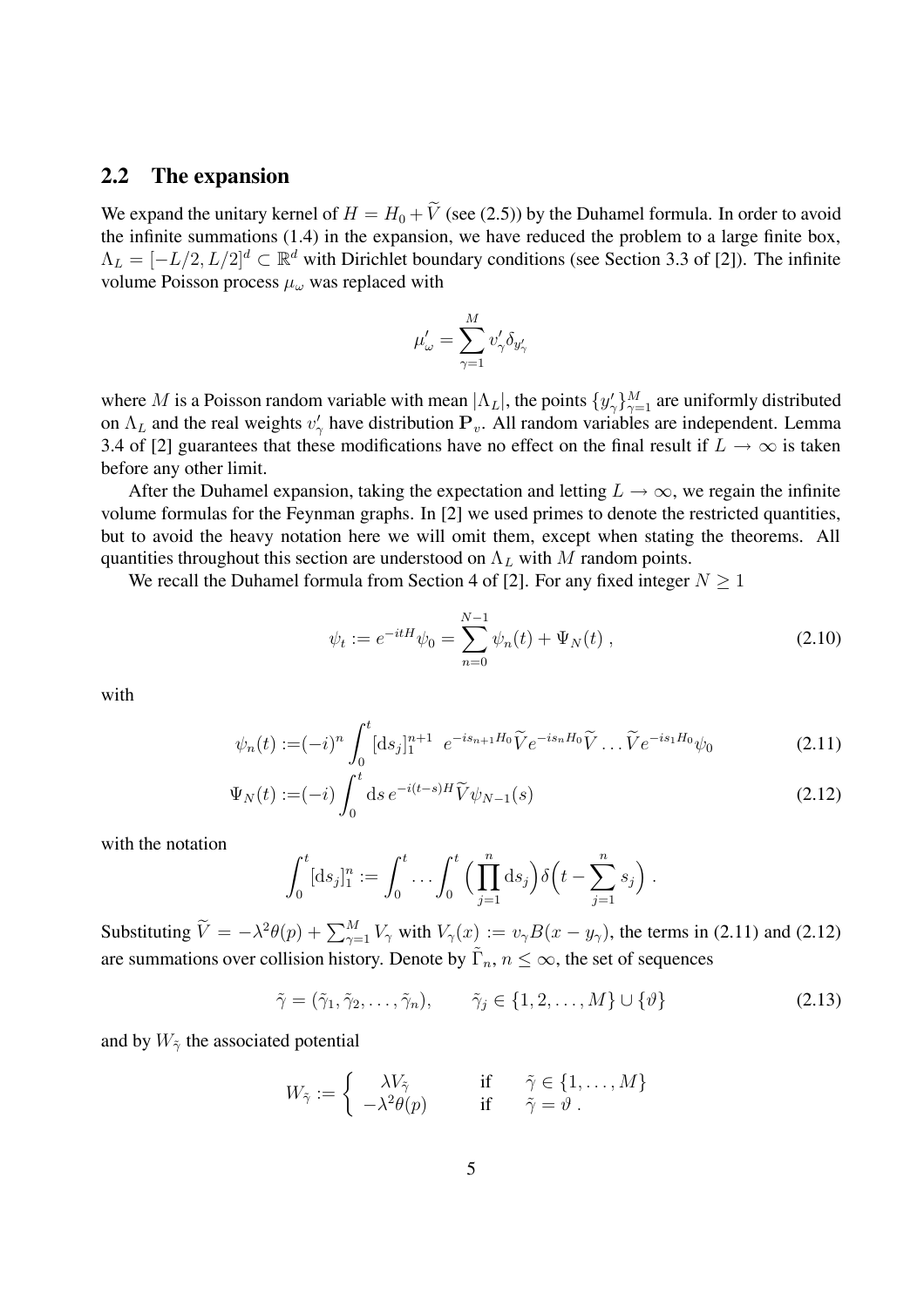## 2.2 The expansion

We expand the unitary kernel of $H = H_0 + \widetilde{V}$ (see (2.5)) by the Duhamel formula. In order to avoid the infinite summations (1.4) in the expansion, we have reduced the problem to a large finite box, $\Lambda_L = [-L/2, L/2]^d \subset \mathbb{R}^d$ with Dirichlet boundary conditions (see Section 3.3 of [2]). The infinite volume Poisson process $\mu_\omega$ was replaced with

$$\mu'_\omega = \sum_{\gamma=1}^{M} v'_\gamma \delta_{y'_\gamma}$$

where $M$ is a Poisson random variable with mean $|\Lambda_L|$, the points $\{y'_\gamma\}_{\gamma=1}^M$ are uniformly distributed on $\Lambda_L$ and the real weights $v'_\gamma$ have distribution $\mathbf{P}_v$. All random variables are independent. Lemma 3.4 of [2] guarantees that these modifications have no effect on the final result if $L \to \infty$ is taken before any other limit.

After the Duhamel expansion, taking the expectation and letting $L \to \infty$, we regain the infinite volume formulas for the Feynman graphs. In [2] we used primes to denote the restricted quantities, but to avoid the heavy notation here we will omit them, except when stating the theorems. All quantities throughout this section are understood on $\Lambda_L$ with $M$ random points.

We recall the Duhamel formula from Section 4 of [2]. For any fixed integer $N \geq 1$

$$\psi_t := e^{-itH}\psi_0 = \sum_{n=0}^{N-1} \psi_n(t) + \Psi_N(t) \; , \tag{2.10}$$

with

$$\psi_n(t) :=(-i)^n \int_0^t [\mathrm{d}s_j]_1^{n+1} \;\; e^{-is_{n+1}H_0}\widetilde{V}e^{-is_nH_0}\widetilde{V}\ldots\widetilde{V}e^{-is_1H_0}\psi_0 \tag{2.11}$$

$$\Psi_N(t) :=(-i)\int_0^t \mathrm{d}s\, e^{-i(t-s)H}\widetilde{V}\psi_{N-1}(s) \tag{2.12}$$

with the notation

$$\int_0^t [\mathrm{d}s_j]_1^n := \int_0^t \ldots \int_0^t \Big(\prod_{j=1}^n \mathrm{d}s_j\Big)\delta\Big(t - \sum_{j=1}^n s_j\Big) \; .$$

Substituting $\widetilde{V} = -\lambda^2\theta(p) + \sum_{\gamma=1}^M V_\gamma$ with $V_\gamma(x) := v_\gamma B(x - y_\gamma)$, the terms in (2.11) and (2.12) are summations over collision history. Denote by $\tilde{\Gamma}_n$, $n \leq \infty$, the set of sequences

$$\tilde{\gamma} = (\tilde{\gamma}_1, \tilde{\gamma}_2, \ldots, \tilde{\gamma}_n), \qquad \tilde{\gamma}_j \in \{1, 2, \ldots, M\} \cup \{\vartheta\} \tag{2.13}$$

and by $W_{\tilde{\gamma}}$ the associated potential

$$W_{\tilde{\gamma}} := \begin{cases} \lambda V_{\tilde{\gamma}} & \text{if} \quad \tilde{\gamma} \in \{1, \ldots, M\} \\ -\lambda^2\theta(p) & \text{if} \quad \tilde{\gamma} = \vartheta \; . \end{cases}$$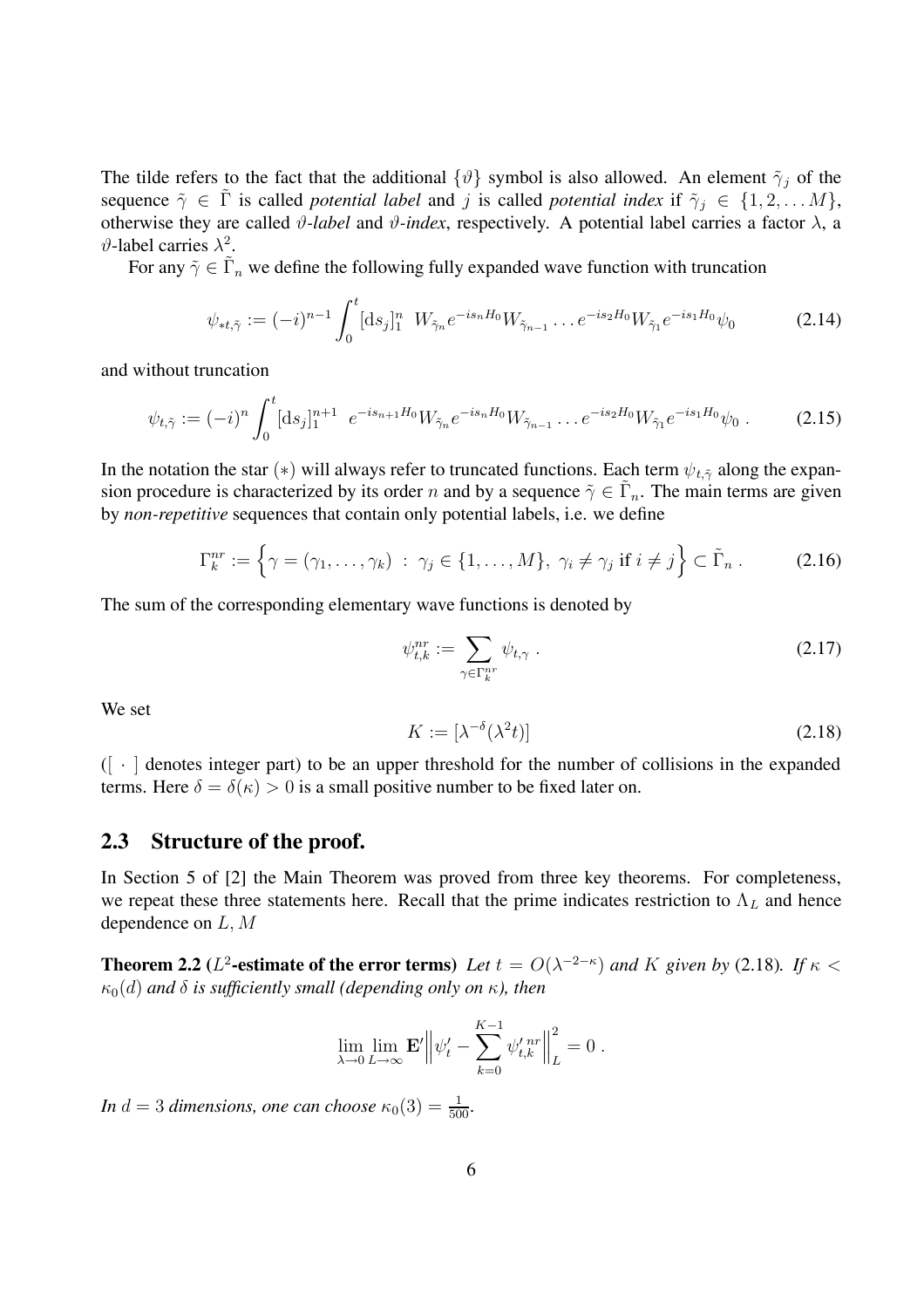The tilde refers to the fact that the additional $\{\vartheta\}$ symbol is also allowed. An element $\tilde{\gamma}_j$ of the sequence $\tilde{\gamma} \in \tilde{\Gamma}$ is called *potential label* and $j$ is called *potential index* if $\tilde{\gamma}_j \in \{1, 2, \ldots M\}$, otherwise they are called *$\vartheta$-label* and *$\vartheta$-index*, respectively. A potential label carries a factor $\lambda$, a $\vartheta$-label carries $\lambda^2$.

For any $\tilde{\gamma} \in \tilde{\Gamma}_n$ we define the following fully expanded wave function with truncation

$$\psi_{*t,\tilde{\gamma}} := (-i)^{n-1} \int_0^t [\mathrm{d}s_j]_1^n \;\; W_{\tilde{\gamma}_n} e^{-is_n H_0} W_{\tilde{\gamma}_{n-1}} \ldots e^{-is_2 H_0} W_{\tilde{\gamma}_1} e^{-is_1 H_0} \psi_0 \tag{2.14}$$

and without truncation

$$\psi_{t,\tilde{\gamma}} := (-i)^n \int_0^t [\mathrm{d}s_j]_1^{n+1} \;\; e^{-is_{n+1} H_0} W_{\tilde{\gamma}_n} e^{-is_n H_0} W_{\tilde{\gamma}_{n-1}} \ldots e^{-is_2 H_0} W_{\tilde{\gamma}_1} e^{-is_1 H_0} \psi_0 \; . \tag{2.15}$$

In the notation the star $(*)$ will always refer to truncated functions. Each term $\psi_{t,\tilde{\gamma}}$ along the expansion procedure is characterized by its order $n$ and by a sequence $\tilde{\gamma} \in \tilde{\Gamma}_n$. The main terms are given by *non-repetitive* sequences that contain only potential labels, i.e. we define

$$\Gamma_k^{nr} := \Big\{ \gamma = (\gamma_1, \ldots, \gamma_k) \; : \; \gamma_j \in \{1, \ldots, M\}, \; \gamma_i \neq \gamma_j \text{ if } i \neq j \Big\} \subset \tilde{\Gamma}_n \; . \tag{2.16}$$

The sum of the corresponding elementary wave functions is denoted by

$$\psi_{t,k}^{nr} := \sum_{\gamma \in \Gamma_k^{nr}} \psi_{t,\gamma} \; . \tag{2.17}$$

We set

$$K := [\lambda^{-\delta}(\lambda^2 t)] \tag{2.18}$$

($[\,\cdot\,]$ denotes integer part) to be an upper threshold for the number of collisions in the expanded terms. Here $\delta = \delta(\kappa) > 0$ is a small positive number to be fixed later on.

## 2.3 Structure of the proof.

In Section 5 of [2] the Main Theorem was proved from three key theorems. For completeness, we repeat these three statements here. Recall that the prime indicates restriction to $\Lambda_L$ and hence dependence on $L, M$

**Theorem 2.2** (**$L^2$-estimate of the error terms**) *Let $t = O(\lambda^{-2-\kappa})$ and $K$ given by* (2.18)*. If $\kappa < \kappa_0(d)$ and $\delta$ is sufficiently small (depending only on $\kappa$), then*

$$\lim_{\lambda \to 0} \lim_{L \to \infty} \mathbf{E}' \Big\| \psi'_t - \sum_{k=0}^{K-1} \psi'^{\,nr}_{t,k} \Big\|_L^2 = 0 \; .$$

*In $d = 3$ dimensions, one can choose $\kappa_0(3) = \frac{1}{500}$.*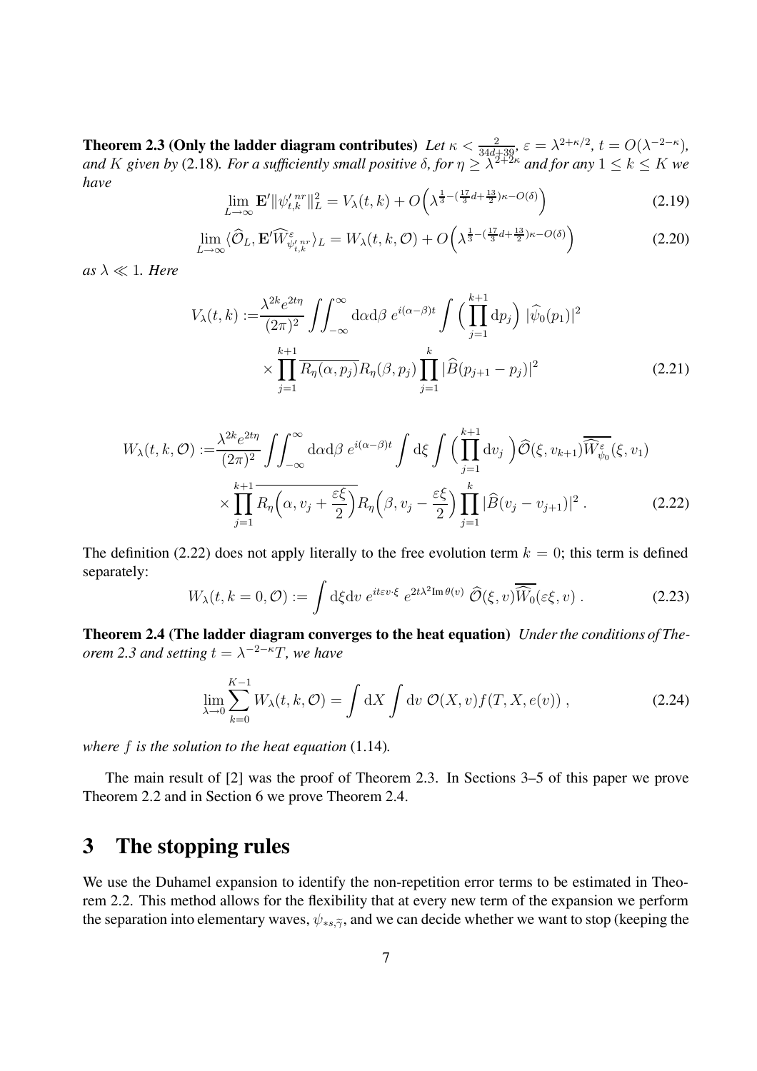**Theorem 2.3 (Only the ladder diagram contributes)** *Let $\kappa < \frac{2}{34d+39}$, $\varepsilon = \lambda^{2+\kappa/2}$, $t = O(\lambda^{-2-\kappa})$, and $K$ given by* (2.18)*. For a sufficiently small positive $\delta$, for $\eta \geq \lambda^{2+2\kappa}$ and for any $1 \leq k \leq K$ we have*

$$\lim_{L\to\infty} \mathbf{E}' \|\psi'^{\,nr}_{t,k}\|_L^2 = V_\lambda(t,k) + O\Big(\lambda^{\frac{1}{3}-(\frac{17}{3}d+\frac{13}{2})\kappa - O(\delta)}\Big) \tag{2.19}$$

$$\lim_{L\to\infty} \langle \widehat{\mathcal{O}}_L, \mathbf{E}'\widehat{W}^{\varepsilon}_{\psi'^{\,nr}_{t,k}} \rangle_L = W_\lambda(t,k,\mathcal{O}) + O\Big(\lambda^{\frac{1}{3}-(\frac{17}{3}d+\frac{13}{2})\kappa - O(\delta)}\Big) \tag{2.20}$$

*as $\lambda \ll 1$. Here*

$$\begin{aligned} V_\lambda(t,k) :=& \frac{\lambda^{2k} e^{2t\eta}}{(2\pi)^2} \iint_{-\infty}^{\infty} \mathrm{d}\alpha \mathrm{d}\beta \; e^{i(\alpha-\beta)t} \int \Big(\prod_{j=1}^{k+1} \mathrm{d}p_j\Big) \; |\widehat{\psi}_0(p_1)|^2 \\ & \times \prod_{j=1}^{k+1} \overline{R_\eta(\alpha,p_j)} R_\eta(\beta,p_j) \prod_{j=1}^{k} |\widehat{B}(p_{j+1}-p_j)|^2 \end{aligned} \tag{2.21}$$

$$\begin{aligned} W_\lambda(t,k,\mathcal{O}) :=& \frac{\lambda^{2k} e^{2t\eta}}{(2\pi)^2} \iint_{-\infty}^{\infty} \mathrm{d}\alpha \mathrm{d}\beta \; e^{i(\alpha-\beta)t} \int \mathrm{d}\xi \int \Big(\prod_{j=1}^{k+1} \mathrm{d}v_j\Big) \widehat{\mathcal{O}}(\xi, v_{k+1}) \overline{\widehat{W}^{\varepsilon}_{\psi_0}}(\xi, v_1) \\ & \times \prod_{j=1}^{k+1} \overline{R_\eta\Big(\alpha, v_j + \frac{\varepsilon\xi}{2}\Big)} R_\eta\Big(\beta, v_j - \frac{\varepsilon\xi}{2}\Big) \prod_{j=1}^{k} |\widehat{B}(v_j - v_{j+1})|^2 \, . \end{aligned} \tag{2.22}$$

The definition (2.22) does not apply literally to the free evolution term $k = 0$; this term is defined separately:

$$W_\lambda(t,k=0,\mathcal{O}) := \int \mathrm{d}\xi \mathrm{d}v \; e^{it\varepsilon v\cdot\xi} \; e^{2t\lambda^2 \mathrm{Im}\,\theta(v)} \; \widehat{\mathcal{O}}(\xi,v) \overline{\widehat{W}_0}(\varepsilon\xi, v) \, . \tag{2.23}$$

**Theorem 2.4 (The ladder diagram converges to the heat equation)** *Under the conditions of Theorem 2.3 and setting $t = \lambda^{-2-\kappa}T$, we have*

$$\lim_{\lambda\to 0} \sum_{k=0}^{K-1} W_\lambda(t,k,\mathcal{O}) = \int \mathrm{d}X \int \mathrm{d}v \; \mathcal{O}(X,v) f(T,X,e(v)) \, , \tag{2.24}$$

*where $f$ is the solution to the heat equation* (1.14)*.*

The main result of [2] was the proof of Theorem 2.3. In Sections 3–5 of this paper we prove Theorem 2.2 and in Section 6 we prove Theorem 2.4.

# 3 The stopping rules

We use the Duhamel expansion to identify the non-repetition error terms to be estimated in Theorem 2.2. This method allows for the flexibility that at every new term of the expansion we perform the separation into elementary waves, $\psi_{*s,\widetilde{\gamma}}$, and we can decide whether we want to stop (keeping the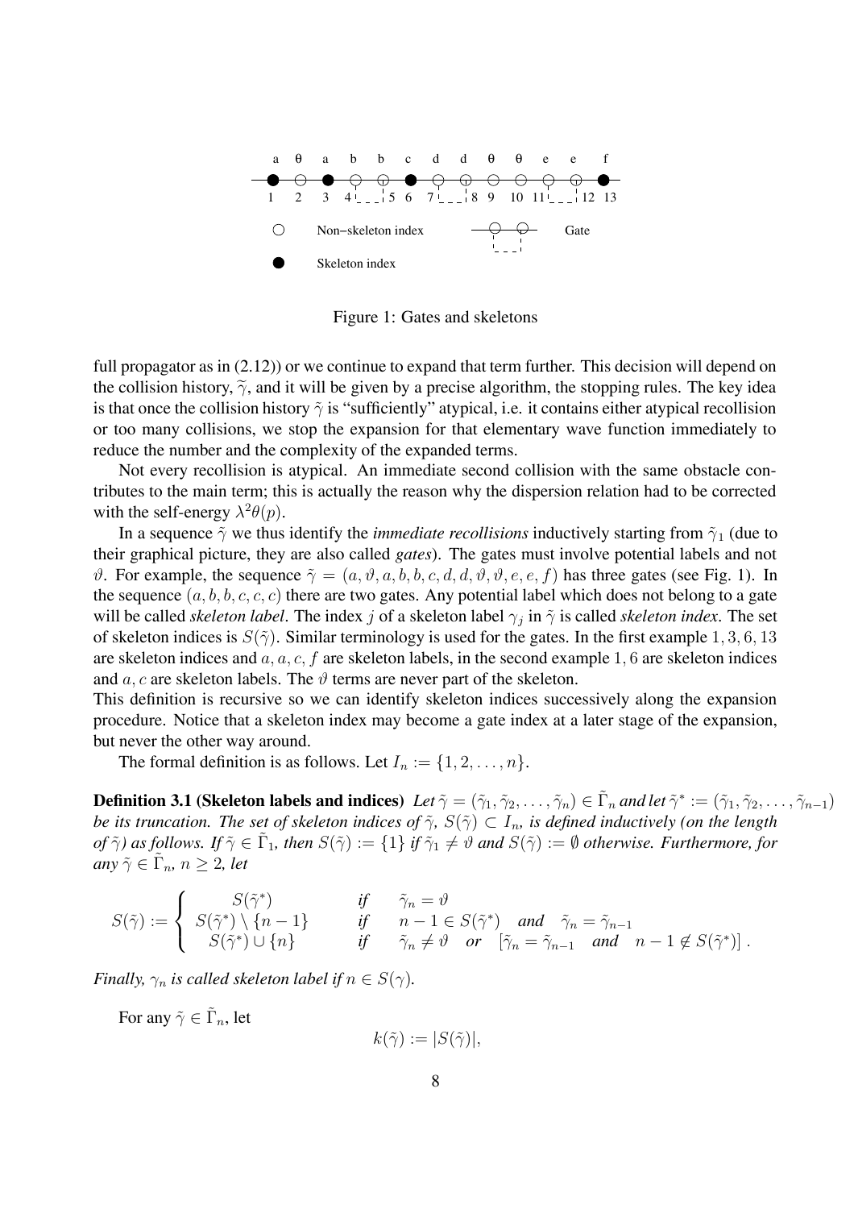Figure 1: Gates and skeletons

full propagator as in (2.12)) or we continue to expand that term further. This decision will depend on the collision history, $\widetilde{\gamma}$, and it will be given by a precise algorithm, the stopping rules. The key idea is that once the collision history $\tilde{\gamma}$ is "sufficiently" atypical, i.e. it contains either atypical recollision or too many collisions, we stop the expansion for that elementary wave function immediately to reduce the number and the complexity of the expanded terms.

Not every recollision is atypical. An immediate second collision with the same obstacle contributes to the main term; this is actually the reason why the dispersion relation had to be corrected with the self-energy $\lambda^2\theta(p)$.

In a sequence $\tilde{\gamma}$ we thus identify the *immediate recollisions* inductively starting from $\tilde{\gamma}_1$ (due to their graphical picture, they are also called *gates*). The gates must involve potential labels and not $\vartheta$. For example, the sequence $\tilde{\gamma} = (a, \vartheta, a, b, b, c, d, d, \vartheta, \vartheta, e, e, f)$ has three gates (see Fig. 1). In the sequence $(a, b, b, c, c, c)$ there are two gates. Any potential label which does not belong to a gate will be called *skeleton label*. The index $j$ of a skeleton label $\gamma_j$ in $\tilde{\gamma}$ is called *skeleton index*. The set of skeleton indices is $S(\tilde{\gamma})$. Similar terminology is used for the gates. In the first example $1, 3, 6, 13$ are skeleton indices and $a, a, c, f$ are skeleton labels, in the second example $1, 6$ are skeleton indices and $a, c$ are skeleton labels. The $\vartheta$ terms are never part of the skeleton.
This definition is recursive so we can identify skeleton indices successively along the expansion procedure. Notice that a skeleton index may become a gate index at a later stage of the expansion, but never the other way around.

The formal definition is as follows. Let $I_n := \{1, 2, \dots, n\}$.

**Definition 3.1 (Skeleton labels and indices)** *Let $\tilde{\gamma} = (\tilde{\gamma}_1, \tilde{\gamma}_2, \dots, \tilde{\gamma}_n) \in \tilde{\Gamma}_n$ and let $\tilde{\gamma}^* := (\tilde{\gamma}_1, \tilde{\gamma}_2, \dots, \tilde{\gamma}_{n-1})$ be its truncation. The set of skeleton indices of $\tilde{\gamma}$, $S(\tilde{\gamma}) \subset I_n$, is defined inductively (on the length of $\tilde{\gamma}$) as follows. If $\tilde{\gamma} \in \tilde{\Gamma}_1$, then $S(\tilde{\gamma}) := \{1\}$ if $\tilde{\gamma}_1 \neq \vartheta$ and $S(\tilde{\gamma}) := \emptyset$ otherwise. Furthermore, for any $\tilde{\gamma} \in \tilde{\Gamma}_n$, $n \geq 2$, let*

$$S(\tilde{\gamma}) := \begin{cases} S(\tilde{\gamma}^*) & \text{if} \quad \tilde{\gamma}_n = \vartheta \\ S(\tilde{\gamma}^*) \setminus \{n-1\} & \text{if} \quad n-1 \in S(\tilde{\gamma}^*) \quad \text{and} \quad \tilde{\gamma}_n = \tilde{\gamma}_{n-1} \\ S(\tilde{\gamma}^*) \cup \{n\} & \text{if} \quad \tilde{\gamma}_n \neq \vartheta \quad \text{or} \quad [\tilde{\gamma}_n = \tilde{\gamma}_{n-1} \quad \text{and} \quad n-1 \notin S(\tilde{\gamma}^*)] \, . \end{cases}$$

*Finally, $\gamma_n$ is called skeleton label if $n \in S(\gamma)$.*

For any $\tilde{\gamma} \in \tilde{\Gamma}_n$, let

$$k(\tilde{\gamma}) := |S(\tilde{\gamma})|,$$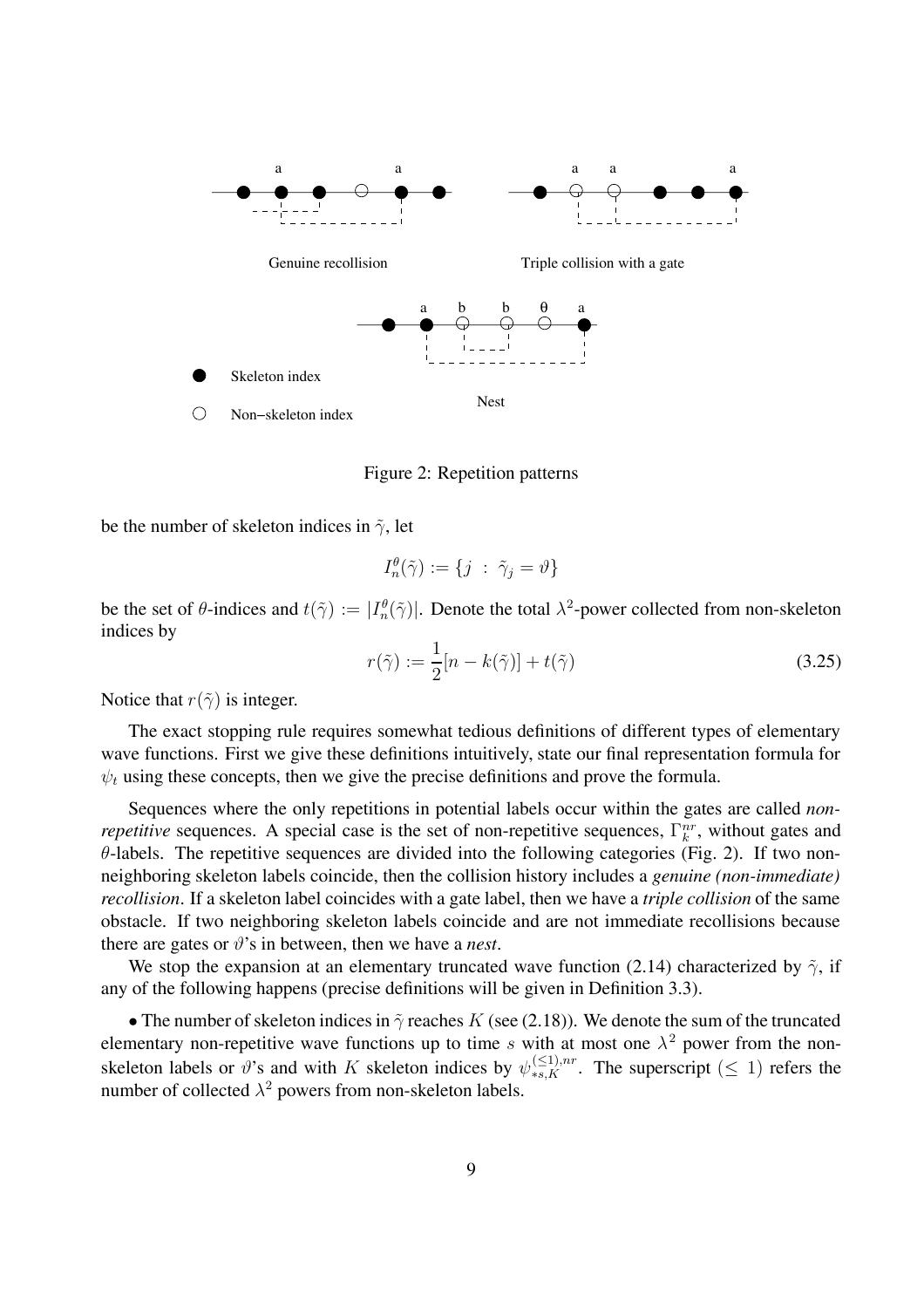Genuine recollision

Triple collision with a gate

Nest

Skeleton index

Non−skeleton index

Figure 2: Repetition patterns

be the number of skeleton indices in $\tilde{\gamma}$, let

$$I_n^\theta(\tilde{\gamma}) := \{ j \; : \; \tilde{\gamma}_j = \vartheta \}$$

be the set of $\theta$-indices and $t(\tilde{\gamma}) := |I_n^\theta(\tilde{\gamma})|$. Denote the total $\lambda^2$-power collected from non-skeleton indices by

$$r(\tilde{\gamma}) := \frac{1}{2}[n - k(\tilde{\gamma})] + t(\tilde{\gamma}) \tag{3.25}$$

Notice that $r(\tilde{\gamma})$ is integer.

The exact stopping rule requires somewhat tedious definitions of different types of elementary wave functions. First we give these definitions intuitively, state our final representation formula for $\psi_t$ using these concepts, then we give the precise definitions and prove the formula.

Sequences where the only repetitions in potential labels occur within the gates are called *non-repetitive* sequences. A special case is the set of non-repetitive sequences, $\Gamma_k^{nr}$, without gates and $\theta$-labels. The repetitive sequences are divided into the following categories (Fig. 2). If two non-neighboring skeleton labels coincide, then the collision history includes a *genuine (non-immediate) recollision*. If a skeleton label coincides with a gate label, then we have a *triple collision* of the same obstacle. If two neighboring skeleton labels coincide and are not immediate recollisions because there are gates or $\vartheta$'s in between, then we have a *nest*.

We stop the expansion at an elementary truncated wave function (2.14) characterized by $\tilde{\gamma}$, if any of the following happens (precise definitions will be given in Definition 3.3).

• The number of skeleton indices in $\tilde{\gamma}$ reaches $K$ (see (2.18)). We denote the sum of the truncated elementary non-repetitive wave functions up to time $s$ with at most one $\lambda^2$ power from the non-skeleton labels or $\vartheta$'s and with $K$ skeleton indices by $\psi_{*s,K}^{(\leq 1),nr}$. The superscript $(\leq 1)$ refers the number of collected $\lambda^2$ powers from non-skeleton labels.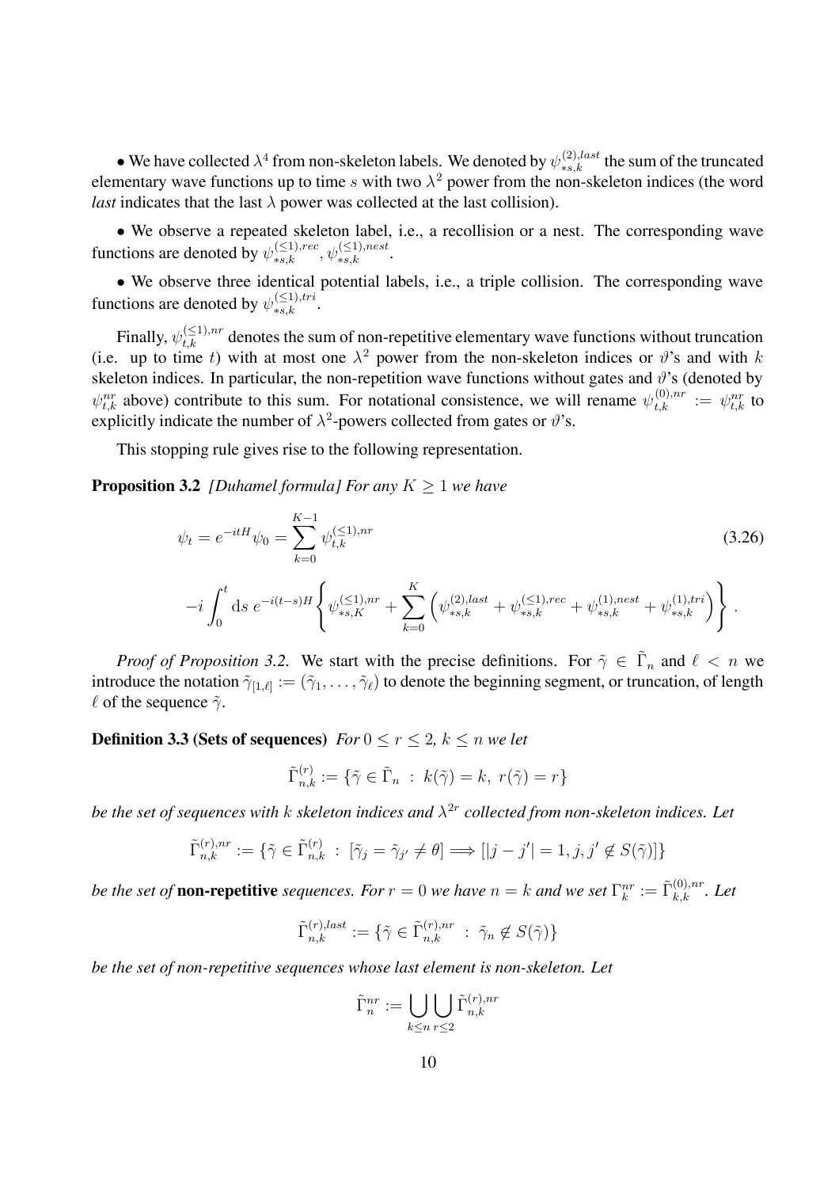• We have collected $\lambda^4$ from non-skeleton labels. We denoted by $\psi^{(2),last}_{*s,k}$ the sum of the truncated elementary wave functions up to time $s$ with two $\lambda^2$ power from the non-skeleton indices (the word *last* indicates that the last $\lambda$ power was collected at the last collision).

• We observe a repeated skeleton label, i.e., a recollision or a nest. The corresponding wave functions are denoted by $\psi^{(\leq 1),rec}_{*s,k}$, $\psi^{(\leq 1),nest}_{*s,k}$.

• We observe three identical potential labels, i.e., a triple collision. The corresponding wave functions are denoted by $\psi^{(\leq 1),tri}_{*s,k}$.

Finally, $\psi^{(\leq 1),nr}_{t,k}$ denotes the sum of non-repetitive elementary wave functions without truncation (i.e. up to time $t$) with at most one $\lambda^2$ power from the non-skeleton indices or $\vartheta$'s and with $k$ skeleton indices. In particular, the non-repetition wave functions without gates and $\vartheta$'s (denoted by $\psi^{nr}_{t,k}$ above) contribute to this sum. For notational consistence, we will rename $\psi^{(0),nr}_{t,k} := \psi^{nr}_{t,k}$ to explicitly indicate the number of $\lambda^2$-powers collected from gates or $\vartheta$'s.

This stopping rule gives rise to the following representation.

**Proposition 3.2** *[Duhamel formula] For any $K \geq 1$ we have*

$$
\psi_t = e^{-itH}\psi_0 = \sum_{k=0}^{K-1} \psi^{(\leq 1),nr}_{t,k} \tag{3.26}
$$

$$
-i\int_0^t \mathrm{d}s\; e^{-i(t-s)H}\left\{ \psi^{(\leq 1),nr}_{*s,K} + \sum_{k=0}^{K}\Big(\psi^{(2),last}_{*s,k} + \psi^{(\leq 1),rec}_{*s,k} + \psi^{(1),nest}_{*s,k} + \psi^{(1),tri}_{*s,k}\Big)\right\}.
$$

*Proof of Proposition 3.2.* We start with the precise definitions. For $\tilde\gamma \in \tilde\Gamma_n$ and $\ell < n$ we introduce the notation $\tilde\gamma_{[1,\ell]} := (\tilde\gamma_1,\ldots,\tilde\gamma_\ell)$ to denote the beginning segment, or truncation, of length $\ell$ of the sequence $\tilde\gamma$.

**Definition 3.3 (Sets of sequences)** *For $0 \leq r \leq 2$, $k \leq n$ we let*

$$
\tilde\Gamma^{(r)}_{n,k} := \{\tilde\gamma \in \tilde\Gamma_n \;:\; k(\tilde\gamma) = k,\; r(\tilde\gamma) = r\}
$$

*be the set of sequences with $k$ skeleton indices and $\lambda^{2r}$ collected from non-skeleton indices. Let*

$$
\tilde\Gamma^{(r),nr}_{n,k} := \{\tilde\gamma \in \tilde\Gamma^{(r)}_{n,k} \;:\; [\tilde\gamma_j = \tilde\gamma_{j'} \neq \theta] \Longrightarrow [|j-j'| = 1, j, j' \notin S(\tilde\gamma)]\}
$$

*be the set of* **non-repetitive** *sequences. For $r = 0$ we have $n = k$ and we set $\Gamma^{nr}_k := \tilde\Gamma^{(0),nr}_{k,k}$. Let*

$$
\tilde\Gamma^{(r),last}_{n,k} := \{\tilde\gamma \in \tilde\Gamma^{(r),nr}_{n,k} \;:\; \tilde\gamma_n \notin S(\tilde\gamma)\}
$$

*be the set of non-repetitive sequences whose last element is non-skeleton. Let*

$$
\tilde\Gamma^{nr}_n := \bigcup_{k\leq n}\bigcup_{r\leq 2} \tilde\Gamma^{(r),nr}_{n,k}
$$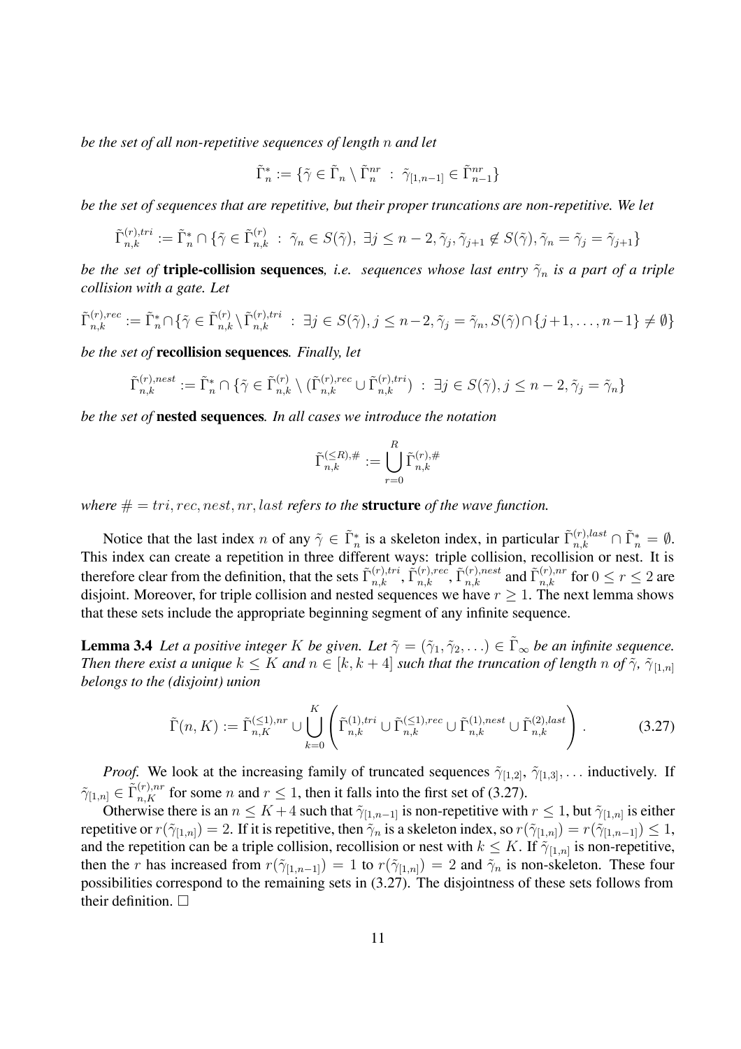*be the set of all non-repetitive sequences of length* $n$ *and let*

$$\tilde{\Gamma}_n^* := \{\tilde{\gamma} \in \tilde{\Gamma}_n \setminus \tilde{\Gamma}_n^{nr} \ : \ \tilde{\gamma}_{[1,n-1]} \in \tilde{\Gamma}_{n-1}^{nr}\}$$

*be the set of sequences that are repetitive, but their proper truncations are non-repetitive. We let*

$$\tilde{\Gamma}_{n,k}^{(r),tri} := \tilde{\Gamma}_n^* \cap \{\tilde{\gamma} \in \tilde{\Gamma}_{n,k}^{(r)} \ : \ \tilde{\gamma}_n \in S(\tilde{\gamma}), \ \exists j \leq n-2, \tilde{\gamma}_j, \tilde{\gamma}_{j+1} \notin S(\tilde{\gamma}), \tilde{\gamma}_n = \tilde{\gamma}_j = \tilde{\gamma}_{j+1}\}$$

*be the set of* **triple-collision sequences***, i.e. sequences whose last entry* $\tilde{\gamma}_n$ *is a part of a triple collision with a gate. Let*

$$\tilde{\Gamma}_{n,k}^{(r),rec} := \tilde{\Gamma}_n^* \cap \{\tilde{\gamma} \in \tilde{\Gamma}_{n,k}^{(r)} \setminus \tilde{\Gamma}_{n,k}^{(r),tri} \ : \ \exists j \in S(\tilde{\gamma}), j \leq n-2, \tilde{\gamma}_j = \tilde{\gamma}_n, S(\tilde{\gamma}) \cap \{j+1, \ldots, n-1\} \neq \emptyset\}$$

*be the set of* **recollision sequences***. Finally, let*

$$\tilde{\Gamma}_{n,k}^{(r),nest} := \tilde{\Gamma}_n^* \cap \{\tilde{\gamma} \in \tilde{\Gamma}_{n,k}^{(r)} \setminus (\tilde{\Gamma}_{n,k}^{(r),rec} \cup \tilde{\Gamma}_{n,k}^{(r),tri}) \ : \ \exists j \in S(\tilde{\gamma}), j \leq n-2, \tilde{\gamma}_j = \tilde{\gamma}_n\}$$

*be the set of* **nested sequences***. In all cases we introduce the notation*

$$\tilde{\Gamma}_{n,k}^{(\leq R),\#} := \bigcup_{r=0}^{R} \tilde{\Gamma}_{n,k}^{(r),\#}$$

*where* $\# = tri, rec, nest, nr, last$ *refers to the* **structure** *of the wave function.*

Notice that the last index $n$ of any $\tilde{\gamma} \in \tilde{\Gamma}_n^*$ is a skeleton index, in particular $\tilde{\Gamma}_{n,k}^{(r),last} \cap \tilde{\Gamma}_n^* = \emptyset$. This index can create a repetition in three different ways: triple collision, recollision or nest. It is therefore clear from the definition, that the sets $\tilde{\Gamma}_{n,k}^{(r),tri}$, $\tilde{\Gamma}_{n,k}^{(r),rec}$, $\tilde{\Gamma}_{n,k}^{(r),nest}$ and $\tilde{\Gamma}_{n,k}^{(r),nr}$ for $0 \leq r \leq 2$ are disjoint. Moreover, for triple collision and nested sequences we have $r \geq 1$. The next lemma shows that these sets include the appropriate beginning segment of any infinite sequence.

**Lemma 3.4** *Let a positive integer* $K$ *be given. Let* $\tilde{\gamma} = (\tilde{\gamma}_1, \tilde{\gamma}_2, \ldots) \in \tilde{\Gamma}_\infty$ *be an infinite sequence. Then there exist a unique* $k \leq K$ *and* $n \in [k, k+4]$ *such that the truncation of length* $n$ *of* $\tilde{\gamma}$*,* $\tilde{\gamma}_{[1,n]}$ *belongs to the (disjoint) union*

$$\tilde{\Gamma}(n, K) := \tilde{\Gamma}_{n,K}^{(\leq 1),nr} \cup \bigcup_{k=0}^{K} \left( \tilde{\Gamma}_{n,k}^{(1),tri} \cup \tilde{\Gamma}_{n,k}^{(\leq 1),rec} \cup \tilde{\Gamma}_{n,k}^{(1),nest} \cup \tilde{\Gamma}_{n,k}^{(2),last} \right). \tag{3.27}$$

*Proof.* We look at the increasing family of truncated sequences $\tilde{\gamma}_{[1,2]}$, $\tilde{\gamma}_{[1,3]}, \ldots$ inductively. If $\tilde{\gamma}_{[1,n]} \in \tilde{\Gamma}_{n,K}^{(r),nr}$ for some $n$ and $r \leq 1$, then it falls into the first set of (3.27).

Otherwise there is an $n \leq K+4$ such that $\tilde{\gamma}_{[1,n-1]}$ is non-repetitive with $r \leq 1$, but $\tilde{\gamma}_{[1,n]}$ is either repetitive or $r(\tilde{\gamma}_{[1,n]}) = 2$. If it is repetitive, then $\tilde{\gamma}_n$ is a skeleton index, so $r(\tilde{\gamma}_{[1,n]}) = r(\tilde{\gamma}_{[1,n-1]}) \leq 1$, and the repetition can be a triple collision, recollision or nest with $k \leq K$. If $\tilde{\gamma}_{[1,n]}$ is non-repetitive, then the $r$ has increased from $r(\tilde{\gamma}_{[1,n-1]}) = 1$ to $r(\tilde{\gamma}_{[1,n]}) = 2$ and $\tilde{\gamma}_n$ is non-skeleton. These four possibilities correspond to the remaining sets in (3.27). The disjointness of these sets follows from their definition. $\square$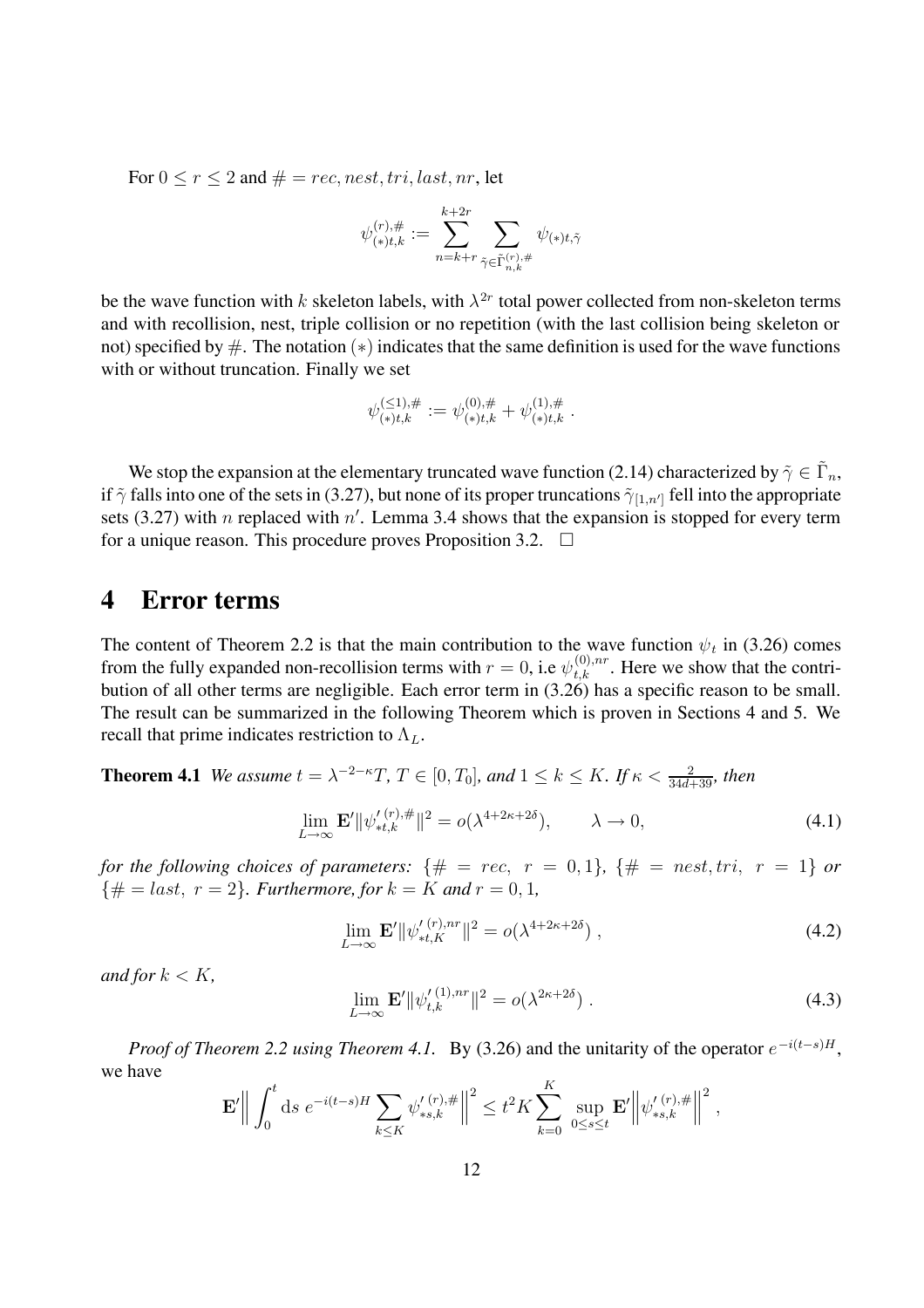For $0 \le r \le 2$ and $\# = rec, nest, tri, last, nr$, let

$$\psi^{(r),\#}_{(*)t,k} := \sum_{n=k+r}^{k+2r} \sum_{\tilde\gamma \in \tilde\Gamma^{(r),\#}_{n,k}} \psi_{(*)t,\tilde\gamma}$$

be the wave function with $k$ skeleton labels, with $\lambda^{2r}$ total power collected from non-skeleton terms and with recollision, nest, triple collision or no repetition (with the last collision being skeleton or not) specified by $\#$. The notation $(*)$ indicates that the same definition is used for the wave functions with or without truncation. Finally we set

$$\psi^{(\le 1),\#}_{(*)t,k} := \psi^{(0),\#}_{(*)t,k} + \psi^{(1),\#}_{(*)t,k} .$$

We stop the expansion at the elementary truncated wave function (2.14) characterized by $\tilde\gamma \in \tilde\Gamma_n$, if $\tilde\gamma$ falls into one of the sets in (3.27), but none of its proper truncations $\tilde\gamma_{[1,n']}$ fell into the appropriate sets (3.27) with $n$ replaced with $n'$. Lemma 3.4 shows that the expansion is stopped for every term for a unique reason. This procedure proves Proposition 3.2. $\square$

# 4 Error terms

The content of Theorem 2.2 is that the main contribution to the wave function $\psi_t$ in (3.26) comes from the fully expanded non-recollision terms with $r = 0$, i.e $\psi^{(0),nr}_{t,k}$. Here we show that the contribution of all other terms are negligible. Each error term in (3.26) has a specific reason to be small. The result can be summarized in the following Theorem which is proven in Sections 4 and 5. We recall that prime indicates restriction to $\Lambda_L$.

**Theorem 4.1** *We assume $t = \lambda^{-2-\kappa}T$, $T \in [0, T_0]$, and $1 \le k \le K$. If $\kappa < \frac{2}{34d+39}$, then*

$$\lim_{L\to\infty} \mathbf{E}'\|\psi'^{(r),\#}_{*t,k}\|^2 = o(\lambda^{4+2\kappa+2\delta}), \qquad \lambda \to 0, \tag{4.1}$$

*for the following choices of parameters: $\{\# = rec,\ r = 0, 1\}$, $\{\# = nest, tri,\ r = 1\}$ or $\{\# = last,\ r = 2\}$. Furthermore, for $k = K$ and $r = 0, 1$,*

$$\lim_{L\to\infty} \mathbf{E}'\|\psi'^{(r),nr}_{*t,K}\|^2 = o(\lambda^{4+2\kappa+2\delta}) , \tag{4.2}$$

*and for $k < K$,*

$$\lim_{L\to\infty} \mathbf{E}'\|\psi'^{(1),nr}_{t,k}\|^2 = o(\lambda^{2\kappa+2\delta}) . \tag{4.3}$$

*Proof of Theorem 2.2 using Theorem 4.1.* By (3.26) and the unitarity of the operator $e^{-i(t-s)H}$, we have

$$\mathbf{E}'\Big\| \int_0^t \mathrm{d}s\ e^{-i(t-s)H} \sum_{k\le K} \psi'^{(r),\#}_{*s,k} \Big\|^2 \le t^2 K \sum_{k=0}^{K} \sup_{0\le s\le t} \mathbf{E}'\Big\|\psi'^{(r),\#}_{*s,k}\Big\|^2 ,$$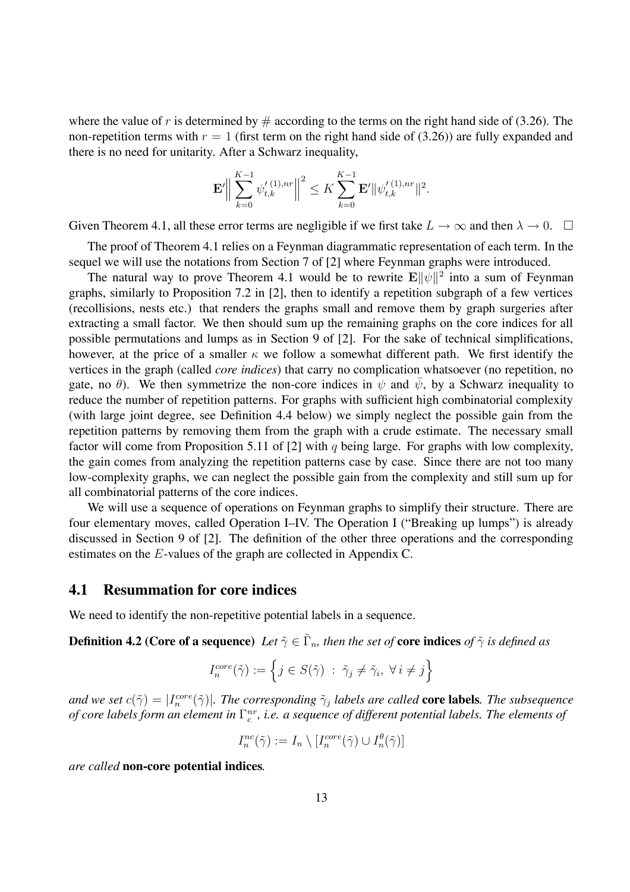where the value of $r$ is determined by # according to the terms on the right hand side of (3.26). The non-repetition terms with $r = 1$ (first term on the right hand side of (3.26)) are fully expanded and there is no need for unitarity. After a Schwarz inequality,

$$\mathbf{E}'\Big\| \sum_{k=0}^{K-1} \psi'^{(1),nr}_{t,k} \Big\|^2 \le K \sum_{k=0}^{K-1} \mathbf{E}' \|\psi'^{(1),nr}_{t,k}\|^2.$$

Given Theorem 4.1, all these error terms are negligible if we first take $L \to \infty$ and then $\lambda \to 0$. $\square$

The proof of Theorem 4.1 relies on a Feynman diagrammatic representation of each term. In the sequel we will use the notations from Section 7 of [2] where Feynman graphs were introduced.

The natural way to prove Theorem 4.1 would be to rewrite $\mathbf{E}\|\psi\|^2$ into a sum of Feynman graphs, similarly to Proposition 7.2 in [2], then to identify a repetition subgraph of a few vertices (recollisions, nests etc.) that renders the graphs small and remove them by graph surgeries after extracting a small factor. We then should sum up the remaining graphs on the core indices for all possible permutations and lumps as in Section 9 of [2]. For the sake of technical simplifications, however, at the price of a smaller $\kappa$ we follow a somewhat different path. We first identify the vertices in the graph (called *core indices*) that carry no complication whatsoever (no repetition, no gate, no $\theta$). We then symmetrize the non-core indices in $\psi$ and $\bar{\psi}$, by a Schwarz inequality to reduce the number of repetition patterns. For graphs with sufficient high combinatorial complexity (with large joint degree, see Definition 4.4 below) we simply neglect the possible gain from the repetition patterns by removing them from the graph with a crude estimate. The necessary small factor will come from Proposition 5.11 of [2] with $q$ being large. For graphs with low complexity, the gain comes from analyzing the repetition patterns case by case. Since there are not too many low-complexity graphs, we can neglect the possible gain from the complexity and still sum up for all combinatorial patterns of the core indices.

We will use a sequence of operations on Feynman graphs to simplify their structure. There are four elementary moves, called Operation I–IV. The Operation I ("Breaking up lumps") is already discussed in Section 9 of [2]. The definition of the other three operations and the corresponding estimates on the $E$-values of the graph are collected in Appendix C.

## 4.1 Resummation for core indices

We need to identify the non-repetitive potential labels in a sequence.

**Definition 4.2 (Core of a sequence)** *Let $\tilde{\gamma} \in \tilde{\Gamma}_n$, then the set of* **core indices** *of $\tilde{\gamma}$ is defined as*

$$I_n^{core}(\tilde{\gamma}) := \Big\{ j \in S(\tilde{\gamma}) \;:\; \tilde{\gamma}_j \neq \tilde{\gamma}_i, \; \forall\, i \neq j \Big\}$$

*and we set $c(\tilde{\gamma}) = |I_n^{core}(\tilde{\gamma})|$. The corresponding $\tilde{\gamma}_j$ labels are called* **core labels***. The subsequence of core labels form an element in $\Gamma_c^{nr}$, i.e. a sequence of different potential labels. The elements of*

$$I_n^{nc}(\tilde{\gamma}) := I_n \setminus [I_n^{core}(\tilde{\gamma}) \cup I_n^{\theta}(\tilde{\gamma})]$$

*are called* **non-core potential indices***.*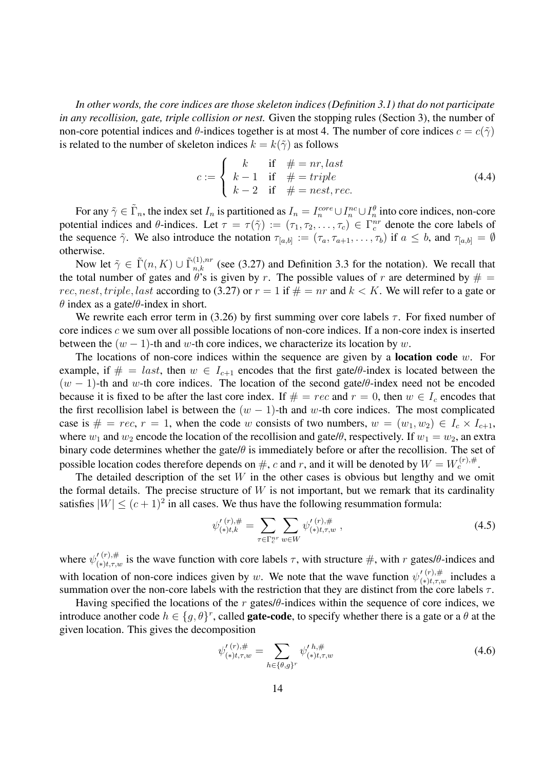*In other words, the core indices are those skeleton indices (Definition 3.1) that do not participate in any recollision, gate, triple collision or nest.* Given the stopping rules (Section 3), the number of non-core potential indices and $\theta$-indices together is at most 4. The number of core indices $c = c(\tilde\gamma)$ is related to the number of skeleton indices $k = k(\tilde\gamma)$ as follows

$$
c := \begin{cases} \;\; k & \text{if} \quad \# = nr, last \\ k-1 & \text{if} \quad \# = triple \\ k-2 & \text{if} \quad \# = nest, rec. \end{cases} \tag{4.4}
$$

For any $\tilde\gamma \in \tilde\Gamma_n$, the index set $I_n$ is partitioned as $I_n = I_n^{core} \cup I_n^{nc} \cup I_n^{\theta}$ into core indices, non-core potential indices and $\theta$-indices. Let $\tau = \tau(\tilde\gamma) := (\tau_1, \tau_2, \ldots, \tau_c) \in \Gamma_c^{nr}$ denote the core labels of the sequence $\tilde\gamma$. We also introduce the notation $\tau_{[a,b]} := (\tau_a, \tau_{a+1}, \ldots, \tau_b)$ if $a \le b$, and $\tau_{[a,b]} = \emptyset$ otherwise.

Now let $\tilde\gamma \in \tilde\Gamma(n, K) \cup \tilde\Gamma_{n,k}^{(1),nr}$ (see (3.27) and Definition 3.3 for the notation). We recall that the total number of gates and $\theta$'s is given by $r$. The possible values of $r$ are determined by $\# = rec, nest, triple, last$ according to (3.27) or $r = 1$ if $\# = nr$ and $k < K$. We will refer to a gate or $\theta$ index as a gate/$\theta$-index in short.

We rewrite each error term in (3.26) by first summing over core labels $\tau$. For fixed number of core indices $c$ we sum over all possible locations of non-core indices. If a non-core index is inserted between the $(w-1)$-th and $w$-th core indices, we characterize its location by $w$.

The locations of non-core indices within the sequence are given by a **location code** $w$. For example, if $\# = last$, then $w \in I_{c+1}$ encodes that the first gate/$\theta$-index is located between the $(w-1)$-th and $w$-th core indices. The location of the second gate/$\theta$-index need not be encoded because it is fixed to be after the last core index. If $\# = rec$ and $r = 0$, then $w \in I_c$ encodes that the first recollision label is between the $(w-1)$-th and $w$-th core indices. The most complicated case is $\# = rec$, $r = 1$, when the code $w$ consists of two numbers, $w = (w_1, w_2) \in I_c \times I_{c+1}$, where $w_1$ and $w_2$ encode the location of the recollision and gate/$\theta$, respectively. If $w_1 = w_2$, an extra binary code determines whether the gate/$\theta$ is immediately before or after the recollision. The set of possible location codes therefore depends on $\#$, $c$ and $r$, and it will be denoted by $W = W_c^{(r),\#}$.

The detailed description of the set $W$ in the other cases is obvious but lengthy and we omit the formal details. The precise structure of $W$ is not important, but we remark that its cardinality satisfies $|W| \le (c+1)^2$ in all cases. We thus have the following resummation formula:

$$
\psi'^{(r),\#}_{(*)t,k} = \sum_{\tau \in \Gamma_c^{nr}} \sum_{w \in W} \psi'^{(r),\#}_{(*)t,\tau,w}\,, \tag{4.5}
$$

where $\psi'^{(r),\#}_{(*)t,\tau,w}$ is the wave function with core labels $\tau$, with structure $\#$, with $r$ gates/$\theta$-indices and with location of non-core indices given by $w$. We note that the wave function $\psi'^{(r),\#}_{(*)t,\tau,w}$ includes a summation over the non-core labels with the restriction that they are distinct from the core labels $\tau$.

Having specified the locations of the $r$ gates/$\theta$-indices within the sequence of core indices, we introduce another code $h \in \{g, \theta\}^r$, called **gate-code**, to specify whether there is a gate or a $\theta$ at the given location. This gives the decomposition

$$
\psi'^{(r),\#}_{(*)t,\tau,w} = \sum_{h \in \{\theta, g\}^r} \psi'^{h,\#}_{(*)t,\tau,w} \tag{4.6}
$$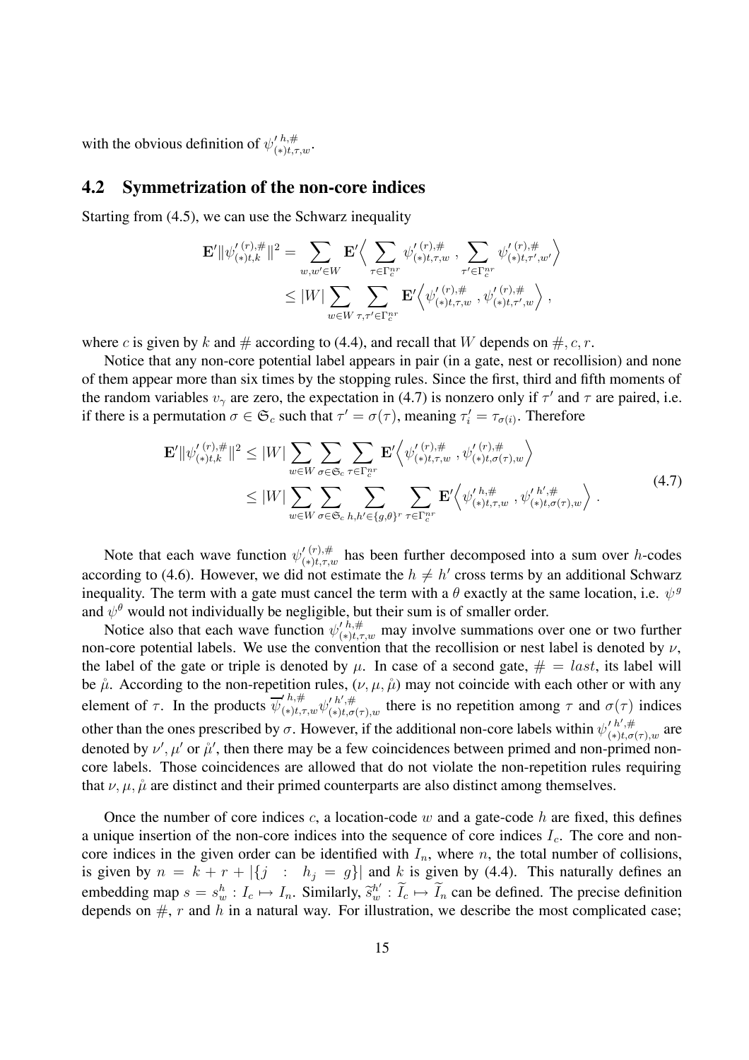with the obvious definition of $\psi'^{h,\#}_{(*)t,\tau,w}$.

## 4.2 Symmetrization of the non-core indices

Starting from (4.5), we can use the Schwarz inequality

$$
\begin{aligned}
\mathbf{E}'\|\psi'^{(r),\#}_{(*)t,k}\|^2 &= \sum_{w,w'\in W} \mathbf{E}'\Big\langle \sum_{\tau\in\Gamma_c^{nr}} \psi'^{(r),\#}_{(*)t,\tau,w} \, , \sum_{\tau'\in\Gamma_c^{nr}} \psi'^{(r),\#}_{(*)t,\tau',w'} \Big\rangle \\
&\le |W| \sum_{w\in W} \sum_{\tau,\tau'\in\Gamma_c^{nr}} \mathbf{E}'\Big\langle \psi'^{(r),\#}_{(*)t,\tau,w} \, , \psi'^{(r),\#}_{(*)t,\tau',w} \Big\rangle \, ,
\end{aligned}
$$

where $c$ is given by $k$ and $\#$ according to (4.4), and recall that $W$ depends on $\#, c, r$.

Notice that any non-core potential label appears in pair (in a gate, nest or recollision) and none of them appear more than six times by the stopping rules. Since the first, third and fifth moments of the random variables $v_\gamma$ are zero, the expectation in (4.7) is nonzero only if $\tau'$ and $\tau$ are paired, i.e. if there is a permutation $\sigma \in \mathfrak{S}_c$ such that $\tau' = \sigma(\tau)$, meaning $\tau'_i = \tau_{\sigma(i)}$. Therefore

$$
\begin{aligned}
\mathbf{E}'\|\psi'^{(r),\#}_{(*)t,k}\|^2 &\le |W| \sum_{w\in W} \sum_{\sigma\in\mathfrak{S}_c} \sum_{\tau\in\Gamma_c^{nr}} \mathbf{E}'\Big\langle \psi'^{(r),\#}_{(*)t,\tau,w} \, , \psi'^{(r),\#}_{(*)t,\sigma(\tau),w} \Big\rangle \\
&\le |W| \sum_{w\in W} \sum_{\sigma\in\mathfrak{S}_c} \sum_{h,h'\in\{g,\theta\}^r} \sum_{\tau\in\Gamma_c^{nr}} \mathbf{E}'\Big\langle \psi'^{h,\#}_{(*)t,\tau,w} \, , \psi'^{h',\#}_{(*)t,\sigma(\tau),w} \Big\rangle \, .
\end{aligned}
\tag{4.7}
$$

Note that each wave function $\psi'^{(r),\#}_{(*)t,\tau,w}$ has been further decomposed into a sum over $h$-codes according to (4.6). However, we did not estimate the $h \neq h'$ cross terms by an additional Schwarz inequality. The term with a gate must cancel the term with a $\theta$ exactly at the same location, i.e. $\psi^g$ and $\psi^\theta$ would not individually be negligible, but their sum is of smaller order.

Notice also that each wave function $\psi'^{h,\#}_{(*)t,\tau,w}$ may involve summations over one or two further non-core potential labels. We use the convention that the recollision or nest label is denoted by $\nu$, the label of the gate or triple is denoted by $\mu$. In case of a second gate, $\# = last$, its label will be $\mathring{\mu}$. According to the non-repetition rules, $(\nu, \mu, \mathring{\mu})$ may not coincide with each other or with any element of $\tau$. In the products $\overline{\psi}'^{h,\#}_{(*)t,\tau,w}\psi'^{h',\#}_{(*)t,\sigma(\tau),w}$ there is no repetition among $\tau$ and $\sigma(\tau)$ indices other than the ones prescribed by $\sigma$. However, if the additional non-core labels within $\psi'^{h',\#}_{(*)t,\sigma(\tau),w}$ are denoted by $\nu'$, $\mu'$ or $\mathring{\mu}'$, then there may be a few coincidences between primed and non-primed non-core labels. Those coincidences are allowed that do not violate the non-repetition rules requiring that $\nu, \mu, \mathring{\mu}$ are distinct and their primed counterparts are also distinct among themselves.

Once the number of core indices $c$, a location-code $w$ and a gate-code $h$ are fixed, this defines a unique insertion of the non-core indices into the sequence of core indices $I_c$. The core and non-core indices in the given order can be identified with $I_n$, where $n$, the total number of collisions, is given by $n = k + r + |\{j \; : \; h_j = g\}|$ and $k$ is given by (4.4). This naturally defines an embedding map $s = s^h_w : I_c \mapsto I_n$. Similarly, $\widetilde{s}^{h'}_w : \widetilde{I}_c \mapsto \widetilde{I}_n$ can be defined. The precise definition depends on $\#$, $r$ and $h$ in a natural way. For illustration, we describe the most complicated case;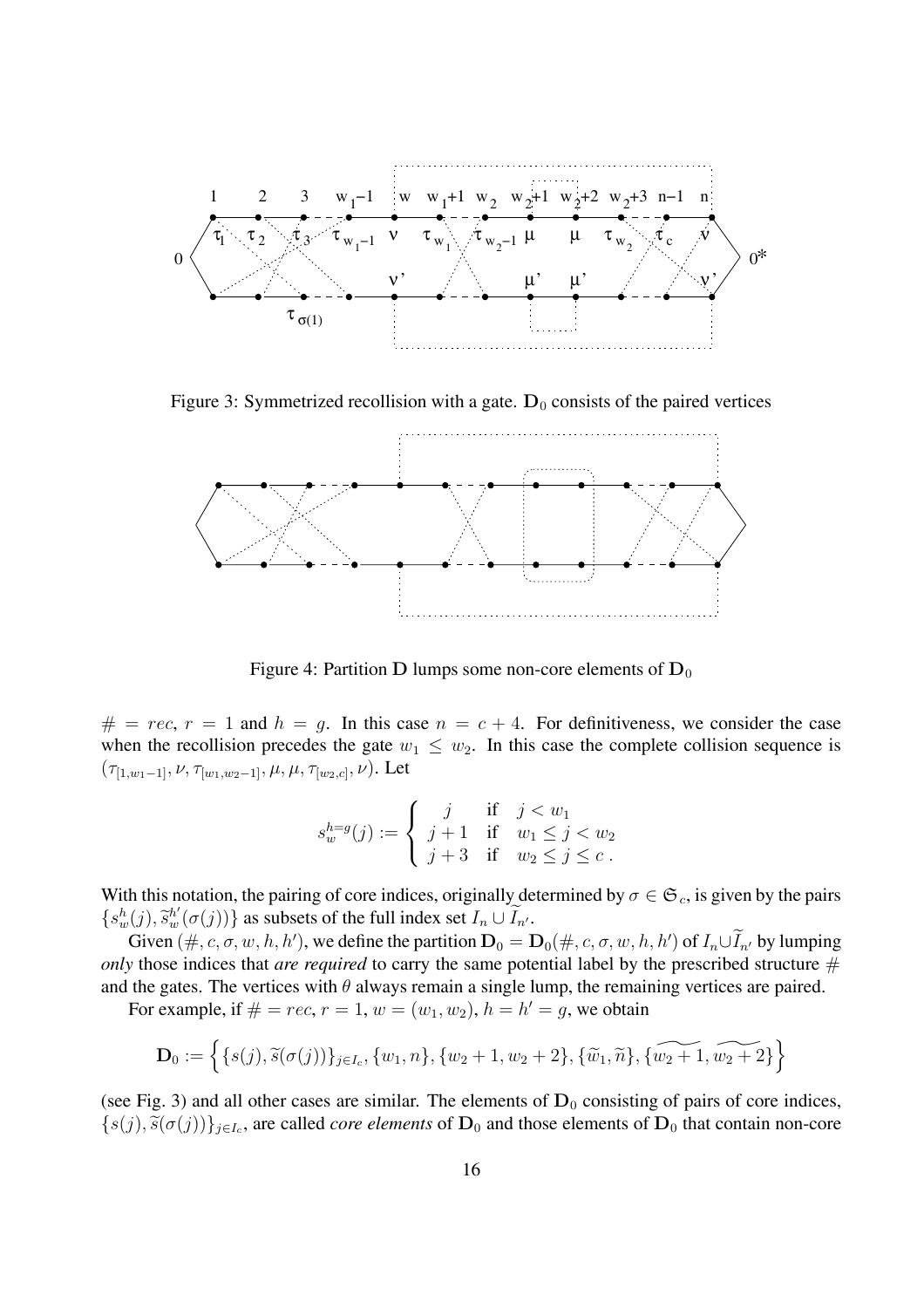Figure 3: Symmetrized recollision with a gate. $\mathbf{D}_0$ consists of the paired vertices

Figure 4: Partition $\mathbf{D}$ lumps some non-core elements of $\mathbf{D}_0$

$\# = rec$, $r = 1$ and $h = g$. In this case $n = c + 4$. For definitiveness, we consider the case when the recollision precedes the gate $w_1 \leq w_2$. In this case the complete collision sequence is $(\tau_{[1,w_1-1]}, \nu, \tau_{[w_1,w_2-1]}, \mu, \mu, \tau_{[w_2,c]}, \nu)$. Let

$$s_w^{h=g}(j) := \begin{cases} j & \text{if} \quad j < w_1 \\ j+1 & \text{if} \quad w_1 \leq j < w_2 \\ j+3 & \text{if} \quad w_2 \leq j \leq c \, . \end{cases}$$

With this notation, the pairing of core indices, originally determined by $\sigma \in \mathfrak{S}_c$, is given by the pairs $\{s_w^h(j), \widetilde{s}_w^{h'}(\sigma(j))\}$ as subsets of the full index set $I_n \cup \widetilde{I}_{n'}$.

Given $(\#, c, \sigma, w, h, h')$, we define the partition $\mathbf{D}_0 = \mathbf{D}_0(\#, c, \sigma, w, h, h')$ of $I_n \cup \widetilde{I}_{n'}$ by lumping *only* those indices that *are required* to carry the same potential label by the prescribed structure $\#$ and the gates. The vertices with $\theta$ always remain a single lump, the remaining vertices are paired.

For example, if $\# = rec$, $r = 1$, $w = (w_1, w_2)$, $h = h' = g$, we obtain

$$\mathbf{D}_0 := \Big\{ \{s(j), \widetilde{s}(\sigma(j))\}_{j \in I_c}, \{w_1, n\}, \{w_2 + 1, w_2 + 2\}, \{\widetilde{w}_1, \widetilde{n}\}, \{\widetilde{w_2 + 1}, \widetilde{w_2 + 2}\} \Big\}$$

(see Fig. 3) and all other cases are similar. The elements of $\mathbf{D}_0$ consisting of pairs of core indices, $\{s(j), \widetilde{s}(\sigma(j))\}_{j \in I_c}$, are called *core elements* of $\mathbf{D}_0$ and those elements of $\mathbf{D}_0$ that contain non-core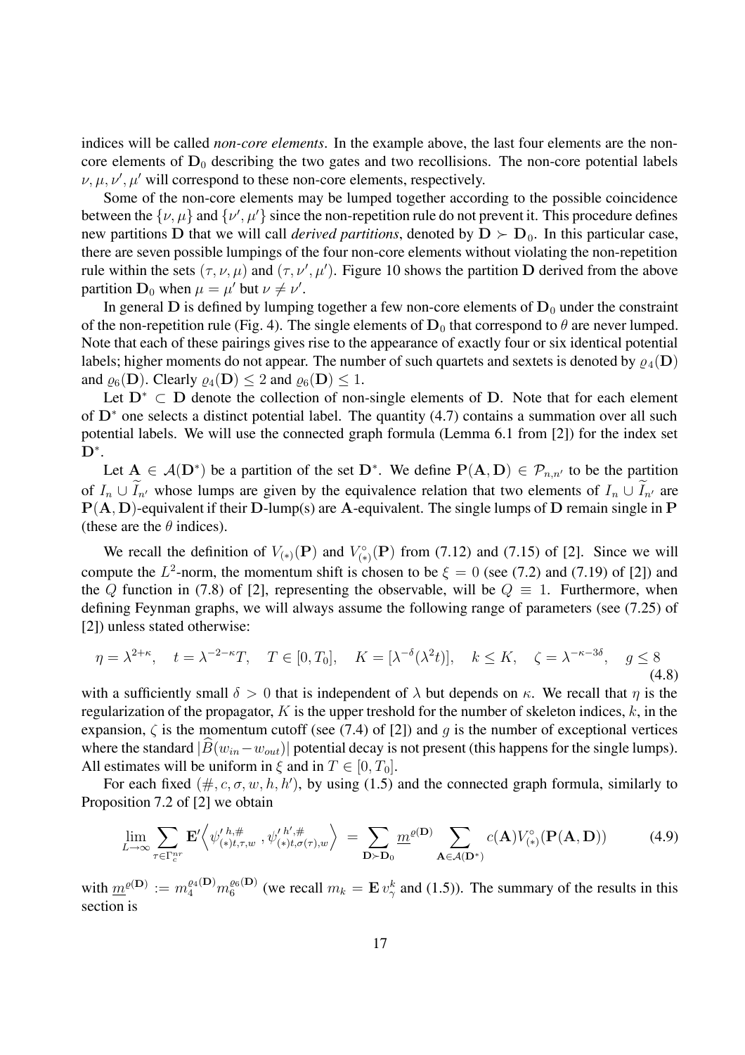indices will be called *non-core elements*. In the example above, the last four elements are the non-core elements of $\mathbf{D}_0$ describing the two gates and two recollisions. The non-core potential labels $\nu, \mu, \nu', \mu'$ will correspond to these non-core elements, respectively.

Some of the non-core elements may be lumped together according to the possible coincidence between the $\{\nu, \mu\}$ and $\{\nu', \mu'\}$ since the non-repetition rule do not prevent it. This procedure defines new partitions $\mathbf{D}$ that we will call *derived partitions*, denoted by $\mathbf{D} \succ \mathbf{D}_0$. In this particular case, there are seven possible lumpings of the four non-core elements without violating the non-repetition rule within the sets $(\tau, \nu, \mu)$ and $(\tau, \nu', \mu')$. Figure 10 shows the partition $\mathbf{D}$ derived from the above partition $\mathbf{D}_0$ when $\mu = \mu'$ but $\nu \neq \nu'$.

In general $\mathbf{D}$ is defined by lumping together a few non-core elements of $\mathbf{D}_0$ under the constraint of the non-repetition rule (Fig. 4). The single elements of $\mathbf{D}_0$ that correspond to $\theta$ are never lumped. Note that each of these pairings gives rise to the appearance of exactly four or six identical potential labels; higher moments do not appear. The number of such quartets and sextets is denoted by $\varrho_4(\mathbf{D})$ and $\varrho_6(\mathbf{D})$. Clearly $\varrho_4(\mathbf{D}) \leq 2$ and $\varrho_6(\mathbf{D}) \leq 1$.

Let $\mathbf{D}^* \subset \mathbf{D}$ denote the collection of non-single elements of $\mathbf{D}$. Note that for each element of $\mathbf{D}^*$ one selects a distinct potential label. The quantity (4.7) contains a summation over all such potential labels. We will use the connected graph formula (Lemma 6.1 from [2]) for the index set $\mathbf{D}^*$.

Let $\mathbf{A} \in \mathcal{A}(\mathbf{D}^*)$ be a partition of the set $\mathbf{D}^*$. We define $\mathbf{P}(\mathbf{A}, \mathbf{D}) \in \mathcal{P}_{n,n'}$ to be the partition of $I_n \cup \widetilde{I}_{n'}$ whose lumps are given by the equivalence relation that two elements of $I_n \cup \widetilde{I}_{n'}$ are $\mathbf{P}(\mathbf{A}, \mathbf{D})$-equivalent if their $\mathbf{D}$-lump(s) are $\mathbf{A}$-equivalent. The single lumps of $\mathbf{D}$ remain single in $\mathbf{P}$ (these are the $\theta$ indices).

We recall the definition of $V_{(*)}(\mathbf{P})$ and $V^\circ_{(*)}(\mathbf{P})$ from (7.12) and (7.15) of [2]. Since we will compute the $L^2$-norm, the momentum shift is chosen to be $\xi = 0$ (see (7.2) and (7.19) of [2]) and the $Q$ function in (7.8) of [2], representing the observable, will be $Q \equiv 1$. Furthermore, when defining Feynman graphs, we will always assume the following range of parameters (see (7.25) of [2]) unless stated otherwise:

$$\eta = \lambda^{2+\kappa}, \quad t = \lambda^{-2-\kappa}T, \quad T \in [0, T_0], \quad K = [\lambda^{-\delta}(\lambda^2 t)], \quad k \leq K, \quad \zeta = \lambda^{-\kappa-3\delta}, \quad g \leq 8 \tag{4.8}$$

with a sufficiently small $\delta > 0$ that is independent of $\lambda$ but depends on $\kappa$. We recall that $\eta$ is the regularization of the propagator, $K$ is the upper treshold for the number of skeleton indices, $k$, in the expansion, $\zeta$ is the momentum cutoff (see (7.4) of [2]) and $g$ is the number of exceptional vertices where the standard $|\widehat{B}(w_{in} - w_{out})|$ potential decay is not present (this happens for the single lumps). All estimates will be uniform in $\xi$ and in $T \in [0, T_0]$.

For each fixed $(\#, c, \sigma, w, h, h')$, by using (1.5) and the connected graph formula, similarly to Proposition 7.2 of [2] we obtain

$$\lim_{L\to\infty} \sum_{\tau \in \Gamma_c^{nr}} \mathbf{E}' \Big\langle \psi'^{\,h,\#}_{(*)t,\tau,w}, \psi'^{\,h',\#}_{(*)t,\sigma(\tau),w} \Big\rangle = \sum_{\mathbf{D} \succ \mathbf{D}_0} \underline{m}^{\varrho(\mathbf{D})} \sum_{\mathbf{A} \in \mathcal{A}(\mathbf{D}^*)} c(\mathbf{A}) V^\circ_{(*)}(\mathbf{P}(\mathbf{A}, \mathbf{D})) \tag{4.9}$$

with $\underline{m}^{\varrho(\mathbf{D})} := m_4^{\varrho_4(\mathbf{D})} m_6^{\varrho_6(\mathbf{D})}$ (we recall $m_k = \mathbf{E}\, v_\gamma^k$ and (1.5)). The summary of the results in this section is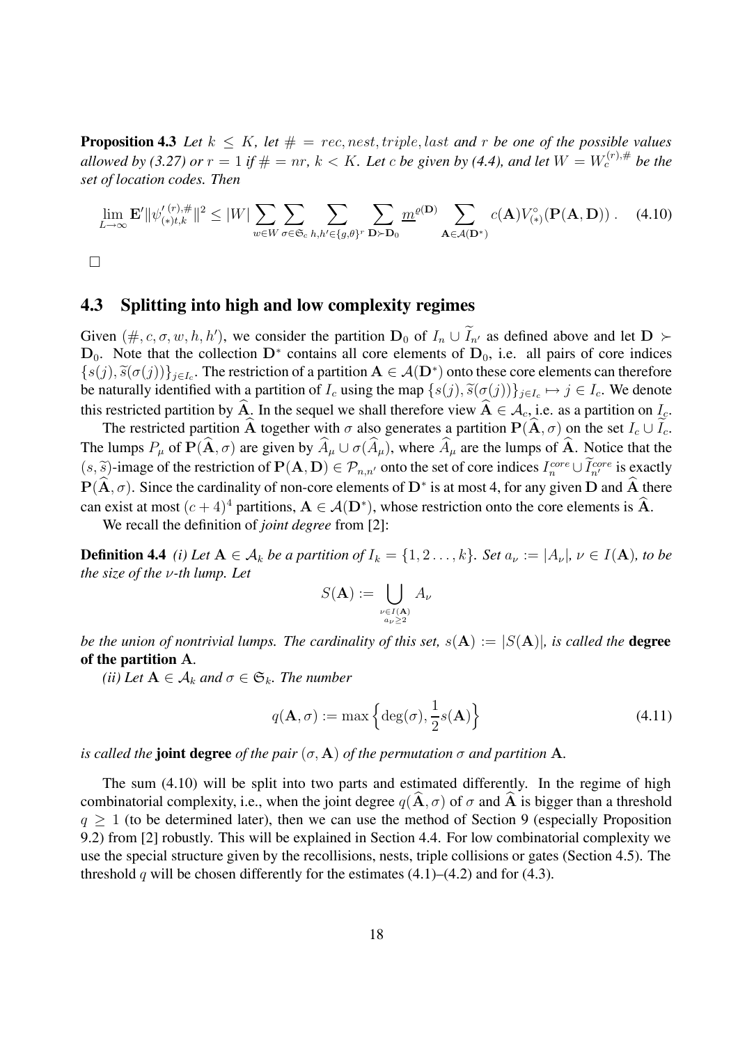**Proposition 4.3** *Let $k \leq K$, let $\# = rec, nest, triple, last$ and $r$ be one of the possible values allowed by (3.27) or $r = 1$ if $\# = nr$, $k < K$. Let $c$ be given by (4.4), and let $W = W_c^{(r),\#}$ be the set of location codes. Then*

$$\lim_{L\to\infty} \mathbf{E}' \|\psi'^{(r),\#}_{(*)t,k}\|^2 \leq |W| \sum_{w\in W} \sum_{\sigma\in\mathfrak{S}_c} \sum_{h,h'\in\{g,\theta\}^r} \sum_{\mathbf{D}\succ\mathbf{D}_0} \underline{m}^{\varrho(\mathbf{D})} \sum_{\mathbf{A}\in\mathcal{A}(\mathbf{D}^*)} c(\mathbf{A}) V^\circ_{(*)}(\mathbf{P}(\mathbf{A},\mathbf{D})) \,. \tag{4.10}$$

□

## 4.3 Splitting into high and low complexity regimes

Given $(\#, c, \sigma, w, h, h')$, we consider the partition $\mathbf{D}_0$ of $I_n \cup \widetilde{I}_{n'}$ as defined above and let $\mathbf{D} \succ \mathbf{D}_0$. Note that the collection $\mathbf{D}^*$ contains all core elements of $\mathbf{D}_0$, i.e. all pairs of core indices $\{s(j), \widetilde{s}(\sigma(j))\}_{j\in I_c}$. The restriction of a partition $\mathbf{A} \in \mathcal{A}(\mathbf{D}^*)$ onto these core elements can therefore be naturally identified with a partition of $I_c$ using the map $\{s(j), \widetilde{s}(\sigma(j))\}_{j\in I_c} \mapsto j \in I_c$. We denote this restricted partition by $\widehat{\mathbf{A}}$. In the sequel we shall therefore view $\widehat{\mathbf{A}} \in \mathcal{A}_c$, i.e. as a partition on $I_c$.

The restricted partition $\widehat{\mathbf{A}}$ together with $\sigma$ also generates a partition $\mathbf{P}(\widehat{\mathbf{A}}, \sigma)$ on the set $I_c \cup \widetilde{I}_c$. The lumps $P_\mu$ of $\mathbf{P}(\widehat{\mathbf{A}}, \sigma)$ are given by $\widehat{A}_\mu \cup \sigma(\widehat{A}_\mu)$, where $\widehat{A}_\mu$ are the lumps of $\widehat{\mathbf{A}}$. Notice that the $(s, \widetilde{s})$-image of the restriction of $\mathbf{P}(\mathbf{A}, \mathbf{D}) \in \mathcal{P}_{n,n'}$ onto the set of core indices $I_n^{core} \cup \widetilde{I}_{n'}^{core}$ is exactly $\mathbf{P}(\widehat{\mathbf{A}}, \sigma)$. Since the cardinality of non-core elements of $\mathbf{D}^*$ is at most 4, for any given $\mathbf{D}$ and $\widehat{\mathbf{A}}$ there can exist at most $(c + 4)^4$ partitions, $\mathbf{A} \in \mathcal{A}(\mathbf{D}^*)$, whose restriction onto the core elements is $\widehat{\mathbf{A}}$.

We recall the definition of *joint degree* from [2]:

**Definition 4.4** *(i) Let $\mathbf{A} \in \mathcal{A}_k$ be a partition of $I_k = \{1, 2 \ldots, k\}$. Set $a_\nu := |A_\nu|$, $\nu \in I(\mathbf{A})$, to be the size of the $\nu$-th lump. Let*

$$S(\mathbf{A}) := \bigcup_{\substack{\nu\in I(\mathbf{A})\\ a_\nu\geq 2}} A_\nu$$

*be the union of nontrivial lumps. The cardinality of this set, $s(\mathbf{A}) := |S(\mathbf{A})|$, is called the* **degree of the partition** $\mathbf{A}$.

*(ii) Let $\mathbf{A} \in \mathcal{A}_k$ and $\sigma \in \mathfrak{S}_k$. The number*

$$q(\mathbf{A}, \sigma) := \max\Big\{\deg(\sigma), \frac{1}{2}s(\mathbf{A})\Big\} \tag{4.11}$$

*is called the* **joint degree** *of the pair $(\sigma, \mathbf{A})$ of the permutation $\sigma$ and partition $\mathbf{A}$.*

The sum (4.10) will be split into two parts and estimated differently. In the regime of high combinatorial complexity, i.e., when the joint degree $q(\widehat{\mathbf{A}}, \sigma)$ of $\sigma$ and $\widehat{\mathbf{A}}$ is bigger than a threshold $q \geq 1$ (to be determined later), then we can use the method of Section 9 (especially Proposition 9.2) from [2] robustly. This will be explained in Section 4.4. For low combinatorial complexity we use the special structure given by the recollisions, nests, triple collisions or gates (Section 4.5). The threshold $q$ will be chosen differently for the estimates (4.1)–(4.2) and for (4.3).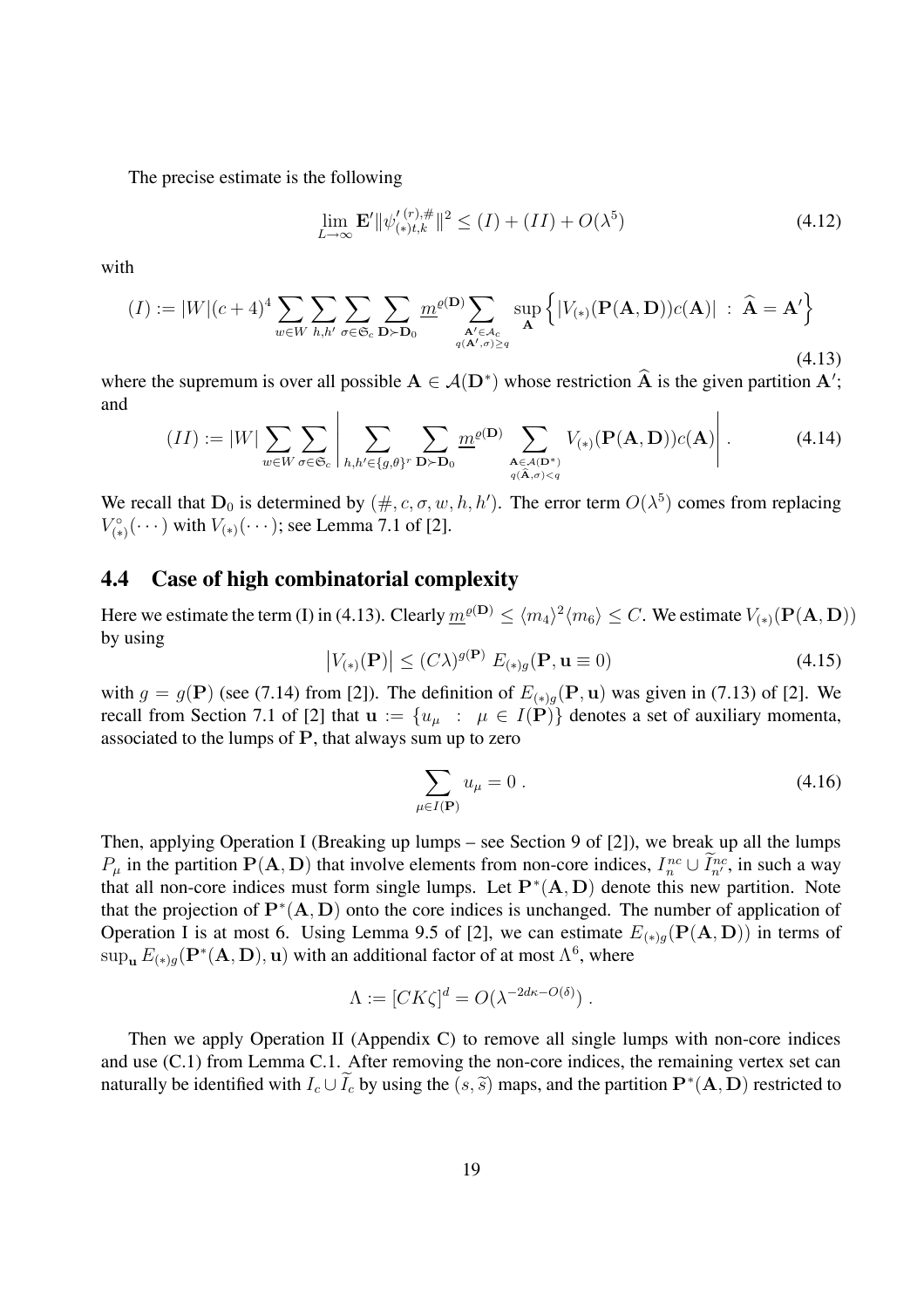The precise estimate is the following

$$\lim_{L\to\infty} \mathbf{E}' \|\psi'^{(r),\#}_{(*)t,k}\|^2 \leq (I) + (II) + O(\lambda^5) \tag{4.12}$$

with

$$(I) := |W|(c+4)^4 \sum_{w\in W} \sum_{h,h'} \sum_{\sigma\in\mathfrak{S}_c} \sum_{\mathbf{D}\succ\mathbf{D}_0} \underline{m}^{\varrho(\mathbf{D})} \sum_{\substack{\mathbf{A}'\in\mathcal{A}_c \\ q(\mathbf{A}',\sigma)\geq q}} \sup_{\mathbf{A}} \Big\{ |V_{(*)}(\mathbf{P}(\mathbf{A},\mathbf{D}))c(\mathbf{A})| \;:\; \widehat{\mathbf{A}} = \mathbf{A}' \Big\} \tag{4.13}$$

where the supremum is over all possible $\mathbf{A}\in\mathcal{A}(\mathbf{D}^*)$ whose restriction $\widehat{\mathbf{A}}$ is the given partition $\mathbf{A}'$; and

$$(II) := |W| \sum_{w\in W} \sum_{\sigma\in\mathfrak{S}_c} \left| \sum_{h,h'\in\{g,\theta\}^r} \sum_{\mathbf{D}\succ\mathbf{D}_0} \underline{m}^{\varrho(\mathbf{D})} \sum_{\substack{\mathbf{A}\in\mathcal{A}(\mathbf{D}^*) \\ q(\widehat{\mathbf{A}},\sigma)<q}} V_{(*)}(\mathbf{P}(\mathbf{A},\mathbf{D}))c(\mathbf{A}) \right| . \tag{4.14}$$

We recall that $\mathbf{D}_0$ is determined by $(\#, c, \sigma, w, h, h')$. The error term $O(\lambda^5)$ comes from replacing $V^\circ_{(*)}(\cdots)$ with $V_{(*)}(\cdots)$; see Lemma 7.1 of [2].

## 4.4 Case of high combinatorial complexity

Here we estimate the term (I) in (4.13). Clearly $\underline{m}^{\varrho(\mathbf{D})} \leq \langle m_4\rangle^2\langle m_6\rangle \leq C$. We estimate $V_{(*)}(\mathbf{P}(\mathbf{A},\mathbf{D}))$ by using

$$\big|V_{(*)}(\mathbf{P})\big| \leq (C\lambda)^{g(\mathbf{P})}\, E_{(*)g}(\mathbf{P}, \mathbf{u}\equiv 0) \tag{4.15}$$

with $g = g(\mathbf{P})$ (see (7.14) from [2]). The definition of $E_{(*)g}(\mathbf{P},\mathbf{u})$ was given in (7.13) of [2]. We recall from Section 7.1 of [2] that $\mathbf{u} := \{u_\mu \;:\; \mu\in I(\mathbf{P})\}$ denotes a set of auxiliary momenta, associated to the lumps of $\mathbf{P}$, that always sum up to zero

$$\sum_{\mu\in I(\mathbf{P})} u_\mu = 0\,. \tag{4.16}$$

Then, applying Operation I (Breaking up lumps – see Section 9 of [2]), we break up all the lumps $P_\mu$ in the partition $\mathbf{P}(\mathbf{A},\mathbf{D})$ that involve elements from non-core indices, $I^{nc}_n \cup \widetilde{I}^{nc}_{n'}$, in such a way that all non-core indices must form single lumps. Let $\mathbf{P}^*(\mathbf{A},\mathbf{D})$ denote this new partition. Note that the projection of $\mathbf{P}^*(\mathbf{A},\mathbf{D})$ onto the core indices is unchanged. The number of application of Operation I is at most 6. Using Lemma 9.5 of [2], we can estimate $E_{(*)g}(\mathbf{P}(\mathbf{A},\mathbf{D}))$ in terms of $\sup_{\mathbf{u}} E_{(*)g}(\mathbf{P}^*(\mathbf{A},\mathbf{D}),\mathbf{u})$ with an additional factor of at most $\Lambda^6$, where

$$\Lambda := [CK\zeta]^d = O(\lambda^{-2d\kappa - O(\delta)})\,.$$

Then we apply Operation II (Appendix C) to remove all single lumps with non-core indices and use (C.1) from Lemma C.1. After removing the non-core indices, the remaining vertex set can naturally be identified with $I_c \cup \widetilde{I}_c$ by using the $(s,\widetilde{s})$ maps, and the partition $\mathbf{P}^*(\mathbf{A},\mathbf{D})$ restricted to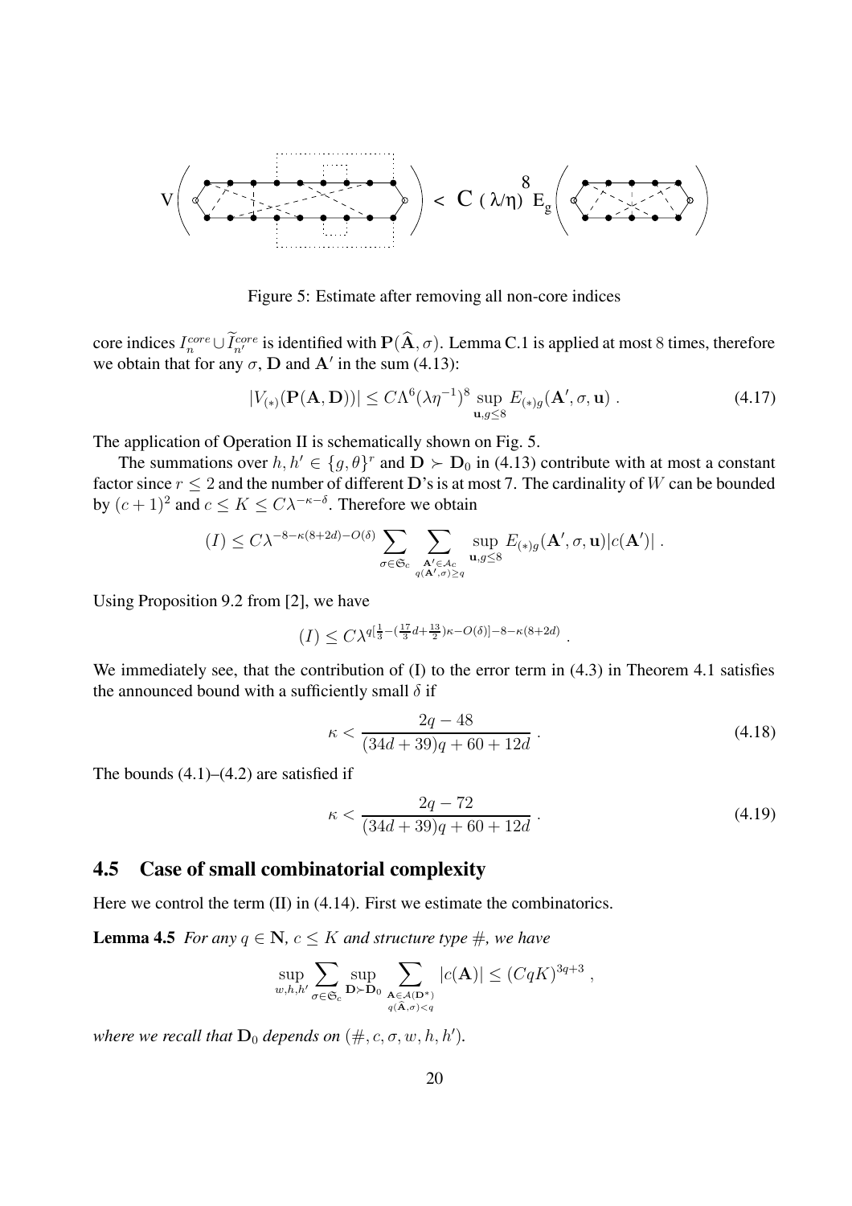Figure 5: Estimate after removing all non-core indices

core indices $I_n^{core} \cup \widetilde{I}_{n'}^{core}$ is identified with $\mathbf{P}(\widehat{\mathbf{A}}, \sigma)$. Lemma C.1 is applied at most 8 times, therefore we obtain that for any $\sigma$, $\mathbf{D}$ and $\mathbf{A}'$ in the sum (4.13):

$$|V_{(*)}(\mathbf{P}(\mathbf{A}, \mathbf{D}))| \leq C\Lambda^6(\lambda\eta^{-1})^8 \sup_{\mathbf{u}, g \leq 8} E_{(*)g}(\mathbf{A}', \sigma, \mathbf{u}) \ . \tag{4.17}$$

The application of Operation II is schematically shown on Fig. 5.

The summations over $h, h' \in \{g, \theta\}^r$ and $\mathbf{D} \succ \mathbf{D}_0$ in (4.13) contribute with at most a constant factor since $r \leq 2$ and the number of different $\mathbf{D}$'s is at most 7. The cardinality of $W$ can be bounded by $(c+1)^2$ and $c \leq K \leq C\lambda^{-\kappa-\delta}$. Therefore we obtain

$$(I) \leq C\lambda^{-8-\kappa(8+2d)-O(\delta)} \sum_{\sigma \in \mathfrak{S}_c} \sum_{\substack{\mathbf{A}' \in \mathcal{A}_c \\ q(\mathbf{A}', \sigma) \geq q}} \sup_{\mathbf{u}, g \leq 8} E_{(*)g}(\mathbf{A}', \sigma, \mathbf{u}) |c(\mathbf{A}')| \ .$$

Using Proposition 9.2 from [2], we have

$$(I) \leq C\lambda^{q[\frac{1}{3} - (\frac{17}{3}d + \frac{13}{2})\kappa - O(\delta)] - 8 - \kappa(8+2d)} \ .$$

We immediately see, that the contribution of (I) to the error term in (4.3) in Theorem 4.1 satisfies the announced bound with a sufficiently small $\delta$ if

$$\kappa < \frac{2q - 48}{(34d + 39)q + 60 + 12d} \ . \tag{4.18}$$

The bounds (4.1)–(4.2) are satisfied if

$$\kappa < \frac{2q - 72}{(34d + 39)q + 60 + 12d} \ . \tag{4.19}$$

## 4.5 Case of small combinatorial complexity

Here we control the term (II) in (4.14). First we estimate the combinatorics.

**Lemma 4.5** *For any $q \in \mathbf{N}$, $c \leq K$ and structure type $\#$, we have*

$$\sup_{w, h, h'} \sum_{\sigma \in \mathfrak{S}_c} \sup_{\mathbf{D} \succ \mathbf{D}_0} \sum_{\substack{\mathbf{A} \in \mathcal{A}(\mathbf{D}^*) \\ q(\widehat{\mathbf{A}}, \sigma) < q}} |c(\mathbf{A})| \leq (CqK)^{3q+3} \ ,$$

*where we recall that $\mathbf{D}_0$ depends on $(\#, c, \sigma, w, h, h')$.*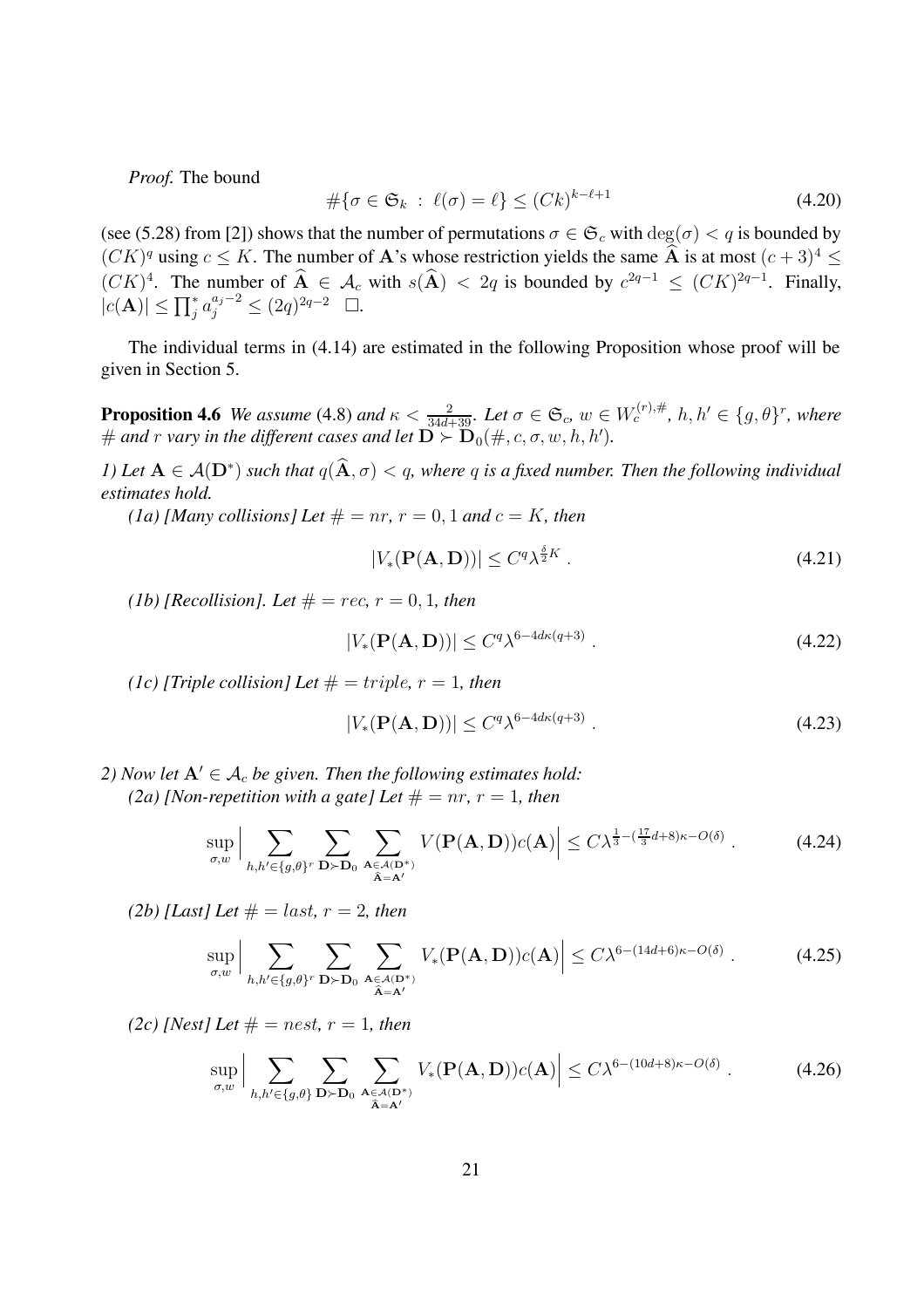*Proof.* The bound

$$\#\{\sigma \in \mathfrak{S}_k \ : \ \ell(\sigma) = \ell\} \leq (Ck)^{k-\ell+1} \tag{4.20}$$

(see (5.28) from [2]) shows that the number of permutations $\sigma \in \mathfrak{S}_c$ with $\deg(\sigma) < q$ is bounded by $(CK)^q$ using $c \leq K$. The number of $\mathbf{A}$'s whose restriction yields the same $\widehat{\mathbf{A}}$ is at most $(c+3)^4 \leq (CK)^4$. The number of $\widehat{\mathbf{A}} \in \mathcal{A}_c$ with $s(\widehat{\mathbf{A}}) < 2q$ is bounded by $c^{2q-1} \leq (CK)^{2q-1}$. Finally, $|c(\mathbf{A})| \leq \prod_j^* a_j^{a_j-2} \leq (2q)^{2q-2}$ $\square$.

The individual terms in (4.14) are estimated in the following Proposition whose proof will be given in Section 5.

**Proposition 4.6** *We assume* (4.8) *and $\kappa < \frac{2}{34d+39}$. Let $\sigma \in \mathfrak{S}_c$, $w \in W_c^{(r),\#}$, $h, h' \in \{g, \theta\}^r$, where $\#$ and $r$ vary in the different cases and let $\mathbf{D} \succ \mathbf{D}_0(\#, c, \sigma, w, h, h')$.*

*1) Let $\mathbf{A} \in \mathcal{A}(\mathbf{D}^*)$ such that $q(\widehat{\mathbf{A}}, \sigma) < q$, where $q$ is a fixed number. Then the following individual estimates hold.*

*(1a) [Many collisions] Let $\# = nr$, $r = 0, 1$ and $c = K$, then*

$$|V_*(\mathbf{P}(\mathbf{A}, \mathbf{D}))| \leq C^q \lambda^{\frac{\delta}{2}K} \,. \tag{4.21}$$

*(1b) [Recollision]. Let $\# = rec$, $r = 0, 1$, then*

$$|V_*(\mathbf{P}(\mathbf{A}, \mathbf{D}))| \leq C^q \lambda^{6-4d\kappa(q+3)} \,. \tag{4.22}$$

*(1c) [Triple collision] Let $\# = triple$, $r = 1$, then*

$$|V_*(\mathbf{P}(\mathbf{A}, \mathbf{D}))| \leq C^q \lambda^{6-4d\kappa(q+3)} \,. \tag{4.23}$$

*2) Now let $\mathbf{A}' \in \mathcal{A}_c$ be given. Then the following estimates hold:*

*(2a) [Non-repetition with a gate] Let $\# = nr$, $r = 1$, then*

$$\sup_{\sigma, w} \Big| \sum_{h,h' \in \{g,\theta\}^r} \sum_{\mathbf{D} \succ \mathbf{D}_0} \sum_{\substack{\mathbf{A} \in \mathcal{A}(\mathbf{D}^*) \\ \widehat{\mathbf{A}} = \mathbf{A}'}} V(\mathbf{P}(\mathbf{A}, \mathbf{D})) c(\mathbf{A}) \Big| \leq C \lambda^{\frac{1}{3} - (\frac{17}{3}d + 8)\kappa - O(\delta)} \,. \tag{4.24}$$

*(2b) [Last] Let $\# = last$, $r = 2$, then*

$$\sup_{\sigma, w} \Big| \sum_{h,h' \in \{g,\theta\}^r} \sum_{\mathbf{D} \succ \mathbf{D}_0} \sum_{\substack{\mathbf{A} \in \mathcal{A}(\mathbf{D}^*) \\ \widehat{\mathbf{A}} = \mathbf{A}'}} V_*(\mathbf{P}(\mathbf{A}, \mathbf{D})) c(\mathbf{A}) \Big| \leq C \lambda^{6 - (14d+6)\kappa - O(\delta)} \,. \tag{4.25}$$

*(2c) [Nest] Let $\# = nest$, $r = 1$, then*

$$\sup_{\sigma, w} \Big| \sum_{h,h' \in \{g,\theta\}} \sum_{\mathbf{D} \succ \mathbf{D}_0} \sum_{\substack{\mathbf{A} \in \mathcal{A}(\mathbf{D}^*) \\ \widehat{\mathbf{A}} = \mathbf{A}'}} V_*(\mathbf{P}(\mathbf{A}, \mathbf{D})) c(\mathbf{A}) \Big| \leq C \lambda^{6 - (10d+8)\kappa - O(\delta)} \,. \tag{4.26}$$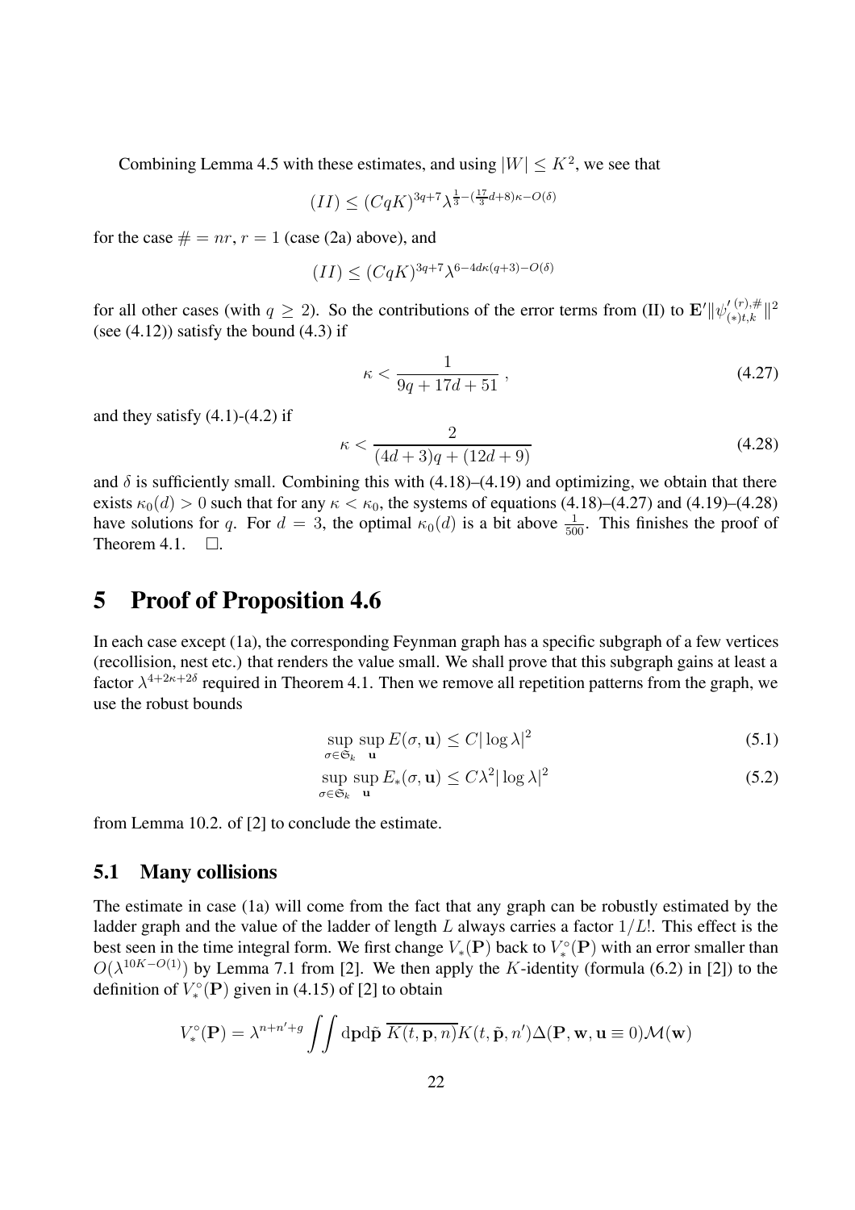Combining Lemma 4.5 with these estimates, and using $|W| \leq K^2$, we see that

$$(II) \leq (CqK)^{3q+7} \lambda^{\frac{1}{3} - (\frac{17}{3}d+8)\kappa - O(\delta)}$$

for the case $\# = nr$, $r = 1$ (case (2a) above), and

$$(II) \leq (CqK)^{3q+7} \lambda^{6-4d\kappa(q+3)-O(\delta)}$$

for all other cases (with $q \geq 2$). So the contributions of the error terms from (II) to $\mathbf{E}' \| \psi'^{(r),\#}_{(*)t,k} \|^2$ (see (4.12)) satisfy the bound (4.3) if

$$\kappa < \frac{1}{9q + 17d + 51} , \tag{4.27}$$

and they satisfy (4.1)-(4.2) if

$$\kappa < \frac{2}{(4d+3)q + (12d+9)} \tag{4.28}$$

and $\delta$ is sufficiently small. Combining this with (4.18)–(4.19) and optimizing, we obtain that there exists $\kappa_0(d) > 0$ such that for any $\kappa < \kappa_0$, the systems of equations (4.18)–(4.27) and (4.19)–(4.28) have solutions for $q$. For $d = 3$, the optimal $\kappa_0(d)$ is a bit above $\frac{1}{500}$. This finishes the proof of Theorem 4.1. $\Box$.

# 5 Proof of Proposition 4.6

In each case except (1a), the corresponding Feynman graph has a specific subgraph of a few vertices (recollision, nest etc.) that renders the value small. We shall prove that this subgraph gains at least a factor $\lambda^{4+2\kappa+2\delta}$ required in Theorem 4.1. Then we remove all repetition patterns from the graph, we use the robust bounds

$$\sup_{\sigma \in \mathfrak{S}_k} \sup_{\mathbf{u}} E(\sigma, \mathbf{u}) \leq C |\log \lambda|^2 \tag{5.1}$$

$$\sup_{\sigma \in \tilde{\mathfrak{S}}_k} \sup_{\mathbf{u}} E_*(\sigma, \mathbf{u}) \leq C\lambda^2 |\log \lambda|^2 \tag{5.2}$$

from Lemma 10.2. of [2] to conclude the estimate.

## 5.1 Many collisions

The estimate in case (1a) will come from the fact that any graph can be robustly estimated by the ladder graph and the value of the ladder of length $L$ always carries a factor $1/L!$. This effect is the best seen in the time integral form. We first change $V_*(\mathbf{P})$ back to $V_*^\circ(\mathbf{P})$ with an error smaller than $O(\lambda^{10K-O(1)})$ by Lemma 7.1 from [2]. We then apply the $K$-identity (formula (6.2) in [2]) to the definition of $V_*^\circ(\mathbf{P})$ given in (4.15) of [2] to obtain

$$V_*^\circ(\mathbf{P}) = \lambda^{n+n'+g} \iint \mathrm{d}\mathbf{p} \mathrm{d}\tilde{\mathbf{p}} \; \overline{K(t, \mathbf{p}, n)} K(t, \tilde{\mathbf{p}}, n') \Delta(\mathbf{P}, \mathbf{w}, \mathbf{u} \equiv 0) \mathcal{M}(\mathbf{w})$$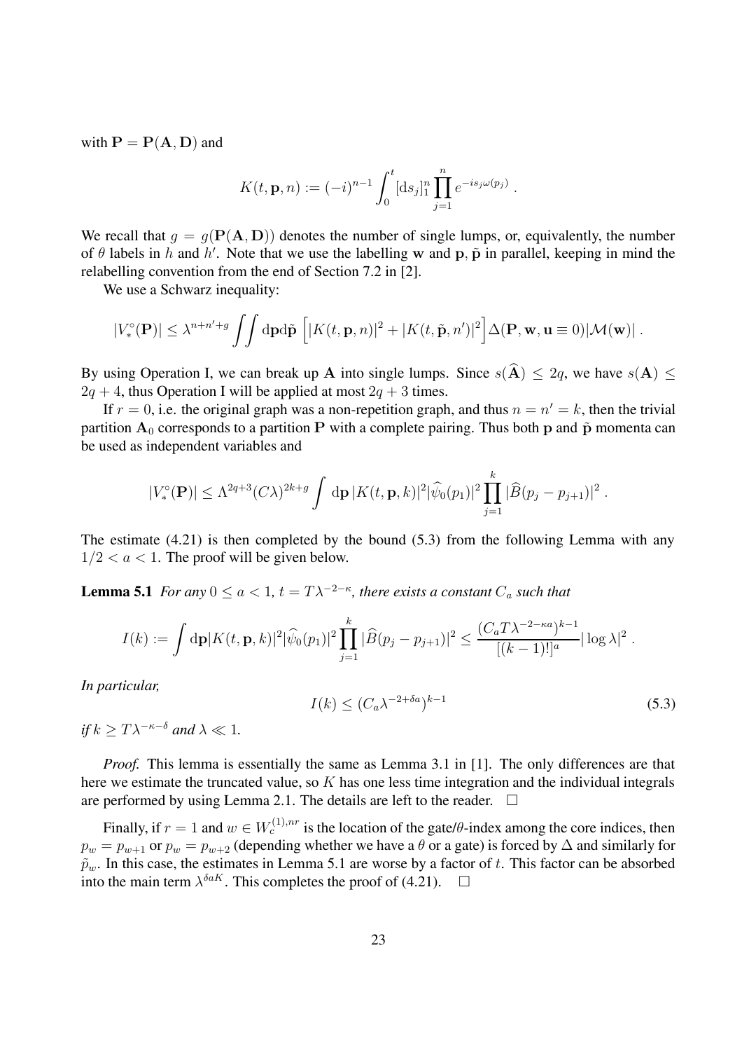with $\mathbf{P} = \mathbf{P}(\mathbf{A}, \mathbf{D})$ and

$$K(t, \mathbf{p}, n) := (-i)^{n-1} \int_0^t [\mathrm{d}s_j]_1^n \prod_{j=1}^n e^{-is_j \omega(p_j)} .$$

We recall that $g = g(\mathbf{P}(\mathbf{A}, \mathbf{D}))$ denotes the number of single lumps, or, equivalently, the number of $\theta$ labels in $h$ and $h'$. Note that we use the labelling $\mathbf{w}$ and $\mathbf{p}, \tilde{\mathbf{p}}$ in parallel, keeping in mind the relabelling convention from the end of Section 7.2 in [2].

We use a Schwarz inequality:

$$|V_*^\circ(\mathbf{P})| \leq \lambda^{n+n'+g} \iint \mathrm{d}\mathbf{p}\mathrm{d}\tilde{\mathbf{p}} \, \Big[ |K(t, \mathbf{p}, n)|^2 + |K(t, \tilde{\mathbf{p}}, n')|^2 \Big] \Delta(\mathbf{P}, \mathbf{w}, \mathbf{u} \equiv 0) |\mathcal{M}(\mathbf{w})| .$$

By using Operation I, we can break up $\mathbf{A}$ into single lumps. Since $s(\widehat{\mathbf{A}}) \leq 2q$, we have $s(\mathbf{A}) \leq 2q + 4$, thus Operation I will be applied at most $2q + 3$ times.

If $r = 0$, i.e. the original graph was a non-repetition graph, and thus $n = n' = k$, then the trivial partition $\mathbf{A}_0$ corresponds to a partition $\mathbf{P}$ with a complete pairing. Thus both $\mathbf{p}$ and $\tilde{\mathbf{p}}$ momenta can be used as independent variables and

$$|V_*^\circ(\mathbf{P})| \leq \Lambda^{2q+3} (C\lambda)^{2k+g} \int \mathrm{d}\mathbf{p} \, |K(t, \mathbf{p}, k)|^2 |\widehat{\psi}_0(p_1)|^2 \prod_{j=1}^k |\widehat{B}(p_j - p_{j+1})|^2 .$$

The estimate (4.21) is then completed by the bound (5.3) from the following Lemma with any $1/2 < a < 1$. The proof will be given below.

**Lemma 5.1** *For any $0 \leq a < 1$, $t = T\lambda^{-2-\kappa}$, there exists a constant $C_a$ such that*

$$I(k) := \int \mathrm{d}\mathbf{p} |K(t, \mathbf{p}, k)|^2 |\widehat{\psi}_0(p_1)|^2 \prod_{j=1}^k |\widehat{B}(p_j - p_{j+1})|^2 \leq \frac{(C_a T \lambda^{-2-\kappa a})^{k-1}}{[(k-1)!]^a} |\log \lambda|^2 .$$

*In particular,*

$$I(k) \leq (C_a \lambda^{-2+\delta a})^{k-1} \tag{5.3}$$

*if $k \geq T\lambda^{-\kappa-\delta}$ and $\lambda \ll 1$.*

*Proof.* This lemma is essentially the same as Lemma 3.1 in [1]. The only differences are that here we estimate the truncated value, so $K$ has one less time integration and the individual integrals are performed by using Lemma 2.1. The details are left to the reader. $\square$

Finally, if $r = 1$ and $w \in W_c^{(1),nr}$ is the location of the gate/$\theta$-index among the core indices, then $p_w = p_{w+1}$ or $p_w = p_{w+2}$ (depending whether we have a $\theta$ or a gate) is forced by $\Delta$ and similarly for $\tilde{p}_w$. In this case, the estimates in Lemma 5.1 are worse by a factor of $t$. This factor can be absorbed into the main term $\lambda^{\delta a K}$. This completes the proof of (4.21). $\square$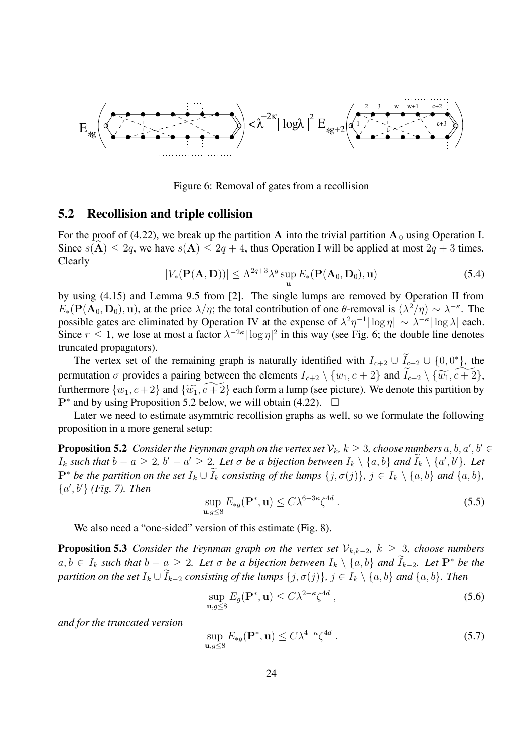Figure 6: Removal of gates from a recollision

## 5.2 Recollision and triple collision

For the proof of (4.22), we break up the partition $\mathbf{A}$ into the trivial partition $\mathbf{A}_0$ using Operation I. Since $s(\widehat{\mathbf{A}}) \leq 2q$, we have $s(\mathbf{A}) \leq 2q+4$, thus Operation I will be applied at most $2q+3$ times. Clearly

$$|V_*(\mathbf{P}(\mathbf{A},\mathbf{D}))| \leq \Lambda^{2q+3}\lambda^g \sup_{\mathbf{u}} E_*(\mathbf{P}(\mathbf{A}_0,\mathbf{D}_0),\mathbf{u}) \tag{5.4}$$

by using (4.15) and Lemma 9.5 from [2]. The single lumps are removed by Operation II from $E_*(\mathbf{P}(\mathbf{A}_0,\mathbf{D}_0),\mathbf{u})$, at the price $\lambda/\eta$; the total contribution of one $\theta$-removal is $(\lambda^2/\eta) \sim \lambda^{-\kappa}$. The possible gates are eliminated by Operation IV at the expense of $\lambda^2\eta^{-1}|\log\eta| \sim \lambda^{-\kappa}|\log\lambda|$ each. Since $r \leq 1$, we lose at most a factor $\lambda^{-2\kappa}|\log\eta|^2$ in this way (see Fig. 6; the double line denotes truncated propagators).

The vertex set of the remaining graph is naturally identified with $I_{c+2} \cup \widetilde{I}_{c+2} \cup \{0, 0^*\}$, the permutation $\sigma$ provides a pairing between the elements $I_{c+2} \setminus \{w_1, c+2\}$ and $\widetilde{I}_{c+2} \setminus \{\widetilde{w_1}, \widetilde{c+2}\}$, furthermore $\{w_1, c+2\}$ and $\{\widetilde{w_1}, \widetilde{c+2}\}$ each form a lump (see picture). We denote this partition by $\mathbf{P}^*$ and by using Proposition 5.2 below, we will obtain (4.22). $\square$

Later we need to estimate asymmtric recollision graphs as well, so we formulate the following proposition in a more general setup:

**Proposition 5.2** *Consider the Feynman graph on the vertex set $\mathcal{V}_k$, $k \geq 3$, choose numbers $a, b, a', b' \in I_k$ such that $b - a \geq 2$, $b' - a' \geq 2$. Let $\sigma$ be a bijection between $I_k \setminus \{a, b\}$ and $\widetilde{I}_k \setminus \{a', b'\}$. Let $\mathbf{P}^*$ be the partition on the set $I_k \cup \widetilde{I}_k$ consisting of the lumps $\{j, \sigma(j)\}$, $j \in I_k \setminus \{a, b\}$ and $\{a, b\}$, $\{a', b'\}$ (Fig. 7). Then*

$$\sup_{\mathbf{u}, g \leq 8} E_{*g}(\mathbf{P}^*, \mathbf{u}) \leq C\lambda^{6-3\kappa}\zeta^{4d}\,. \tag{5.5}$$

We also need a "one-sided" version of this estimate (Fig. 8).

**Proposition 5.3** *Consider the Feynman graph on the vertex set $\mathcal{V}_{k,k-2}$, $k \geq 3$, choose numbers $a, b \in I_k$ such that $b - a \geq 2$. Let $\sigma$ be a bijection between $I_k \setminus \{a, b\}$ and $\widetilde{I}_{k-2}$. Let $\mathbf{P}^*$ be the partition on the set $I_k \cup \widetilde{I}_{k-2}$ consisting of the lumps $\{j, \sigma(j)\}$, $j \in I_k \setminus \{a, b\}$ and $\{a, b\}$. Then*

$$\sup_{\mathbf{u}, g \leq 8} E_g(\mathbf{P}^*, \mathbf{u}) \leq C\lambda^{2-\kappa}\zeta^{4d}\,, \tag{5.6}$$

*and for the truncated version*

$$\sup_{\mathbf{u}, g \leq 8} E_{*g}(\mathbf{P}^*, \mathbf{u}) \leq C\lambda^{4-\kappa}\zeta^{4d}\,. \tag{5.7}$$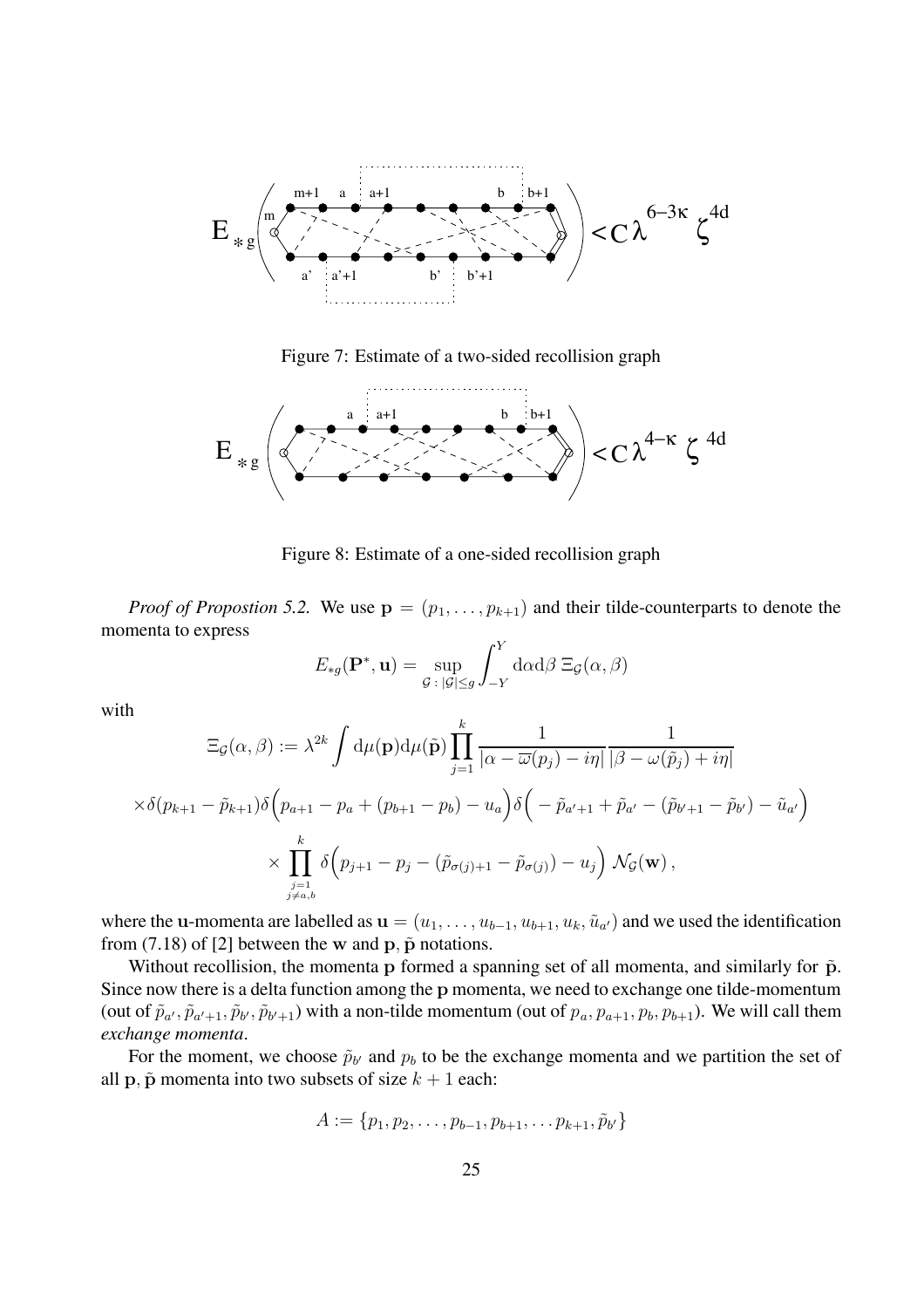Figure 7: Estimate of a two-sided recollision graph

Figure 8: Estimate of a one-sided recollision graph

*Proof of Propostion 5.2.* We use $\mathbf{p} = (p_1, \ldots, p_{k+1})$ and their tilde-counterparts to denote the momenta to express

$$E_{*g}(\mathbf{P}^*, \mathbf{u}) = \sup_{\mathcal{G}\,:\,|\mathcal{G}|\leq g} \int_{-Y}^{Y} \mathrm{d}\alpha \mathrm{d}\beta\, \Xi_{\mathcal{G}}(\alpha, \beta)$$

with

$$\Xi_{\mathcal{G}}(\alpha,\beta) := \lambda^{2k} \int \mathrm{d}\mu(\mathbf{p})\mathrm{d}\mu(\tilde{\mathbf{p}}) \prod_{j=1}^{k} \frac{1}{|\alpha - \overline{\omega}(p_j) - i\eta|} \frac{1}{|\beta - \omega(\tilde{p}_j) + i\eta|}$$

$$\times \delta(p_{k+1} - \tilde{p}_{k+1}) \delta\Big(p_{a+1} - p_a + (p_{b+1} - p_b) - u_a\Big) \delta\Big(-\tilde{p}_{a'+1} + \tilde{p}_{a'} - (\tilde{p}_{b'+1} - \tilde{p}_{b'}) - \tilde{u}_{a'}\Big)$$

$$\times \prod_{\substack{j=1 \\ j\neq a,b}}^{k} \delta\Big(p_{j+1} - p_j - (\tilde{p}_{\sigma(j)+1} - \tilde{p}_{\sigma(j)}) - u_j\Big)\, \mathcal{N}_{\mathcal{G}}(\mathbf{w}),$$

where the $\mathbf{u}$-momenta are labelled as $\mathbf{u} = (u_1, \ldots, u_{b-1}, u_{b+1}, u_k, \tilde{u}_{a'})$ and we used the identification from (7.18) of [2] between the $\mathbf{w}$ and $\mathbf{p}, \tilde{\mathbf{p}}$ notations.

Without recollision, the momenta $\mathbf{p}$ formed a spanning set of all momenta, and similarly for $\tilde{\mathbf{p}}$. Since now there is a delta function among the $\mathbf{p}$ momenta, we need to exchange one tilde-momentum (out of $\tilde{p}_{a'}, \tilde{p}_{a'+1}, \tilde{p}_{b'}, \tilde{p}_{b'+1}$) with a non-tilde momentum (out of $p_a, p_{a+1}, p_b, p_{b+1}$). We will call them *exchange momenta*.

For the moment, we choose $\tilde{p}_{b'}$ and $p_b$ to be the exchange momenta and we partition the set of all $\mathbf{p}, \tilde{\mathbf{p}}$ momenta into two subsets of size $k+1$ each:

$$A := \{p_1, p_2, \ldots, p_{b-1}, p_{b+1}, \ldots p_{k+1}, \tilde{p}_{b'}\}$$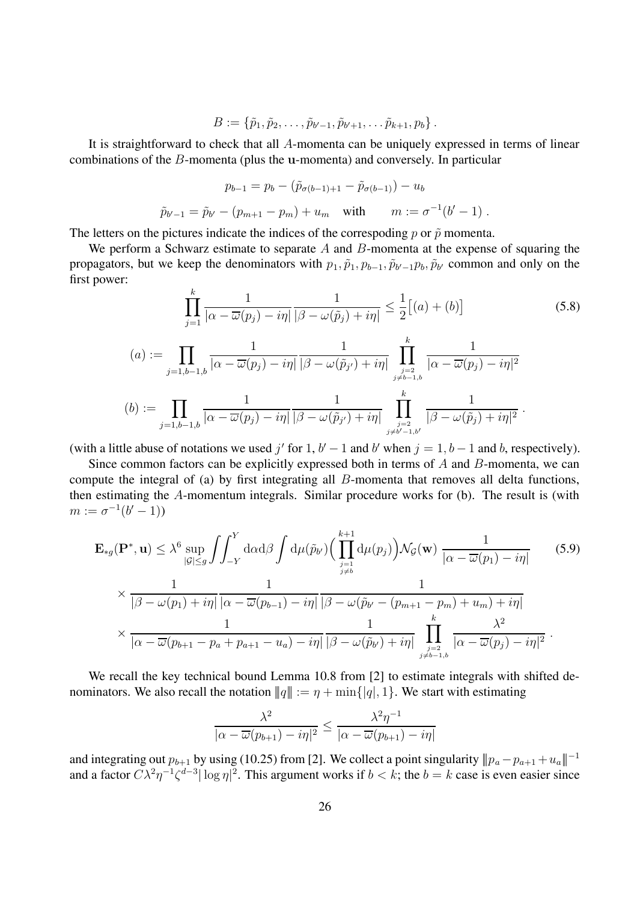$$B := \{\tilde{p}_1, \tilde{p}_2, \ldots, \tilde{p}_{b'-1}, \tilde{p}_{b'+1}, \ldots \tilde{p}_{k+1}, p_b\} .$$

It is straightforward to check that all $A$-momenta can be uniquely expressed in terms of linear combinations of the $B$-momenta (plus the $\mathbf{u}$-momenta) and conversely. In particular

$$p_{b-1} = p_b - (\tilde{p}_{\sigma(b-1)+1} - \tilde{p}_{\sigma(b-1)}) - u_b$$

$$\tilde{p}_{b'-1} = \tilde{p}_{b'} - (p_{m+1} - p_m) + u_m \quad \text{with} \qquad m := \sigma^{-1}(b'-1) .$$

The letters on the pictures indicate the indices of the correspoding $p$ or $\tilde{p}$ momenta.

We perform a Schwarz estimate to separate $A$ and $B$-momenta at the expense of squaring the propagators, but we keep the denominators with $p_1, \tilde{p}_1, p_{b-1}, \tilde{p}_{b'-1} p_b, \tilde{p}_{b'}$ common and only on the first power:

$$\prod_{j=1}^{k} \frac{1}{|\alpha - \overline{\omega}(p_j) - i\eta|} \frac{1}{|\beta - \omega(\tilde{p}_j) + i\eta|} \le \frac{1}{2}\big[(a) + (b)\big] \tag{5.8}$$

$$(a) := \prod_{j=1,b-1,b} \frac{1}{|\alpha - \overline{\omega}(p_j) - i\eta|} \frac{1}{|\beta - \omega(\tilde{p}_{j'}) + i\eta|} \prod_{\substack{j=2 \\ j\neq b-1,b}}^{k} \frac{1}{|\alpha - \overline{\omega}(p_j) - i\eta|^2}$$

$$(b) := \prod_{j=1,b-1,b} \frac{1}{|\alpha - \overline{\omega}(p_j) - i\eta|} \frac{1}{|\beta - \omega(\tilde{p}_{j'}) + i\eta|} \prod_{\substack{j=2 \\ j\neq b'-1,b'}}^{k} \frac{1}{|\beta - \omega(\tilde{p}_j) + i\eta|^2} .$$

(with a little abuse of notations we used $j'$ for $1$, $b'-1$ and $b'$ when $j = 1, b-1$ and $b$, respectively).

Since common factors can be explicitly expressed both in terms of $A$ and $B$-momenta, we can compute the integral of (a) by first integrating all $B$-momenta that removes all delta functions, then estimating the $A$-momentum integrals. Similar procedure works for (b). The result is (with $m := \sigma^{-1}(b'-1)$)

$$\begin{aligned}
\mathbf{E}_{*g}(\mathbf{P}^*, \mathbf{u}) \le \lambda^6 \sup_{|\mathcal{G}|\le g} \iint_{-Y}^{Y} \mathrm{d}\alpha \mathrm{d}\beta \int \mathrm{d}\mu(\tilde{p}_{b'}) \Big( \prod_{\substack{j=1 \\ j\neq b}}^{k+1} \mathrm{d}\mu(p_j)\Big) \mathcal{N}_{\mathcal{G}}(\mathbf{w}) \, \frac{1}{|\alpha - \overline{\omega}(p_1) - i\eta|} \\
\times \frac{1}{|\beta - \omega(p_1) + i\eta|} \frac{1}{|\alpha - \overline{\omega}(p_{b-1}) - i\eta|} \frac{1}{|\beta - \omega(\tilde{p}_{b'} - (p_{m+1} - p_m) + u_m) + i\eta|} \\
\times \frac{1}{|\alpha - \overline{\omega}(p_{b+1} - p_a + p_{a+1} - u_a) - i\eta|} \frac{1}{|\beta - \omega(\tilde{p}_{b'}) + i\eta|} \prod_{\substack{j=2 \\ j\neq b-1,b}}^{k} \frac{\lambda^2}{|\alpha - \overline{\omega}(p_j) - i\eta|^2} .
\end{aligned} \tag{5.9}$$

We recall the key technical bound Lemma 10.8 from [2] to estimate integrals with shifted denominators. We also recall the notation $|\!|\!|q|\!|\!| := \eta + \min\{|q|, 1\}$. We start with estimating

$$\frac{\lambda^2}{|\alpha - \overline{\omega}(p_{b+1}) - i\eta|^2} \le \frac{\lambda^2 \eta^{-1}}{|\alpha - \overline{\omega}(p_{b+1}) - i\eta|}$$

and integrating out $p_{b+1}$ by using (10.25) from [2]. We collect a point singularity $|\!|\!|p_a - p_{a+1} + u_a|\!|\!|^{-1}$ and a factor $C\lambda^2\eta^{-1}\zeta^{d-3}|\log \eta|^2$. This argument works if $b < k$; the $b = k$ case is even easier since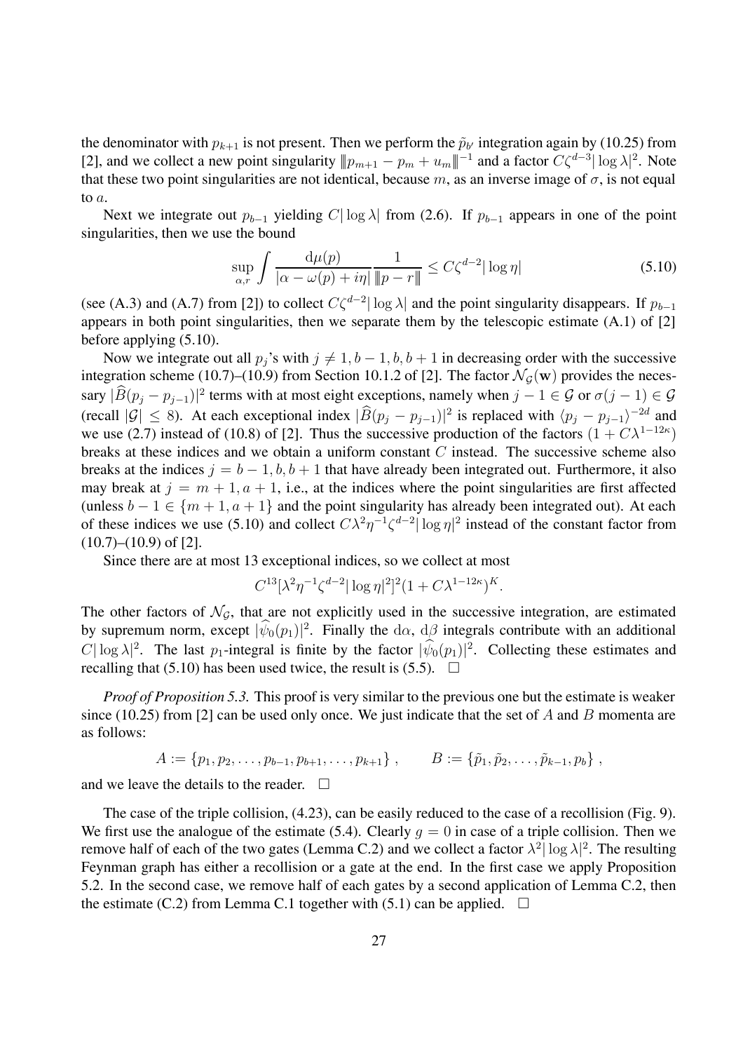the denominator with $p_{k+1}$ is not present. Then we perform the $\tilde{p}_{b'}$ integration again by (10.25) from [2], and we collect a new point singularity $\|p_{m+1} - p_m + u_m\|^{-1}$ and a factor $C\zeta^{d-3}|\log\lambda|^2$. Note that these two point singularities are not identical, because $m$, as an inverse image of $\sigma$, is not equal to $a$.

Next we integrate out $p_{b-1}$ yielding $C|\log\lambda|$ from (2.6). If $p_{b-1}$ appears in one of the point singularities, then we use the bound

$$\sup_{\alpha,r} \int \frac{\mathrm{d}\mu(p)}{|\alpha - \omega(p) + i\eta|} \frac{1}{\|p - r\|} \leq C\zeta^{d-2}|\log\eta| \tag{5.10}$$

(see (A.3) and (A.7) from [2]) to collect $C\zeta^{d-2}|\log\lambda|$ and the point singularity disappears. If $p_{b-1}$ appears in both point singularities, then we separate them by the telescopic estimate (A.1) of [2] before applying (5.10).

Now we integrate out all $p_j$'s with $j \neq 1, b-1, b, b+1$ in decreasing order with the successive integration scheme (10.7)–(10.9) from Section 10.1.2 of [2]. The factor $\mathcal{N}_{\mathcal{G}}(\mathbf{w})$ provides the necessary $|\widehat{B}(p_j - p_{j-1})|^2$ terms with at most eight exceptions, namely when $j-1 \in \mathcal{G}$ or $\sigma(j-1) \in \mathcal{G}$ (recall $|\mathcal{G}| \leq 8$). At each exceptional index $|\widehat{B}(p_j - p_{j-1})|^2$ is replaced with $\langle p_j - p_{j-1}\rangle^{-2d}$ and we use (2.7) instead of (10.8) of [2]. Thus the successive production of the factors $(1 + C\lambda^{1-12\kappa})$ breaks at these indices and we obtain a uniform constant $C$ instead. The successive scheme also breaks at the indices $j = b-1, b, b+1$ that have already been integrated out. Furthermore, it also may break at $j = m+1, a+1$, i.e., at the indices where the point singularities are first affected (unless $b - 1 \in \{m+1, a+1\}$ and the point singularity has already been integrated out). At each of these indices we use (5.10) and collect $C\lambda^2\eta^{-1}\zeta^{d-2}|\log\eta|^2$ instead of the constant factor from (10.7)–(10.9) of [2].

Since there are at most 13 exceptional indices, so we collect at most

$$C^{13}[\lambda^2\eta^{-1}\zeta^{d-2}|\log\eta|^2]^2(1 + C\lambda^{1-12\kappa})^K.$$

The other factors of $\mathcal{N}_{\mathcal{G}}$, that are not explicitly used in the successive integration, are estimated by supremum norm, except $|\widehat{\psi}_0(p_1)|^2$. Finally the $\mathrm{d}\alpha$, $\mathrm{d}\beta$ integrals contribute with an additional $C|\log\lambda|^2$. The last $p_1$-integral is finite by the factor $|\widehat{\psi}_0(p_1)|^2$. Collecting these estimates and recalling that (5.10) has been used twice, the result is (5.5). $\square$

*Proof of Proposition 5.3.* This proof is very similar to the previous one but the estimate is weaker since (10.25) from [2] can be used only once. We just indicate that the set of $A$ and $B$ momenta are as follows:

$$A := \{p_1, p_2, \ldots, p_{b-1}, p_{b+1}, \ldots, p_{k+1}\}, \qquad B := \{\tilde{p}_1, \tilde{p}_2, \ldots, \tilde{p}_{k-1}, p_b\},$$

and we leave the details to the reader. $\square$

The case of the triple collision, (4.23), can be easily reduced to the case of a recollision (Fig. 9). We first use the analogue of the estimate (5.4). Clearly $g = 0$ in case of a triple collision. Then we remove half of each of the two gates (Lemma C.2) and we collect a factor $\lambda^2|\log\lambda|^2$. The resulting Feynman graph has either a recollision or a gate at the end. In the first case we apply Proposition 5.2. In the second case, we remove half of each gates by a second application of Lemma C.2, then the estimate (C.2) from Lemma C.1 together with (5.1) can be applied. $\square$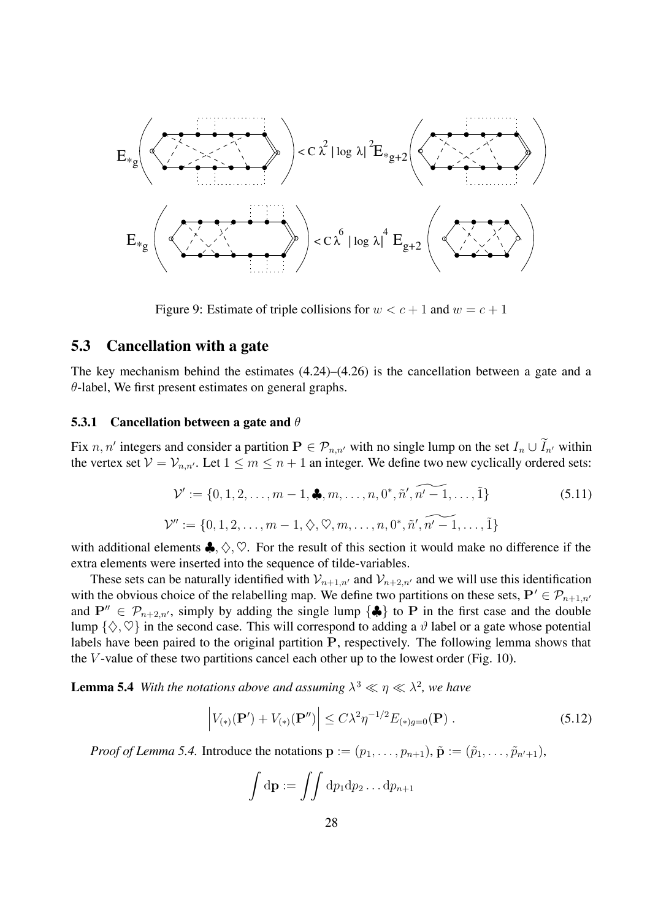Figure 9: Estimate of triple collisions for $w < c+1$ and $w = c+1$

### 5.3 Cancellation with a gate

The key mechanism behind the estimates (4.24)–(4.26) is the cancellation between a gate and a $\theta$-label, We first present estimates on general graphs.

#### 5.3.1 Cancellation between a gate and $\theta$

Fix $n, n'$ integers and consider a partition $\mathbf{P} \in \mathcal{P}_{n,n'}$ with no single lump on the set $I_n \cup \widetilde{I}_{n'}$ within the vertex set $\mathcal{V} = \mathcal{V}_{n,n'}$. Let $1 \le m \le n+1$ an integer. We define two new cyclically ordered sets:

$$\mathcal{V}' := \{0, 1, 2, \ldots, m-1, \clubsuit, m, \ldots, n, 0^*, \tilde{n}', \widetilde{n'-1}, \ldots, \tilde{1}\} \tag{5.11}$$

$$\mathcal{V}'' := \{0, 1, 2, \ldots, m-1, \diamondsuit, \heartsuit, m, \ldots, n, 0^*, \tilde{n}', \widetilde{n'-1}, \ldots, \tilde{1}\}$$

with additional elements $\clubsuit, \diamondsuit, \heartsuit$. For the result of this section it would make no difference if the extra elements were inserted into the sequence of tilde-variables.

These sets can be naturally identified with $\mathcal{V}_{n+1,n'}$ and $\mathcal{V}_{n+2,n'}$ and we will use this identification with the obvious choice of the relabelling map. We define two partitions on these sets, $\mathbf{P}' \in \mathcal{P}_{n+1,n'}$ and $\mathbf{P}'' \in \mathcal{P}_{n+2,n'}$, simply by adding the single lump $\{\clubsuit\}$ to $\mathbf{P}$ in the first case and the double lump $\{\diamondsuit, \heartsuit\}$ in the second case. This will correspond to adding a $\vartheta$ label or a gate whose potential labels have been paired to the original partition $\mathbf{P}$, respectively. The following lemma shows that the $V$-value of these two partitions cancel each other up to the lowest order (Fig. 10).

**Lemma 5.4** *With the notations above and assuming $\lambda^3 \ll \eta \ll \lambda^2$, we have*

$$\left| V_{(*)}(\mathbf{P}') + V_{(*)}(\mathbf{P}'') \right| \le C\lambda^2 \eta^{-1/2} E_{(*)g=0}(\mathbf{P}) \, . \tag{5.12}$$

*Proof of Lemma 5.4.* Introduce the notations $\mathbf{p} := (p_1, \ldots, p_{n+1})$, $\tilde{\mathbf{p}} := (\tilde{p}_1, \ldots, \tilde{p}_{n'+1})$,

$$\int \mathrm{d}\mathbf{p} := \iint \mathrm{d}p_1 \mathrm{d}p_2 \ldots \mathrm{d}p_{n+1}$$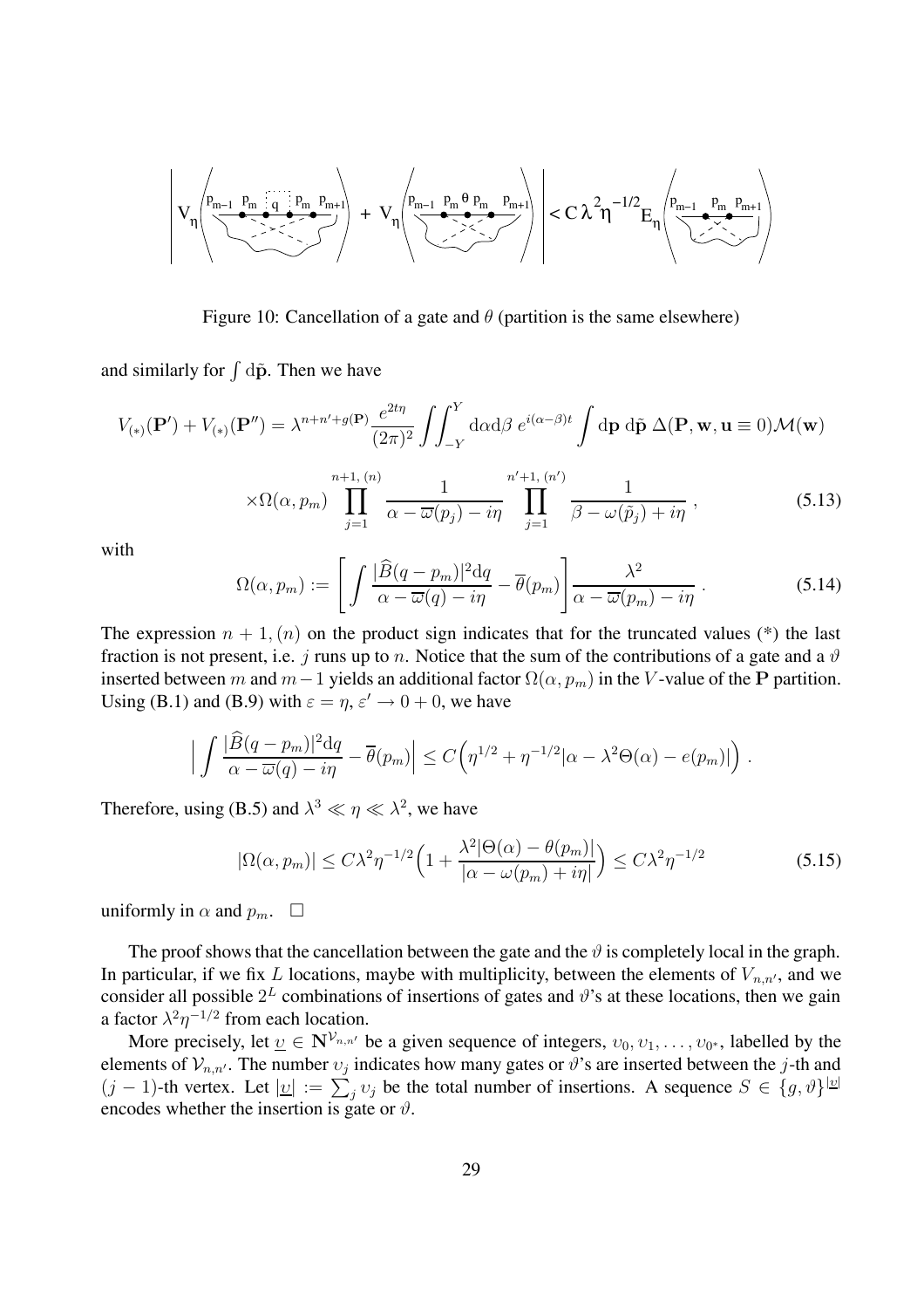Figure 10: Cancellation of a gate and $\theta$ (partition is the same elsewhere)

and similarly for $\int \mathrm{d}\tilde{\mathbf{p}}$. Then we have

$$V_{(*)}(\mathbf{P}') + V_{(*)}(\mathbf{P}'') = \lambda^{n+n'+g(\mathbf{P})} \frac{e^{2t\eta}}{(2\pi)^2} \iint_{-Y}^{Y} \mathrm{d}\alpha \mathrm{d}\beta \; e^{i(\alpha-\beta)t} \int \mathrm{d}\mathbf{p} \; \mathrm{d}\tilde{\mathbf{p}} \; \Delta(\mathbf{P}, \mathbf{w}, \mathbf{u} \equiv 0) \mathcal{M}(\mathbf{w})$$

$$\times \Omega(\alpha, p_m) \prod_{j=1}^{n+1, \, (n)} \frac{1}{\alpha - \overline{\omega}(p_j) - i\eta} \prod_{j=1}^{n'+1, \, (n')} \frac{1}{\beta - \omega(\tilde{p}_j) + i\eta} \; , \tag{5.13}$$

with

$$\Omega(\alpha, p_m) := \left[ \int \frac{|\widehat{B}(q-p_m)|^2 \mathrm{d}q}{\alpha - \overline{\omega}(q) - i\eta} - \overline{\theta}(p_m) \right] \frac{\lambda^2}{\alpha - \overline{\omega}(p_m) - i\eta} \; . \tag{5.14}$$

The expression $n+1, (n)$ on the product sign indicates that for the truncated values (\*) the last fraction is not present, i.e. $j$ runs up to $n$. Notice that the sum of the contributions of a gate and a $\vartheta$ inserted between $m$ and $m-1$ yields an additional factor $\Omega(\alpha, p_m)$ in the $V$-value of the $\mathbf{P}$ partition. Using (B.1) and (B.9) with $\varepsilon = \eta$, $\varepsilon' \to 0+0$, we have

$$\Big| \int \frac{|\widehat{B}(q-p_m)|^2 \mathrm{d}q}{\alpha - \overline{\omega}(q) - i\eta} - \overline{\theta}(p_m) \Big| \leq C \Big( \eta^{1/2} + \eta^{-1/2} |\alpha - \lambda^2 \Theta(\alpha) - e(p_m)| \Big) \; .$$

Therefore, using (B.5) and $\lambda^3 \ll \eta \ll \lambda^2$, we have

$$|\Omega(\alpha, p_m)| \leq C \lambda^2 \eta^{-1/2} \Big( 1 + \frac{\lambda^2 |\Theta(\alpha) - \theta(p_m)|}{|\alpha - \omega(p_m) + i\eta|} \Big) \leq C \lambda^2 \eta^{-1/2} \tag{5.15}$$

uniformly in $\alpha$ and $p_m$. $\square$

The proof shows that the cancellation between the gate and the $\vartheta$ is completely local in the graph. In particular, if we fix $L$ locations, maybe with multiplicity, between the elements of $V_{n,n'}$, and we consider all possible $2^L$ combinations of insertions of gates and $\vartheta$'s at these locations, then we gain a factor $\lambda^2 \eta^{-1/2}$ from each location.

More precisely, let $\underline{\upsilon} \in \mathbf{N}^{\mathcal{V}_{n,n'}}$ be a given sequence of integers, $\upsilon_0, \upsilon_1, \ldots, \upsilon_{0^*}$, labelled by the elements of $\mathcal{V}_{n,n'}$. The number $\upsilon_j$ indicates how many gates or $\vartheta$'s are inserted between the $j$-th and $(j-1)$-th vertex. Let $|\underline{\upsilon}| := \sum_j \upsilon_j$ be the total number of insertions. A sequence $S \in \{g, \vartheta\}^{|\underline{\upsilon}|}$ encodes whether the insertion is gate or $\vartheta$.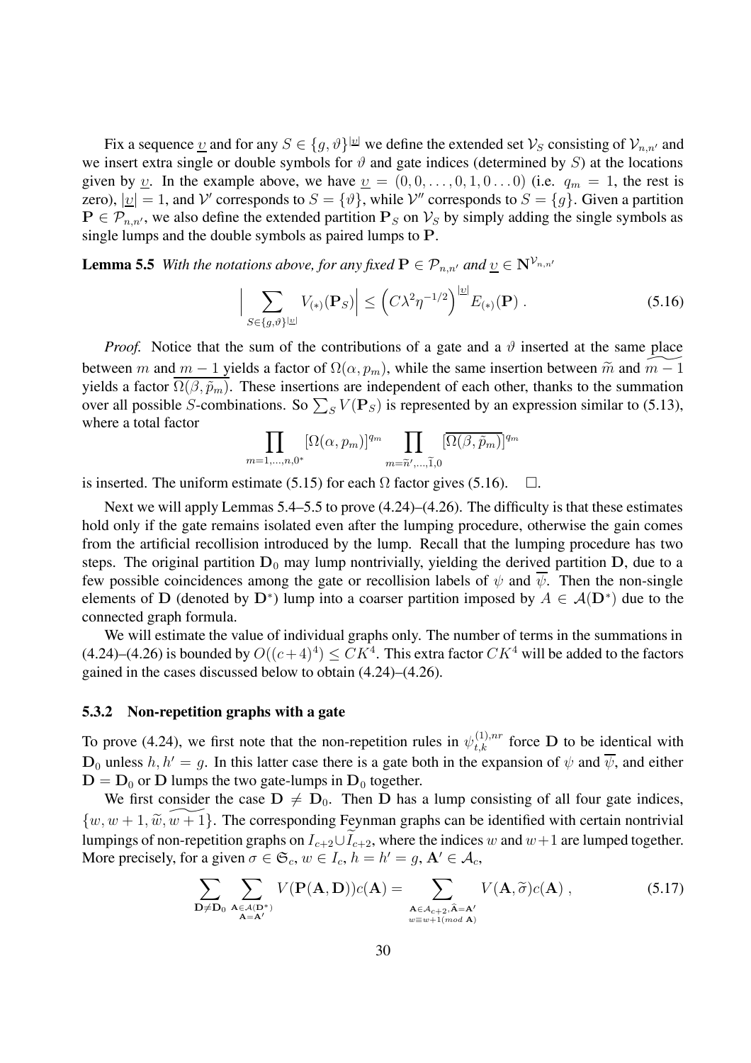Fix a sequence $\underline{v}$ and for any $S \in \{g, \vartheta\}^{|\underline{v}|}$ we define the extended set $\mathcal{V}_S$ consisting of $\mathcal{V}_{n,n'}$ and we insert extra single or double symbols for $\vartheta$ and gate indices (determined by $S$) at the locations given by $\underline{v}$. In the example above, we have $\underline{v} = (0, 0, \ldots, 0, 1, 0 \ldots 0)$ (i.e. $q_m = 1$, the rest is zero), $|\underline{v}| = 1$, and $\mathcal{V}'$ corresponds to $S = \{\vartheta\}$, while $\mathcal{V}''$ corresponds to $S = \{g\}$. Given a partition $\mathbf{P} \in \mathcal{P}_{n,n'}$, we also define the extended partition $\mathbf{P}_S$ on $\mathcal{V}_S$ by simply adding the single symbols as single lumps and the double symbols as paired lumps to $\mathbf{P}$.

**Lemma 5.5** *With the notations above, for any fixed $\mathbf{P} \in \mathcal{P}_{n,n'}$ and $\underline{v} \in \mathbf{N}^{\mathcal{V}_{n,n'}}$*

$$\Big| \sum_{S \in \{g,\vartheta\}^{|\underline{v}|}} V_{(*)}(\mathbf{P}_S) \Big| \leq \Big( C\lambda^2 \eta^{-1/2} \Big)^{|\underline{v}|} E_{(*)}(\mathbf{P}) \ . \tag{5.16}$$

*Proof.* Notice that the sum of the contributions of a gate and a $\vartheta$ inserted at the same place between $m$ and $m-1$ yields a factor of $\Omega(\alpha, p_m)$, while the same insertion between $\widetilde{m}$ and $\widetilde{m-1}$ yields a factor $\overline{\Omega(\beta, \tilde{p}_m)}$. These insertions are independent of each other, thanks to the summation over all possible $S$-combinations. So $\sum_S V(\mathbf{P}_S)$ is represented by an expression similar to (5.13), where a total factor

$$\prod_{m=1,\ldots,n,0^*} [\Omega(\alpha, p_m)]^{q_m} \prod_{m=\widetilde{n}',\ldots,\widetilde{1},0} [\overline{\Omega(\beta, \tilde{p}_m)}]^{q_m}$$

is inserted. The uniform estimate (5.15) for each $\Omega$ factor gives (5.16). $\quad\square$.

Next we will apply Lemmas 5.4–5.5 to prove (4.24)–(4.26). The difficulty is that these estimates hold only if the gate remains isolated even after the lumping procedure, otherwise the gain comes from the artificial recollision introduced by the lump. Recall that the lumping procedure has two steps. The original partition $\mathbf{D}_0$ may lump nontrivially, yielding the derived partition $\mathbf{D}$, due to a few possible coincidences among the gate or recollision labels of $\psi$ and $\overline{\psi}$. Then the non-single elements of $\mathbf{D}$ (denoted by $\mathbf{D}^*$) lump into a coarser partition imposed by $A \in \mathcal{A}(\mathbf{D}^*)$ due to the connected graph formula.

We will estimate the value of individual graphs only. The number of terms in the summations in (4.24)–(4.26) is bounded by $O((c+4)^4) \leq CK^4$. This extra factor $CK^4$ will be added to the factors gained in the cases discussed below to obtain (4.24)–(4.26).

### 5.3.2 Non-repetition graphs with a gate

To prove (4.24), we first note that the non-repetition rules in $\psi_{t,k}^{(1),nr}$ force $\mathbf{D}$ to be identical with $\mathbf{D}_0$ unless $h, h' = g$. In this latter case there is a gate both in the expansion of $\psi$ and $\overline{\psi}$, and either $\mathbf{D} = \mathbf{D}_0$ or $\mathbf{D}$ lumps the two gate-lumps in $\mathbf{D}_0$ together.

We first consider the case $\mathbf{D} \neq \mathbf{D}_0$. Then $\mathbf{D}$ has a lump consisting of all four gate indices, $\{w, w+1, \widetilde{w}, \widetilde{w+1}\}$. The corresponding Feynman graphs can be identified with certain nontrivial lumpings of non-repetition graphs on $I_{c+2} \cup \widetilde{I}_{c+2}$, where the indices $w$ and $w+1$ are lumped together. More precisely, for a given $\sigma \in \mathfrak{S}_c$, $w \in I_c$, $h = h' = g$, $\mathbf{A}' \in \mathcal{A}_c$,

$$\sum_{\mathbf{D} \neq \mathbf{D}_0} \sum_{\substack{\mathbf{A} \in \mathcal{A}(\mathbf{D}^*) \\ \mathbf{A} = \mathbf{A}'}} V(\mathbf{P}(\mathbf{A}, \mathbf{D})) c(\mathbf{A}) = \sum_{\substack{\mathbf{A} \in \mathcal{A}_{c+2}, \widehat{\mathbf{A}} = \mathbf{A}' \\ w \equiv w+1 (mod\ \mathbf{A})}} V(\mathbf{A}, \widetilde{\sigma}) c(\mathbf{A}) \ , \tag{5.17}$$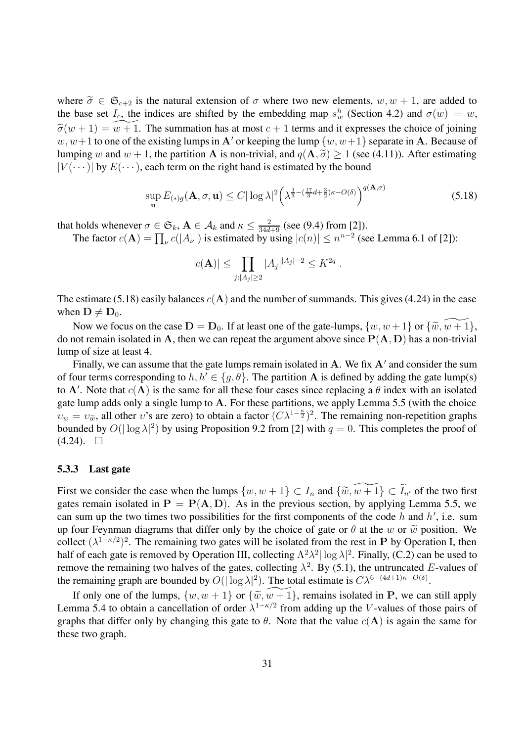where $\widetilde{\sigma} \in \mathfrak{S}_{c+2}$ is the natural extension of $\sigma$ where two new elements, $w, w+1$, are added to the base set $I_c$, the indices are shifted by the embedding map $s_w^h$ (Section 4.2) and $\sigma(w) = w$, $\widetilde{\sigma}(w+1) = \widetilde{w+1}$. The summation has at most $c+1$ terms and it expresses the choice of joining $w, w+1$ to one of the existing lumps in $\mathbf{A}'$ or keeping the lump $\{w, w+1\}$ separate in $\mathbf{A}$. Because of lumping $w$ and $w+1$, the partition $\mathbf{A}$ is non-trivial, and $q(\mathbf{A}, \widetilde{\sigma}) \geq 1$ (see (4.11)). After estimating $|V(\cdots)|$ by $E(\cdots)$, each term on the right hand is estimated by the bound

$$\sup_{\mathbf{u}} E_{(*)g}(\mathbf{A}, \sigma, \mathbf{u}) \leq C|\log \lambda|^2 \Big( \lambda^{\frac{1}{3} - (\frac{17}{3}d + \frac{3}{2})\kappa - O(\delta)} \Big)^{q(\mathbf{A}, \sigma)} \tag{5.18}$$

that holds whenever $\sigma \in \mathfrak{S}_k$, $\mathbf{A} \in \mathcal{A}_k$ and $\kappa \leq \frac{2}{34d+9}$ (see (9.4) from [2]).

The factor $c(\mathbf{A}) = \prod_\nu c(|A_\nu|)$ is estimated by using $|c(n)| \leq n^{n-2}$ (see Lemma 6.1 of [2]):

$$|c(\mathbf{A})| \leq \prod_{j:|A_j| \geq 2} |A_j|^{|A_j|-2} \leq K^{2q} .$$

The estimate (5.18) easily balances $c(\mathbf{A})$ and the number of summands. This gives (4.24) in the case when $\mathbf{D} \neq \mathbf{D}_0$.

Now we focus on the case $\mathbf{D} = \mathbf{D}_0$. If at least one of the gate-lumps, $\{w, w+1\}$ or $\{\widetilde{w}, \widetilde{w+1}\}$, do not remain isolated in $\mathbf{A}$, then we can repeat the argument above since $\mathbf{P}(\mathbf{A}, \mathbf{D})$ has a non-trivial lump of size at least 4.

Finally, we can assume that the gate lumps remain isolated in $\mathbf{A}$. We fix $\mathbf{A}'$ and consider the sum of four terms corresponding to $h, h' \in \{g, \theta\}$. The partition $\mathbf{A}$ is defined by adding the gate lump(s) to $\mathbf{A}'$. Note that $c(\mathbf{A})$ is the same for all these four cases since replacing a $\theta$ index with an isolated gate lump adds only a single lump to $\mathbf{A}$. For these partitions, we apply Lemma 5.5 (with the choice $\upsilon_w = \upsilon_{\widetilde{w}}$, all other $\upsilon$'s are zero) to obtain a factor $(C\lambda^{1-\frac{\kappa}{2}})^2$. The remaining non-repetition graphs bounded by $O(|\log \lambda|^2)$ by using Proposition 9.2 from [2] with $q = 0$. This completes the proof of (4.24). $\square$

#### 5.3.3 Last gate

First we consider the case when the lumps $\{w, w+1\} \subset I_n$ and $\{\widetilde{w}, \widetilde{w+1}\} \subset \widetilde{I}_{n'}$ of the two first gates remain isolated in $\mathbf{P} = \mathbf{P}(\mathbf{A}, \mathbf{D})$. As in the previous section, by applying Lemma 5.5, we can sum up the two times two possibilities for the first components of the code $h$ and $h'$, i.e. sum up four Feynman diagrams that differ only by the choice of gate or $\theta$ at the $w$ or $\widetilde{w}$ position. We collect $(\lambda^{1-\kappa/2})^2$. The remaining two gates will be isolated from the rest in $\mathbf{P}$ by Operation I, then half of each gate is removed by Operation III, collecting $\Lambda^2\lambda^2|\log \lambda|^2$. Finally, (C.2) can be used to remove the remaining two halves of the gates, collecting $\lambda^2$. By (5.1), the untruncated $E$-values of the remaining graph are bounded by $O(|\log \lambda|^2)$. The total estimate is $C\lambda^{6-(4d+1)\kappa - O(\delta)}$.

If only one of the lumps, $\{w, w+1\}$ or $\{\widetilde{w}, \widetilde{w+1}\}$, remains isolated in $\mathbf{P}$, we can still apply Lemma 5.4 to obtain a cancellation of order $\lambda^{1-\kappa/2}$ from adding up the $V$-values of those pairs of graphs that differ only by changing this gate to $\theta$. Note that the value $c(\mathbf{A})$ is again the same for these two graph.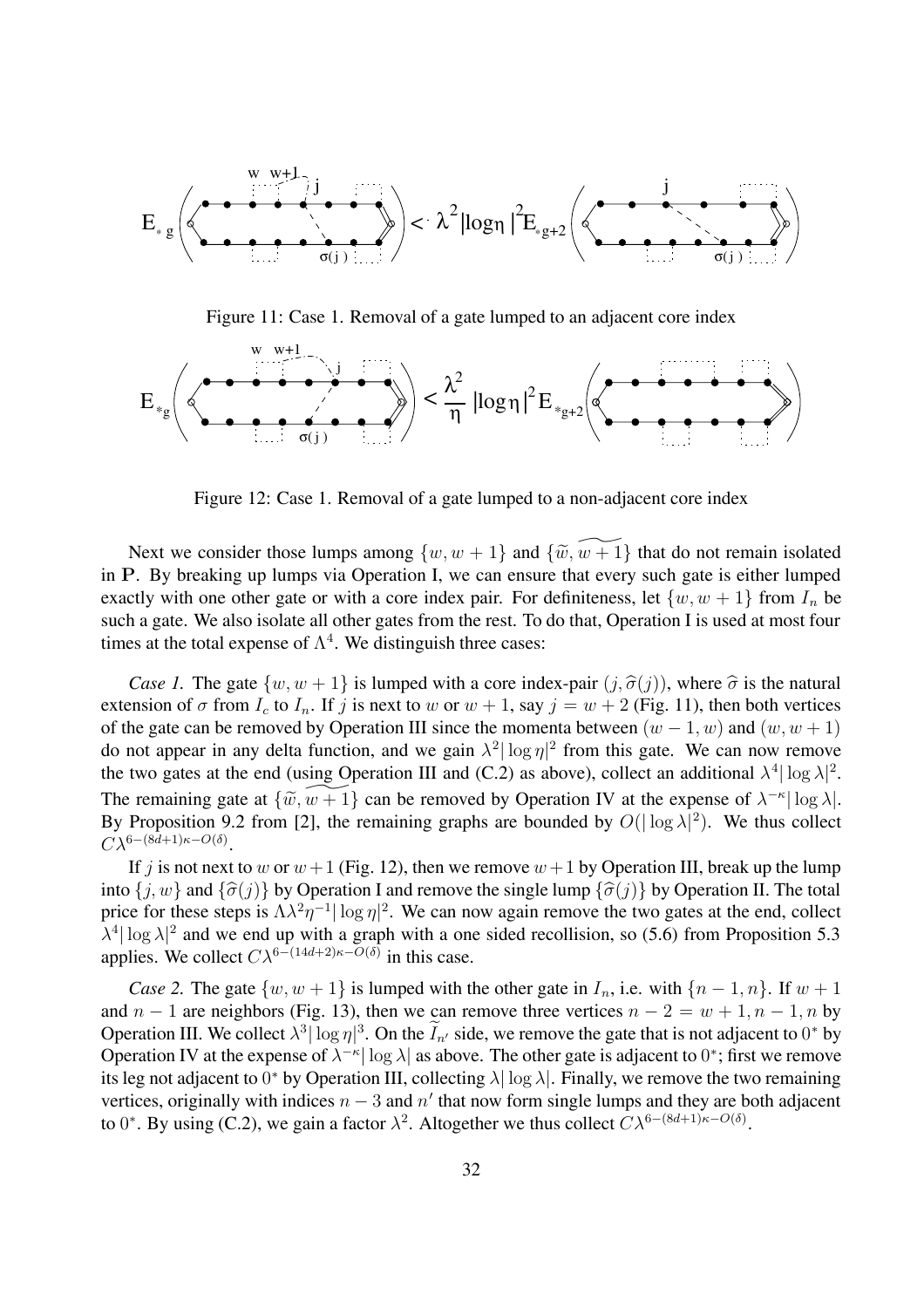Figure 11: Case 1. Removal of a gate lumped to an adjacent core index

Figure 12: Case 1. Removal of a gate lumped to a non-adjacent core index

Next we consider those lumps among $\{w, w+1\}$ and $\{\widetilde{w}, \widetilde{w+1}\}$ that do not remain isolated in $\mathbf{P}$. By breaking up lumps via Operation I, we can ensure that every such gate is either lumped exactly with one other gate or with a core index pair. For definiteness, let $\{w, w+1\}$ from $I_n$ be such a gate. We also isolate all other gates from the rest. To do that, Operation I is used at most four times at the total expense of $\Lambda^4$. We distinguish three cases:

*Case 1.* The gate $\{w, w+1\}$ is lumped with a core index-pair $(j, \widehat{\sigma}(j))$, where $\widehat{\sigma}$ is the natural extension of $\sigma$ from $I_c$ to $I_n$. If $j$ is next to $w$ or $w+1$, say $j = w+2$ (Fig. 11), then both vertices of the gate can be removed by Operation III since the momenta between $(w-1, w)$ and $(w, w+1)$ do not appear in any delta function, and we gain $\lambda^2 |\log \eta|^2$ from this gate. We can now remove the two gates at the end (using Operation III and (C.2) as above), collect an additional $\lambda^4 |\log \lambda|^2$. The remaining gate at $\{\widetilde{w}, \widetilde{w+1}\}$ can be removed by Operation IV at the expense of $\lambda^{-\kappa} |\log \lambda|$. By Proposition 9.2 from [2], the remaining graphs are bounded by $O(|\log \lambda|^2)$. We thus collect $C\lambda^{6-(8d+1)\kappa - O(\delta)}$.

If $j$ is not next to $w$ or $w+1$ (Fig. 12), then we remove $w+1$ by Operation III, break up the lump into $\{j, w\}$ and $\{\widehat{\sigma}(j)\}$ by Operation I and remove the single lump $\{\widehat{\sigma}(j)\}$ by Operation II. The total price for these steps is $\Lambda \lambda^2 \eta^{-1} |\log \eta|^2$. We can now again remove the two gates at the end, collect $\lambda^4 |\log \lambda|^2$ and we end up with a graph with a one sided recollision, so (5.6) from Proposition 5.3 applies. We collect $C\lambda^{6-(14d+2)\kappa - O(\delta)}$ in this case.

*Case 2.* The gate $\{w, w+1\}$ is lumped with the other gate in $I_n$, i.e. with $\{n-1, n\}$. If $w+1$ and $n-1$ are neighbors (Fig. 13), then we can remove three vertices $n-2 = w+1, n-1, n$ by Operation III. We collect $\lambda^3 |\log \eta|^3$. On the $\widetilde{I}_{n'}$ side, we remove the gate that is not adjacent to $0^*$ by Operation IV at the expense of $\lambda^{-\kappa} |\log \lambda|$ as above. The other gate is adjacent to $0^*$; first we remove its leg not adjacent to $0^*$ by Operation III, collecting $\lambda |\log \lambda|$. Finally, we remove the two remaining vertices, originally with indices $n-3$ and $n'$ that now form single lumps and they are both adjacent to $0^*$. By using (C.2), we gain a factor $\lambda^2$. Altogether we thus collect $C\lambda^{6-(8d+1)\kappa - O(\delta)}$.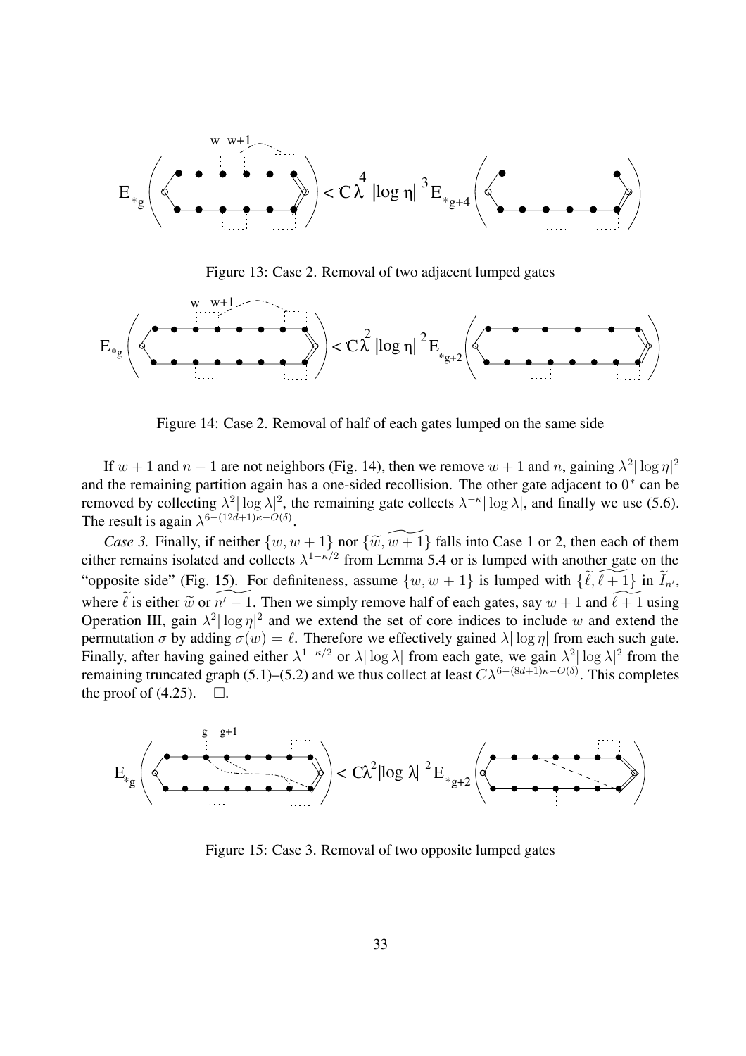Figure 13: Case 2. Removal of two adjacent lumped gates

Figure 14: Case 2. Removal of half of each gates lumped on the same side

If $w+1$ and $n-1$ are not neighbors (Fig. 14), then we remove $w+1$ and $n$, gaining $\lambda^2|\log\eta|^2$ and the remaining partition again has a one-sided recollision. The other gate adjacent to $0^*$ can be removed by collecting $\lambda^2|\log\lambda|^2$, the remaining gate collects $\lambda^{-\kappa}|\log\lambda|$, and finally we use (5.6). The result is again $\lambda^{6-(12d+1)\kappa-O(\delta)}$.

*Case 3.* Finally, if neither $\{w, w+1\}$ nor $\{\widetilde{w}, \widetilde{w+1}\}$ falls into Case 1 or 2, then each of them either remains isolated and collects $\lambda^{1-\kappa/2}$ from Lemma 5.4 or is lumped with another gate on the "opposite side" (Fig. 15). For definiteness, assume $\{w, w+1\}$ is lumped with $\{\widetilde{\ell}, \widetilde{\ell+1}\}$ in $\widetilde{I}_{n'}$, where $\widetilde{\ell}$ is either $\widetilde{w}$ or $\widetilde{n'-1}$. Then we simply remove half of each gates, say $w+1$ and $\widetilde{\ell+1}$ using Operation III, gain $\lambda^2|\log\eta|^2$ and we extend the set of core indices to include $w$ and extend the permutation $\sigma$ by adding $\sigma(w) = \ell$. Therefore we effectively gained $\lambda|\log\eta|$ from each such gate. Finally, after having gained either $\lambda^{1-\kappa/2}$ or $\lambda|\log\lambda|$ from each gate, we gain $\lambda^2|\log\lambda|^2$ from the remaining truncated graph (5.1)–(5.2) and we thus collect at least $C\lambda^{6-(8d+1)\kappa-O(\delta)}$. This completes the proof of (4.25). $\Box$.

Figure 15: Case 3. Removal of two opposite lumped gates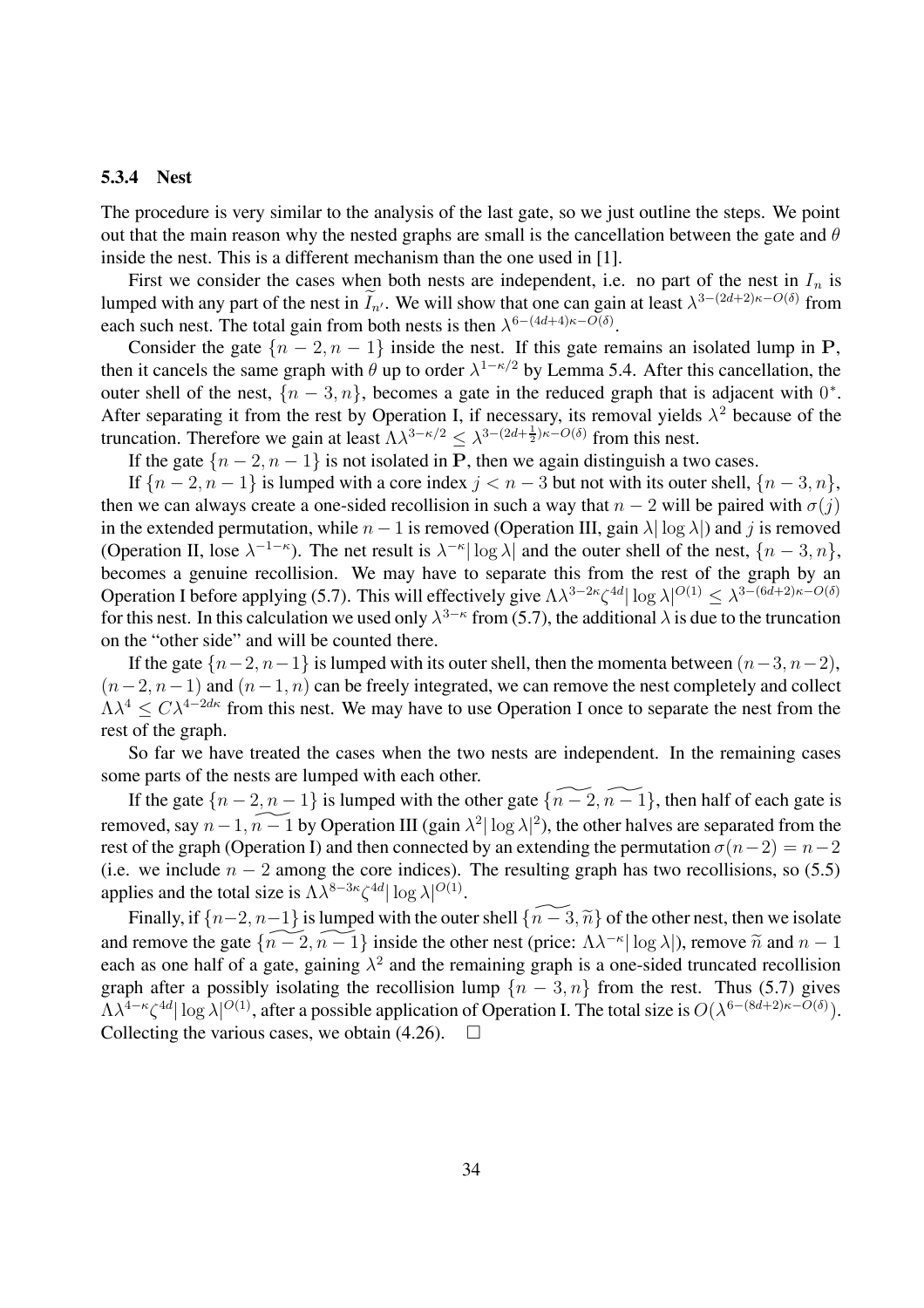#### 5.3.4 Nest

The procedure is very similar to the analysis of the last gate, so we just outline the steps. We point out that the main reason why the nested graphs are small is the cancellation between the gate and $\theta$ inside the nest. This is a different mechanism than the one used in [1].

First we consider the cases when both nests are independent, i.e. no part of the nest in $I_n$ is lumped with any part of the nest in $\widetilde{I}_{n'}$. We will show that one can gain at least $\lambda^{3-(2d+2)\kappa-O(\delta)}$ from each such nest. The total gain from both nests is then $\lambda^{6-(4d+4)\kappa-O(\delta)}$.

Consider the gate $\{n-2, n-1\}$ inside the nest. If this gate remains an isolated lump in $\mathbf{P}$, then it cancels the same graph with $\theta$ up to order $\lambda^{1-\kappa/2}$ by Lemma 5.4. After this cancellation, the outer shell of the nest, $\{n-3, n\}$, becomes a gate in the reduced graph that is adjacent with $0^*$. After separating it from the rest by Operation I, if necessary, its removal yields $\lambda^2$ because of the truncation. Therefore we gain at least $\Lambda\lambda^{3-\kappa/2} \leq \lambda^{3-(2d+\frac{1}{2})\kappa-O(\delta)}$ from this nest.

If the gate $\{n-2, n-1\}$ is not isolated in $\mathbf{P}$, then we again distinguish a two cases.

If $\{n-2, n-1\}$ is lumped with a core index $j < n-3$ but not with its outer shell, $\{n-3, n\}$, then we can always create a one-sided recollision in such a way that $n-2$ will be paired with $\sigma(j)$ in the extended permutation, while $n-1$ is removed (Operation III, gain $\lambda|\log\lambda|$) and $j$ is removed (Operation II, lose $\lambda^{-1-\kappa}$). The net result is $\lambda^{-\kappa}|\log\lambda|$ and the outer shell of the nest, $\{n-3, n\}$, becomes a genuine recollision. We may have to separate this from the rest of the graph by an Operation I before applying (5.7). This will effectively give $\Lambda\lambda^{3-2\kappa}\zeta^{4d}|\log\lambda|^{O(1)} \leq \lambda^{3-(6d+2)\kappa-O(\delta)}$ for this nest. In this calculation we used only $\lambda^{3-\kappa}$ from (5.7), the additional $\lambda$ is due to the truncation on the "other side" and will be counted there.

If the gate $\{n-2, n-1\}$ is lumped with its outer shell, then the momenta between $(n-3, n-2)$, $(n-2, n-1)$ and $(n-1, n)$ can be freely integrated, we can remove the nest completely and collect $\Lambda\lambda^4 \leq C\lambda^{4-2d\kappa}$ from this nest. We may have to use Operation I once to separate the nest from the rest of the graph.

So far we have treated the cases when the two nests are independent. In the remaining cases some parts of the nests are lumped with each other.

If the gate $\{n-2, n-1\}$ is lumped with the other gate $\{\widetilde{n-2}, \widetilde{n-1}\}$, then half of each gate is removed, say $n-1, \widetilde{n-1}$ by Operation III (gain $\lambda^2|\log\lambda|^2$), the other halves are separated from the rest of the graph (Operation I) and then connected by an extending the permutation $\sigma(n-2) = n-2$ (i.e. we include $n-2$ among the core indices). The resulting graph has two recollisions, so (5.5) applies and the total size is $\Lambda\lambda^{8-3\kappa}\zeta^{4d}|\log\lambda|^{O(1)}$.

Finally, if $\{n-2, n-1\}$ is lumped with the outer shell $\{\widetilde{n-3}, \widetilde{n}\}$ of the other nest, then we isolate and remove the gate $\{\widetilde{n-2}, \widetilde{n-1}\}$ inside the other nest (price: $\Lambda\lambda^{-\kappa}|\log\lambda|$), remove $\widetilde{n}$ and $n-1$ each as one half of a gate, gaining $\lambda^2$ and the remaining graph is a one-sided truncated recollision graph after a possibly isolating the recollision lump $\{n-3, n\}$ from the rest. Thus (5.7) gives $\Lambda\lambda^{4-\kappa}\zeta^{4d}|\log\lambda|^{O(1)}$, after a possible application of Operation I. The total size is $O(\lambda^{6-(8d+2)\kappa-O(\delta)})$. Collecting the various cases, we obtain (4.26). $\square$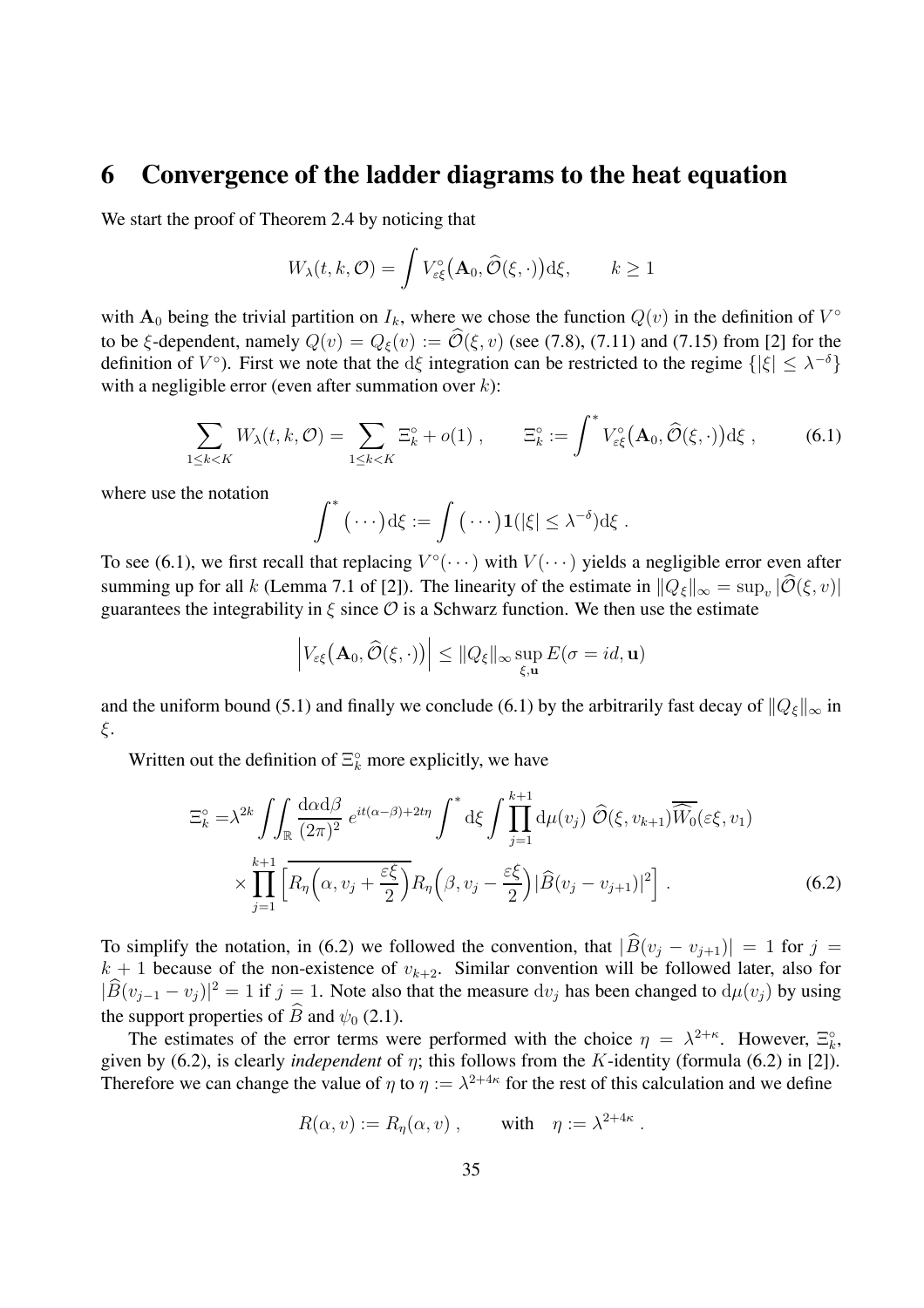## 6 Convergence of the ladder diagrams to the heat equation

We start the proof of Theorem 2.4 by noticing that

$$W_\lambda(t,k,\mathcal{O}) = \int V^\circ_{\varepsilon\xi}\big(\mathbf{A}_0, \widehat{\mathcal{O}}(\xi,\cdot)\big)\mathrm{d}\xi, \qquad k \geq 1$$

with $\mathbf{A}_0$ being the trivial partition on $I_k$, where we chose the function $Q(v)$ in the definition of $V^\circ$ to be $\xi$-dependent, namely $Q(v) = Q_\xi(v) := \widehat{\mathcal{O}}(\xi, v)$ (see (7.8), (7.11) and (7.15) from [2] for the definition of $V^\circ$). First we note that the $\mathrm{d}\xi$ integration can be restricted to the regime $\{|\xi| \leq \lambda^{-\delta}\}$ with a negligible error (even after summation over $k$):

$$\sum_{1\leq k<K} W_\lambda(t,k,\mathcal{O}) = \sum_{1\leq k<K} \Xi^\circ_k + o(1)\ , \qquad \Xi^\circ_k := \int^* V^\circ_{\varepsilon\xi}\big(\mathbf{A}_0, \widehat{\mathcal{O}}(\xi,\cdot)\big)\mathrm{d}\xi\ , \tag{6.1}$$

where use the notation

$$\int^* \big(\cdots\big)\mathrm{d}\xi := \int \big(\cdots\big)\mathbf{1}(|\xi| \leq \lambda^{-\delta})\mathrm{d}\xi\ .$$

To see (6.1), we first recall that replacing $V^\circ(\cdots)$ with $V(\cdots)$ yields a negligible error even after summing up for all $k$ (Lemma 7.1 of [2]). The linearity of the estimate in $\|Q_\xi\|_\infty = \sup_v |\widehat{\mathcal{O}}(\xi,v)|$ guarantees the integrability in $\xi$ since $\mathcal{O}$ is a Schwarz function. We then use the estimate

$$\Big|V_{\varepsilon\xi}\big(\mathbf{A}_0, \widehat{\mathcal{O}}(\xi,\cdot)\big)\Big| \leq \|Q_\xi\|_\infty \sup_{\xi,\mathbf{u}} E(\sigma = id, \mathbf{u})$$

and the uniform bound (5.1) and finally we conclude (6.1) by the arbitrarily fast decay of $\|Q_\xi\|_\infty$ in $\xi$.

Written out the definition of $\Xi^\circ_k$ more explicitly, we have

$$\begin{aligned}\Xi^\circ_k =&\lambda^{2k} \iint_{\mathbb{R}} \frac{\mathrm{d}\alpha\mathrm{d}\beta}{(2\pi)^2}\ e^{it(\alpha-\beta)+2t\eta} \int^* \mathrm{d}\xi \int \prod_{j=1}^{k+1} \mathrm{d}\mu(v_j)\ \widehat{\mathcal{O}}(\xi, v_{k+1})\overline{\widehat{W_0}}(\varepsilon\xi, v_1) \\ &\times \prod_{j=1}^{k+1} \Big[\overline{R_\eta\Big(\alpha, v_j + \frac{\varepsilon\xi}{2}\Big)} R_\eta\Big(\beta, v_j - \frac{\varepsilon\xi}{2}\Big) |\widehat{B}(v_j - v_{j+1})|^2\Big]\ . \end{aligned} \tag{6.2}$$

To simplify the notation, in (6.2) we followed the convention, that $|\widehat{B}(v_j - v_{j+1})| = 1$ for $j = k+1$ because of the non-existence of $v_{k+2}$. Similar convention will be followed later, also for $|\widehat{B}(v_{j-1} - v_j)|^2 = 1$ if $j = 1$. Note also that the measure $\mathrm{d}v_j$ has been changed to $\mathrm{d}\mu(v_j)$ by using the support properties of $\widehat{B}$ and $\psi_0$ (2.1).

The estimates of the error terms were performed with the choice $\eta = \lambda^{2+\kappa}$. However, $\Xi^\circ_k$, given by (6.2), is clearly *independent* of $\eta$; this follows from the $K$-identity (formula (6.2) in [2]). Therefore we can change the value of $\eta$ to $\eta := \lambda^{2+4\kappa}$ for the rest of this calculation and we define

$$R(\alpha, v) := R_\eta(\alpha, v)\ , \qquad \text{with} \quad \eta := \lambda^{2+4\kappa}\ .$$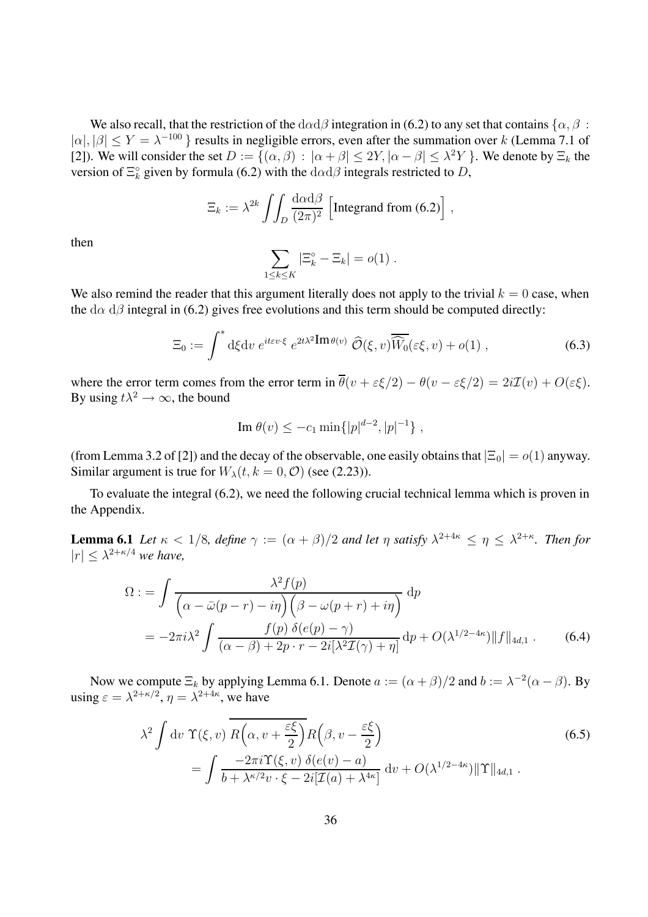We also recall, that the restriction of the $\mathrm{d}\alpha\mathrm{d}\beta$ integration in (6.2) to any set that contains $\{\alpha, \beta : |\alpha|, |\beta| \leq Y = \lambda^{-100}\}$ results in negligible errors, even after the summation over $k$ (Lemma 7.1 of [2]). We will consider the set $D := \{(\alpha,\beta) : |\alpha+\beta| \leq 2Y, |\alpha-\beta| \leq \lambda^2 Y\}$. We denote by $\Xi_k$ the version of $\Xi_k^\circ$ given by formula (6.2) with the $\mathrm{d}\alpha\mathrm{d}\beta$ integrals restricted to $D$,

$$\Xi_k := \lambda^{2k} \iint_D \frac{\mathrm{d}\alpha \mathrm{d}\beta}{(2\pi)^2} \Big[\text{Integrand from (6.2)}\Big] ,$$

then

$$\sum_{1\leq k\leq K} |\Xi_k^\circ - \Xi_k| = o(1) .$$

We also remind the reader that this argument literally does not apply to the trivial $k=0$ case, when the $\mathrm{d}\alpha\ \mathrm{d}\beta$ integral in (6.2) gives free evolutions and this term should be computed directly:

$$\Xi_0 := \int^* \mathrm{d}\xi \mathrm{d}v\, e^{it\varepsilon v\cdot\xi}\, e^{2t\lambda^2 \mathrm{Im}\,\theta(v)}\, \widehat{\mathcal{O}}(\xi, v)\overline{\widehat{W}_0}(\varepsilon\xi, v) + o(1) , \tag{6.3}$$

where the error term comes from the error term in $\overline{\theta}(v+\varepsilon\xi/2) - \theta(v-\varepsilon\xi/2) = 2i\mathcal{I}(v) + O(\varepsilon\xi)$. By using $t\lambda^2 \to \infty$, the bound

$$\mathrm{Im}\ \theta(v) \leq -c_1 \min\{|p|^{d-2}, |p|^{-1}\} ,$$

(from Lemma 3.2 of [2]) and the decay of the observable, one easily obtains that $|\Xi_0| = o(1)$ anyway. Similar argument is true for $W_\lambda(t, k=0, \mathcal{O})$ (see (2.23)).

To evaluate the integral (6.2), we need the following crucial technical lemma which is proven in the Appendix.

**Lemma 6.1** *Let $\kappa < 1/8$, define $\gamma := (\alpha+\beta)/2$ and let $\eta$ satisfy $\lambda^{2+4\kappa} \leq \eta \leq \lambda^{2+\kappa}$. Then for $|r| \leq \lambda^{2+\kappa/4}$ we have,*

$$\begin{aligned}
\Omega :&= \int \frac{\lambda^2 f(p)}{\Big(\alpha - \bar{\omega}(p-r) - i\eta\Big)\Big(\beta - \omega(p+r) + i\eta\Big)}\ \mathrm{d}p \\
&= -2\pi i \lambda^2 \int \frac{f(p)\ \delta(e(p)-\gamma)}{(\alpha-\beta) + 2p\cdot r - 2i[\lambda^2\mathcal{I}(\gamma)+\eta]}\,\mathrm{d}p + O(\lambda^{1/2-4\kappa})\|f\|_{4d,1} .
\end{aligned} \tag{6.4}$$

Now we compute $\Xi_k$ by applying Lemma 6.1. Denote $a := (\alpha+\beta)/2$ and $b := \lambda^{-2}(\alpha-\beta)$. By using $\varepsilon = \lambda^{2+\kappa/2}$, $\eta = \lambda^{2+4\kappa}$, we have

$$\begin{aligned}
&\lambda^2 \int \mathrm{d}v\ \Upsilon(\xi, v)\ \overline{R\Big(\alpha, v+\frac{\varepsilon\xi}{2}\Big)} R\Big(\beta, v - \frac{\varepsilon\xi}{2}\Big) \\
&\qquad = \int \frac{-2\pi i \Upsilon(\xi, v)\ \delta(e(v)-a)}{b + \lambda^{\kappa/2} v\cdot\xi - 2i[\mathcal{I}(a) + \lambda^{4\kappa}]}\ \mathrm{d}v + O(\lambda^{1/2-4\kappa})\|\Upsilon\|_{4d,1} .
\end{aligned} \tag{6.5}$$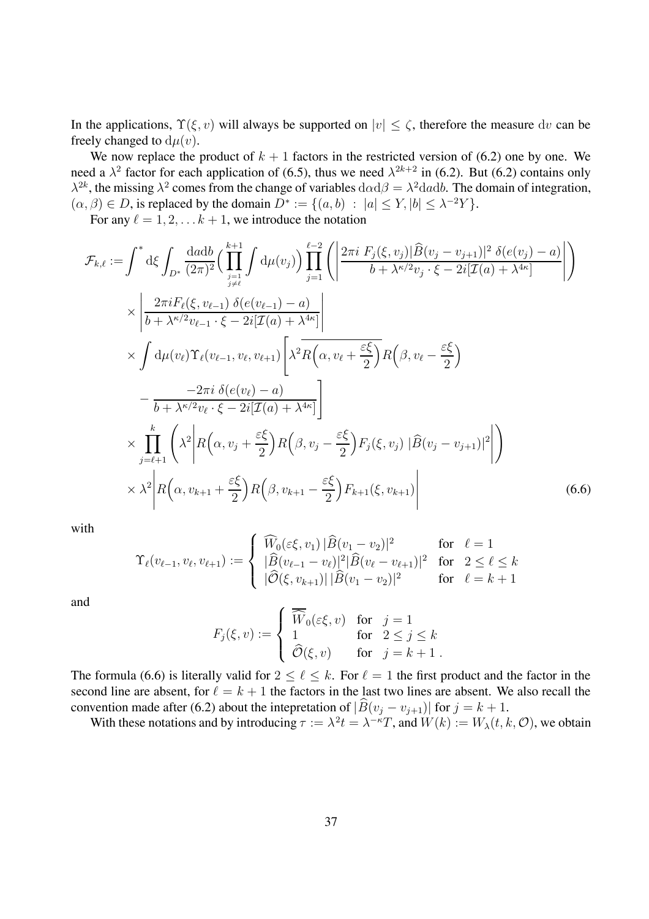In the applications, $\Upsilon(\xi, v)$ will always be supported on $|v| \leq \zeta$, therefore the measure $\mathrm{d}v$ can be freely changed to $\mathrm{d}\mu(v)$.

We now replace the product of $k+1$ factors in the restricted version of (6.2) one by one. We need a $\lambda^2$ factor for each application of (6.5), thus we need $\lambda^{2k+2}$ in (6.2). But (6.2) contains only $\lambda^{2k}$, the missing $\lambda^2$ comes from the change of variables $\mathrm{d}\alpha \mathrm{d}\beta = \lambda^2 \mathrm{d}a\mathrm{d}b$. The domain of integration, $(\alpha, \beta) \in D$, is replaced by the domain $D^* := \{(a,b) \; : \; |a| \leq Y, |b| \leq \lambda^{-2} Y\}$.

For any $\ell = 1, 2, \ldots k+1$, we introduce the notation

$$
\begin{aligned}
\mathcal{F}_{k,\ell} := & \int^* \mathrm{d}\xi \int_{D^*} \frac{\mathrm{d}a\mathrm{d}b}{(2\pi)^2} \Big( \prod_{\substack{j=1 \\ j \neq \ell}}^{k+1} \int \mathrm{d}\mu(v_j) \Big) \prod_{j=1}^{\ell-2} \left( \left| \frac{2\pi i \; F_j(\xi, v_j) |\widehat{B}(v_j - v_{j+1})|^2 \; \delta(e(v_j) - a)}{b + \lambda^{\kappa/2} v_j \cdot \xi - 2i[\mathcal{I}(a) + \lambda^{4\kappa}]} \right| \right) \\
& \times \left| \frac{2\pi i F_\ell(\xi, v_{\ell-1}) \; \delta(e(v_{\ell-1}) - a)}{b + \lambda^{\kappa/2} v_{\ell-1} \cdot \xi - 2i[\mathcal{I}(a) + \lambda^{4\kappa}]} \right| \\
& \times \int \mathrm{d}\mu(v_\ell) \Upsilon_\ell(v_{\ell-1}, v_\ell, v_{\ell+1}) \Bigg[ \lambda^2 \overline{R\Big(\alpha, v_\ell + \frac{\varepsilon\xi}{2}\Big)} R\Big(\beta, v_\ell - \frac{\varepsilon\xi}{2}\Big) \\
& - \frac{-2\pi i \; \delta(e(v_\ell) - a)}{b + \lambda^{\kappa/2} v_\ell \cdot \xi - 2i[\mathcal{I}(a) + \lambda^{4\kappa}]} \Bigg] \\
& \times \prod_{j=\ell+1}^{k} \left( \lambda^2 \left| R\Big(\alpha, v_j + \frac{\varepsilon\xi}{2}\Big) R\Big(\beta, v_j - \frac{\varepsilon\xi}{2}\Big) F_j(\xi, v_j) \; |\widehat{B}(v_j - v_{j+1})|^2 \right| \right) \\
& \times \lambda^2 \left| R\Big(\alpha, v_{k+1} + \frac{\varepsilon\xi}{2}\Big) R\Big(\beta, v_{k+1} - \frac{\varepsilon\xi}{2}\Big) F_{k+1}(\xi, v_{k+1}) \right|
\end{aligned}
\tag{6.6}
$$

with

$$
\Upsilon_\ell(v_{\ell-1}, v_\ell, v_{\ell+1}) := \begin{cases} \widehat{W}_0(\varepsilon\xi, v_1) \, |\widehat{B}(v_1 - v_2)|^2 & \text{for} \quad \ell = 1 \\ |\widehat{B}(v_{\ell-1} - v_\ell)|^2 |\widehat{B}(v_\ell - v_{\ell+1})|^2 & \text{for} \quad 2 \leq \ell \leq k \\ |\widehat{\mathcal{O}}(\xi, v_{k+1})| \, |\widehat{B}(v_1 - v_2)|^2 & \text{for} \quad \ell = k+1 \end{cases}
$$

and

$$
F_j(\xi, v) := \begin{cases} \overline{\widehat{W}}_0(\varepsilon\xi, v) & \text{for} \quad j = 1 \\ 1 & \text{for} \quad 2 \leq j \leq k \\ \widehat{\mathcal{O}}(\xi, v) & \text{for} \quad j = k+1 \, . \end{cases}
$$

The formula (6.6) is literally valid for $2 \leq \ell \leq k$. For $\ell = 1$ the first product and the factor in the second line are absent, for $\ell = k+1$ the factors in the last two lines are absent. We also recall the convention made after (6.2) about the intepretation of $|\widehat{B}(v_j - v_{j+1})|$ for $j = k+1$.

With these notations and by introducing $\tau := \lambda^2 t = \lambda^{-\kappa} T$, and $W(k) := W_\lambda(t, k, \mathcal{O})$, we obtain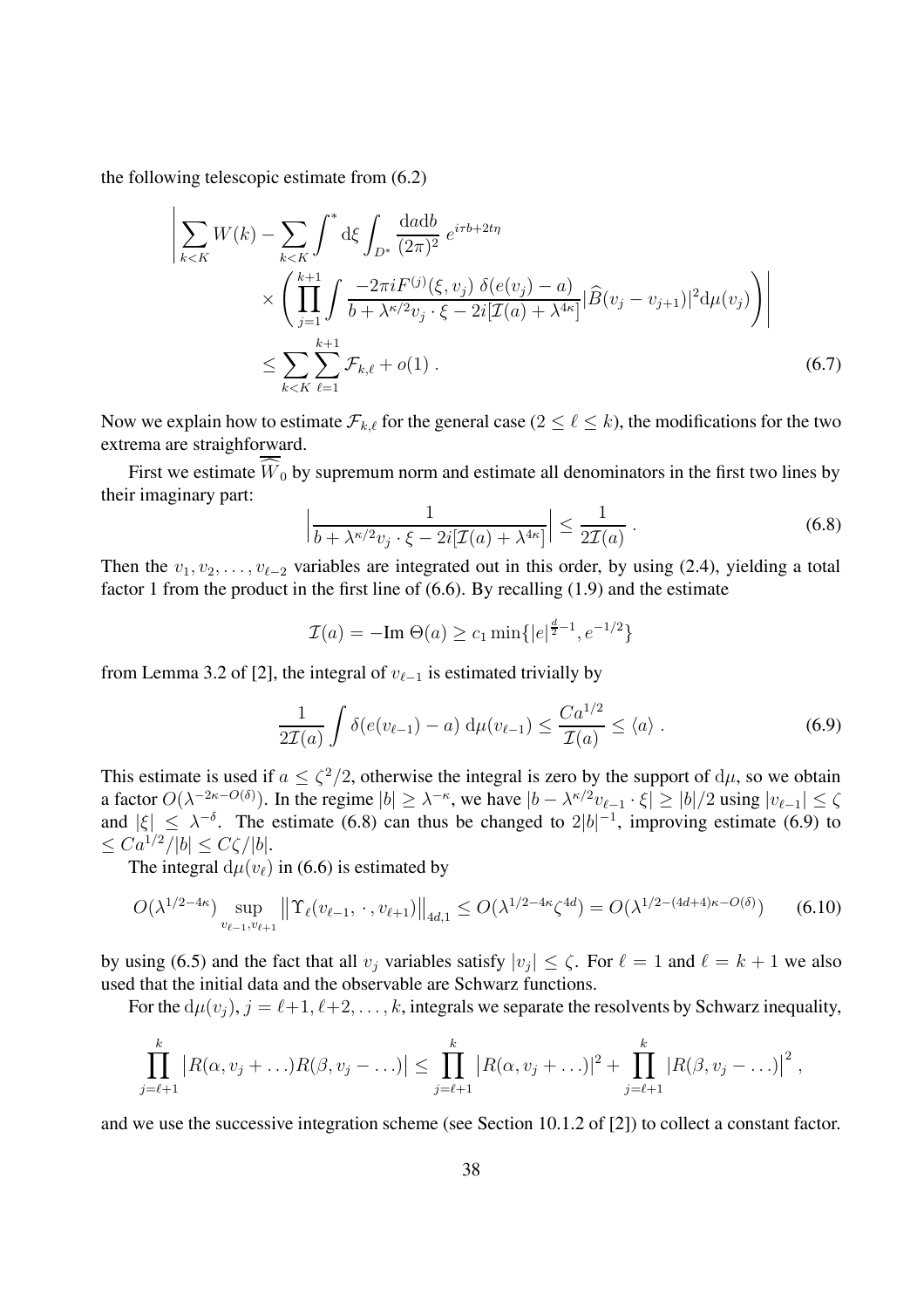the following telescopic estimate from (6.2)

$$
\begin{aligned}
\Bigg| \sum_{k<K} W(k) - \sum_{k<K} \int^{*} \mathrm{d}\xi \int_{D^*} \frac{\mathrm{d}a\mathrm{d}b}{(2\pi)^2}\, e^{i\tau b + 2t\eta} \\
\times \left( \prod_{j=1}^{k+1} \int \frac{-2\pi i F^{(j)}(\xi, v_j)\, \delta(e(v_j) - a)}{b + \lambda^{\kappa/2} v_j \cdot \xi - 2i[\mathcal{I}(a) + \lambda^{4\kappa}]} |\widehat{B}(v_j - v_{j+1})|^2 \mathrm{d}\mu(v_j) \right) \Bigg| \\
\leq \sum_{k<K} \sum_{\ell=1}^{k+1} \mathcal{F}_{k,\ell} + o(1) \, . \qquad (6.7)
\end{aligned}
$$

Now we explain how to estimate $\mathcal{F}_{k,\ell}$ for the general case ($2 \leq \ell \leq k$), the modifications for the two extrema are straighforward.

First we estimate $\widehat{\widehat{W}}_0$ by supremum norm and estimate all denominators in the first two lines by their imaginary part:

$$
\Big| \frac{1}{b + \lambda^{\kappa/2} v_j \cdot \xi - 2i[\mathcal{I}(a) + \lambda^{4\kappa}]} \Big| \leq \frac{1}{2\mathcal{I}(a)} \, . \qquad (6.8)
$$

Then the $v_1, v_2, \ldots, v_{\ell-2}$ variables are integrated out in this order, by using (2.4), yielding a total factor 1 from the product in the first line of (6.6). By recalling (1.9) and the estimate

$$
\mathcal{I}(a) = -\text{Im}\; \Theta(a) \geq c_1 \min\{|e|^{\frac{d}{2}-1}, e^{-1/2}\}
$$

from Lemma 3.2 of [2], the integral of $v_{\ell-1}$ is estimated trivially by

$$
\frac{1}{2\mathcal{I}(a)} \int \delta(e(v_{\ell-1}) - a)\; \mathrm{d}\mu(v_{\ell-1}) \leq \frac{Ca^{1/2}}{\mathcal{I}(a)} \leq \langle a \rangle \, . \qquad (6.9)
$$

This estimate is used if $a \leq \zeta^2/2$, otherwise the integral is zero by the support of $\mathrm{d}\mu$, so we obtain a factor $O(\lambda^{-2\kappa - O(\delta)})$. In the regime $|b| \geq \lambda^{-\kappa}$, we have $|b - \lambda^{\kappa/2} v_{\ell-1} \cdot \xi| \geq |b|/2$ using $|v_{\ell-1}| \leq \zeta$ and $|\xi| \leq \lambda^{-\delta}$. The estimate (6.8) can thus be changed to $2|b|^{-1}$, improving estimate (6.9) to $\leq Ca^{1/2}/|b| \leq C\zeta/|b|$.

The integral $\mathrm{d}\mu(v_\ell)$ in (6.6) is estimated by

$$
O(\lambda^{1/2 - 4\kappa}) \sup_{v_{\ell-1}, v_{\ell+1}} \big\| \Upsilon_\ell(v_{\ell-1}, \cdot, v_{\ell+1}) \big\|_{4d,1} \leq O(\lambda^{1/2-4\kappa}\zeta^{4d}) = O(\lambda^{1/2-(4d+4)\kappa - O(\delta)}) \qquad (6.10)
$$

by using (6.5) and the fact that all $v_j$ variables satisfy $|v_j| \leq \zeta$. For $\ell = 1$ and $\ell = k+1$ we also used that the initial data and the observable are Schwarz functions.

For the $\mathrm{d}\mu(v_j)$, $j = \ell{+}1, \ell{+}2, \ldots, k$, integrals we separate the resolvents by Schwarz inequality,

$$
\prod_{j=\ell+1}^{k} \big| R(\alpha, v_j + \ldots) R(\beta, v_j - \ldots) \big| \leq \prod_{j=\ell+1}^{k} \big| R(\alpha, v_j + \ldots) |^2 + \prod_{j=\ell+1}^{k} |R(\beta, v_j - \ldots) \big|^2 \, ,
$$

and we use the successive integration scheme (see Section 10.1.2 of [2]) to collect a constant factor.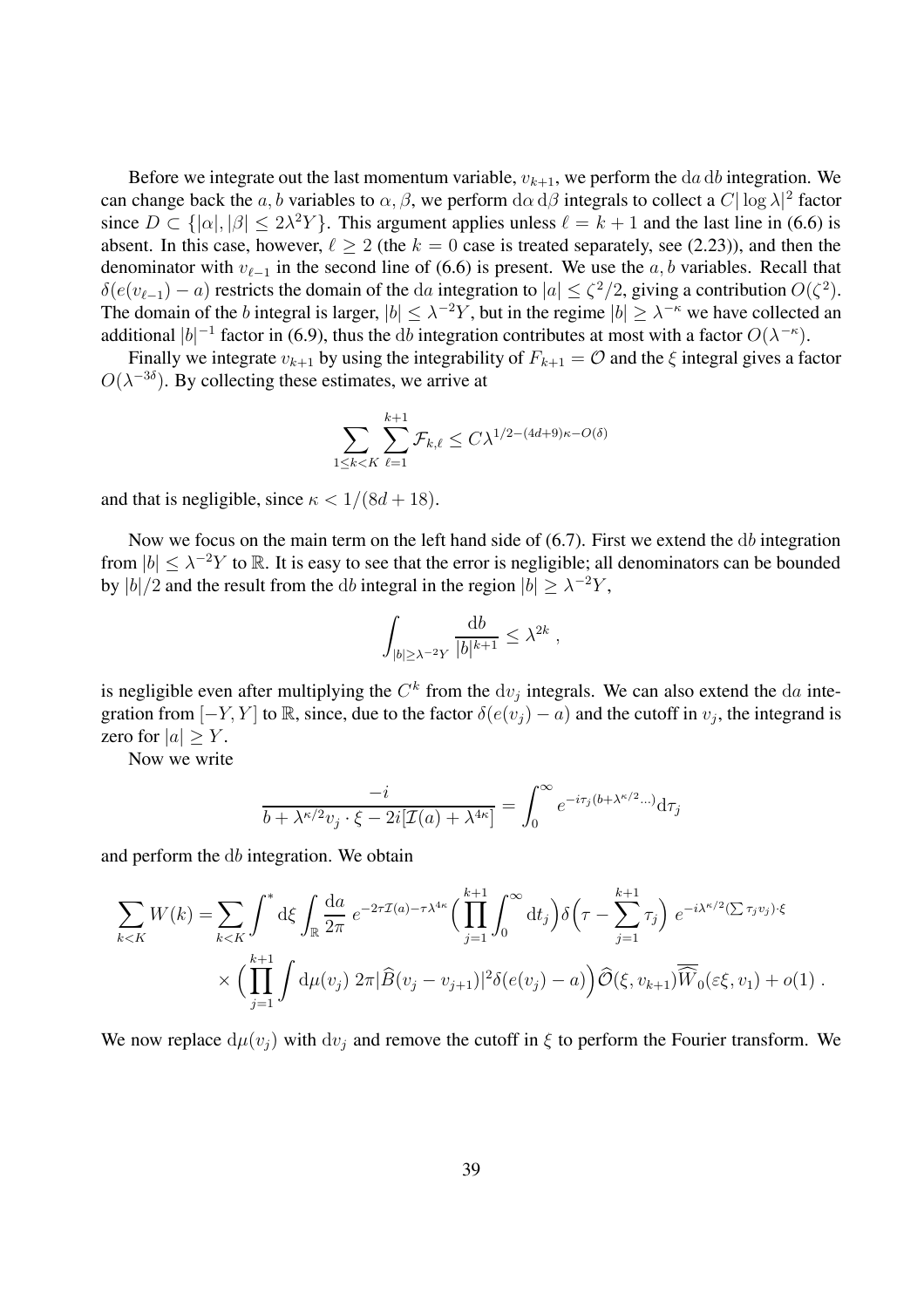Before we integrate out the last momentum variable, $v_{k+1}$, we perform the $\mathrm{d}a\,\mathrm{d}b$ integration. We can change back the $a, b$ variables to $\alpha, \beta$, we perform $\mathrm{d}\alpha\,\mathrm{d}\beta$ integrals to collect a $C|\log \lambda|^2$ factor since $D \subset \{|\alpha|, |\beta| \le 2\lambda^2 Y\}$. This argument applies unless $\ell = k+1$ and the last line in (6.6) is absent. In this case, however, $\ell \ge 2$ (the $k = 0$ case is treated separately, see (2.23)), and then the denominator with $v_{\ell-1}$ in the second line of (6.6) is present. We use the $a, b$ variables. Recall that $\delta(e(v_{\ell-1}) - a)$ restricts the domain of the $\mathrm{d}a$ integration to $|a| \le \zeta^2/2$, giving a contribution $O(\zeta^2)$. The domain of the $b$ integral is larger, $|b| \le \lambda^{-2}Y$, but in the regime $|b| \ge \lambda^{-\kappa}$ we have collected an additional $|b|^{-1}$ factor in (6.9), thus the $\mathrm{d}b$ integration contributes at most with a factor $O(\lambda^{-\kappa})$.

Finally we integrate $v_{k+1}$ by using the integrability of $F_{k+1} = \mathcal{O}$ and the $\xi$ integral gives a factor $O(\lambda^{-3\delta})$. By collecting these estimates, we arrive at

$$
\sum_{1 \le k < K} \sum_{\ell=1}^{k+1} \mathcal{F}_{k,\ell} \le C\lambda^{1/2-(4d+9)\kappa - O(\delta)}
$$

and that is negligible, since $\kappa < 1/(8d+18)$.

Now we focus on the main term on the left hand side of (6.7). First we extend the $\mathrm{d}b$ integration from $|b| \le \lambda^{-2}Y$ to $\mathbb{R}$. It is easy to see that the error is negligible; all denominators can be bounded by $|b|/2$ and the result from the $\mathrm{d}b$ integral in the region $|b| \ge \lambda^{-2}Y$,

$$
\int_{|b| \ge \lambda^{-2}Y} \frac{\mathrm{d}b}{|b|^{k+1}} \le \lambda^{2k} ,
$$

is negligible even after multiplying the $C^k$ from the $\mathrm{d}v_j$ integrals. We can also extend the $\mathrm{d}a$ integration from $[-Y, Y]$ to $\mathbb{R}$, since, due to the factor $\delta(e(v_j) - a)$ and the cutoff in $v_j$, the integrand is zero for $|a| \ge Y$.

Now we write

$$
\frac{-i}{b + \lambda^{\kappa/2} v_j \cdot \xi - 2i[\mathcal{I}(a) + \lambda^{4\kappa}]} = \int_0^\infty e^{-i\tau_j(b+\lambda^{\kappa/2}\ldots)}\mathrm{d}\tau_j
$$

and perform the $\mathrm{d}b$ integration. We obtain

$$
\begin{aligned}
\sum_{k<K} W(k) = \sum_{k<K} \int^{*} \mathrm{d}\xi \int_{\mathbb{R}} \frac{\mathrm{d}a}{2\pi}\, e^{-2\tau\mathcal{I}(a) - \tau\lambda^{4\kappa}} \Big(\prod_{j=1}^{k+1} \int_0^\infty \mathrm{d}t_j\Big) \delta\Big(\tau - \sum_{j=1}^{k+1} \tau_j\Big)\, e^{-i\lambda^{\kappa/2}(\sum \tau_j v_j)\cdot\xi} \\
\times \Big(\prod_{j=1}^{k+1} \int \mathrm{d}\mu(v_j)\, 2\pi |\widehat{B}(v_j - v_{j+1})|^2 \delta(e(v_j) - a)\Big) \widehat{\mathcal{O}}(\xi, v_{k+1}) \overline{\widehat{W}_0}(\varepsilon\xi, v_1) + o(1) \, .
\end{aligned}
$$

We now replace $\mathrm{d}\mu(v_j)$ with $\mathrm{d}v_j$ and remove the cutoff in $\xi$ to perform the Fourier transform. We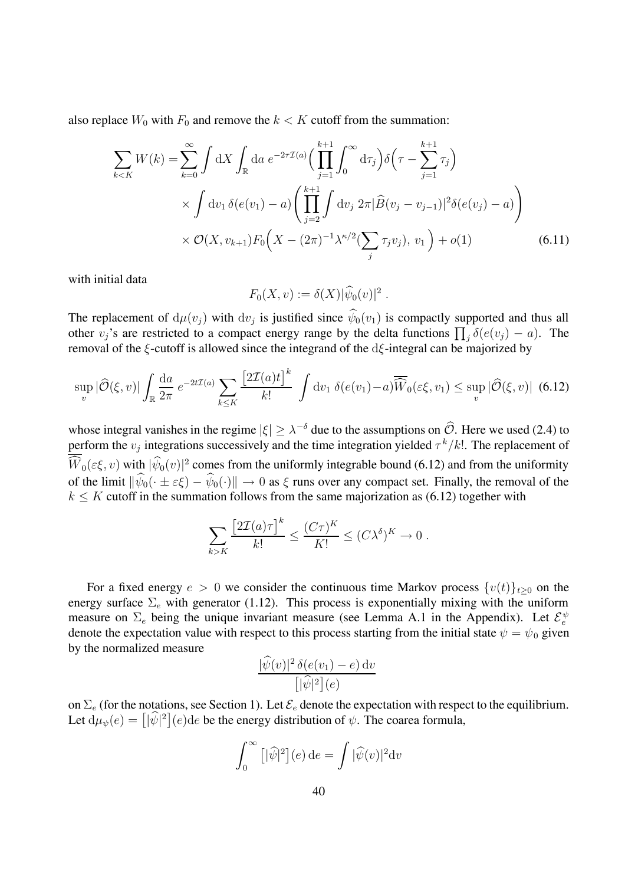also replace $W_0$ with $F_0$ and remove the $k < K$ cutoff from the summation:

$$
\begin{aligned}
\sum_{k<K} W(k) = &\sum_{k=0}^{\infty} \int \mathrm{d}X \int_{\mathbb{R}} \mathrm{d}a \, e^{-2\tau \mathcal{I}(a)} \Big( \prod_{j=1}^{k+1} \int_0^\infty \mathrm{d}\tau_j \Big) \delta\Big(\tau - \sum_{j=1}^{k+1} \tau_j\Big) \\
&\times \int \mathrm{d}v_1 \, \delta(e(v_1) - a) \left( \prod_{j=2}^{k+1} \int \mathrm{d}v_j \, 2\pi |\widehat{B}(v_j - v_{j-1})|^2 \delta(e(v_j) - a) \right) \\
&\times \mathcal{O}(X, v_{k+1}) F_0\Big( X - (2\pi)^{-1} \lambda^{\kappa/2} (\sum_j \tau_j v_j), \, v_1 \Big) + o(1)
\end{aligned}
\tag{6.11}
$$

with initial data

$$
F_0(X, v) := \delta(X) |\widehat{\psi}_0(v)|^2 \, .
$$

The replacement of $\mathrm{d}\mu(v_j)$ with $\mathrm{d}v_j$ is justified since $\widehat{\psi}_0(v_1)$ is compactly supported and thus all other $v_j$'s are restricted to a compact energy range by the delta functions $\prod_j \delta(e(v_j) - a)$. The removal of the $\xi$-cutoff is allowed since the integrand of the $\mathrm{d}\xi$-integral can be majorized by

$$
\sup_v |\widehat{\mathcal{O}}(\xi, v)| \int_{\mathbb{R}} \frac{\mathrm{d}a}{2\pi} \, e^{-2t\mathcal{I}(a)} \sum_{k \le K} \frac{\big[2\mathcal{I}(a)t\big]^k}{k!} \int \mathrm{d}v_1 \, \delta(e(v_1) - a) \overline{\overline{\widehat{W}}}_0(\varepsilon\xi, v_1) \le \sup_v |\widehat{\mathcal{O}}(\xi, v)| \tag{6.12}
$$

whose integral vanishes in the regime $|\xi| \ge \lambda^{-\delta}$ due to the assumptions on $\widehat{\mathcal{O}}$. Here we used (2.4) to perform the $v_j$ integrations successively and the time integration yielded $\tau^k/k!$. The replacement of $\overline{\overline{\widehat{W}}}_0(\varepsilon\xi, v)$ with $|\widehat{\psi}_0(v)|^2$ comes from the uniformly integrable bound (6.12) and from the uniformity of the limit $\|\widehat{\psi}_0(\cdot \pm \varepsilon\xi) - \widehat{\psi}_0(\cdot)\| \to 0$ as $\xi$ runs over any compact set. Finally, the removal of the $k \le K$ cutoff in the summation follows from the same majorization as (6.12) together with

$$
\sum_{k > K} \frac{\big[2\mathcal{I}(a)\tau\big]^k}{k!} \le \frac{(C\tau)^K}{K!} \le (C\lambda^\delta)^K \to 0 \, .
$$

For a fixed energy $e > 0$ we consider the continuous time Markov process $\{v(t)\}_{t \ge 0}$ on the energy surface $\Sigma_e$ with generator (1.12). This process is exponentially mixing with the uniform measure on $\Sigma_e$ being the unique invariant measure (see Lemma A.1 in the Appendix). Let $\mathcal{E}_e^\psi$ denote the expectation value with respect to this process starting from the initial state $\psi = \psi_0$ given by the normalized measure

$$
\frac{|\widehat{\psi}(v)|^2 \, \delta(e(v_1) - e) \, \mathrm{d}v}{\big[|\widehat{\psi}|^2\big](e)}
$$

on $\Sigma_e$ (for the notations, see Section 1). Let $\mathcal{E}_e$ denote the expectation with respect to the equilibrium. Let $\mathrm{d}\mu_\psi(e) = \big[|\widehat{\psi}|^2\big](e)\mathrm{d}e$ be the energy distribution of $\psi$. The coarea formula,

$$
\int_0^\infty \big[|\widehat{\psi}|^2\big](e) \, \mathrm{d}e = \int |\widehat{\psi}(v)|^2 \mathrm{d}v
$$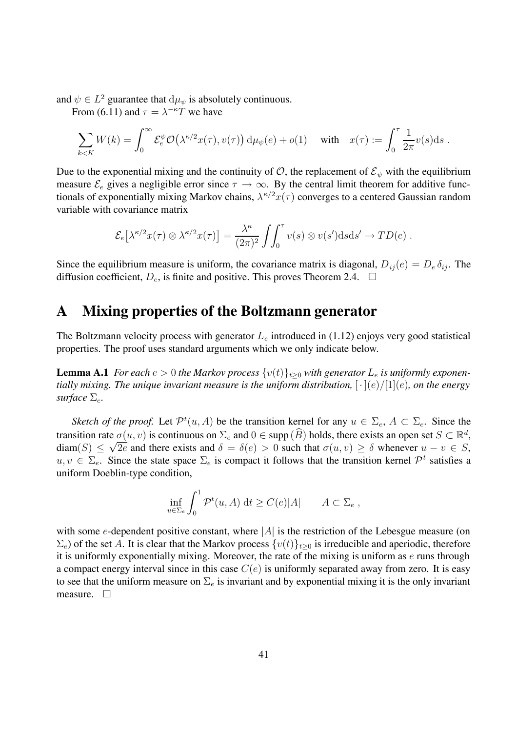and $\psi \in L^2$ guarantee that $\mathrm{d}\mu_\psi$ is absolutely continuous.

From (6.11) and $\tau = \lambda^{-\kappa}T$ we have

$$
\sum_{k<K} W(k) = \int_0^\infty \mathcal{E}_e^\psi \mathcal{O}\big(\lambda^{\kappa/2}x(\tau), v(\tau)\big)\,\mathrm{d}\mu_\psi(e) + o(1) \quad \text{ with } \quad x(\tau) := \int_0^\tau \frac{1}{2\pi} v(s)\mathrm{d}s \; .
$$

Due to the exponential mixing and the continuity of $\mathcal{O}$, the replacement of $\mathcal{E}_\psi$ with the equilibrium measure $\mathcal{E}_e$ gives a negligible error since $\tau \to \infty$. By the central limit theorem for additive functionals of exponentially mixing Markov chains, $\lambda^{\kappa/2}x(\tau)$ converges to a centered Gaussian random variable with covariance matrix

$$
\mathcal{E}_e\big[\lambda^{\kappa/2}x(\tau) \otimes \lambda^{\kappa/2}x(\tau)\big] = \frac{\lambda^\kappa}{(2\pi)^2} \iint_0^\tau v(s) \otimes v(s')\mathrm{d}s\mathrm{d}s' \to TD(e) \; .
$$

Since the equilibrium measure is uniform, the covariance matrix is diagonal, $D_{ij}(e) = D_e\,\delta_{ij}$. The diffusion coefficient, $D_e$, is finite and positive. This proves Theorem 2.4. $\square$

# A Mixing properties of the Boltzmann generator

The Boltzmann velocity process with generator $L_e$ introduced in (1.12) enjoys very good statistical properties. The proof uses standard arguments which we only indicate below.

**Lemma A.1** *For each $e > 0$ the Markov process $\{v(t)\}_{t\geq 0}$ with generator $L_e$ is uniformly exponentially mixing. The unique invariant measure is the uniform distribution, $[\,\cdot\,](e)/[1](e)$, on the energy surface $\Sigma_e$.*

*Sketch of the proof.* Let $\mathcal{P}^t(u, A)$ be the transition kernel for any $u \in \Sigma_e$, $A \subset \Sigma_e$. Since the transition rate $\sigma(u, v)$ is continuous on $\Sigma_e$ and $0 \in \mathrm{supp}\,(\widehat{B})$ holds, there exists an open set $S \subset \mathbb{R}^d$, $\mathrm{diam}(S) \leq \sqrt{2e}$ and there exists and $\delta = \delta(e) > 0$ such that $\sigma(u, v) \geq \delta$ whenever $u - v \in S$, $u, v \in \Sigma_e$. Since the state space $\Sigma_e$ is compact it follows that the transition kernel $\mathcal{P}^t$ satisfies a uniform Doeblin-type condition,

$$
\inf_{u\in\Sigma_e} \int_0^1 \mathcal{P}^t(u, A)\;\mathrm{d}t \geq C(e)|A| \qquad A \subset \Sigma_e \; ,
$$

with some $e$-dependent positive constant, where $|A|$ is the restriction of the Lebesgue measure (on $\Sigma_e$) of the set $A$. It is clear that the Markov process $\{v(t)\}_{t\geq 0}$ is irreducible and aperiodic, therefore it is uniformly exponentially mixing. Moreover, the rate of the mixing is uniform as $e$ runs through a compact energy interval since in this case $C(e)$ is uniformly separated away from zero. It is easy to see that the uniform measure on $\Sigma_e$ is invariant and by exponential mixing it is the only invariant measure. $\square$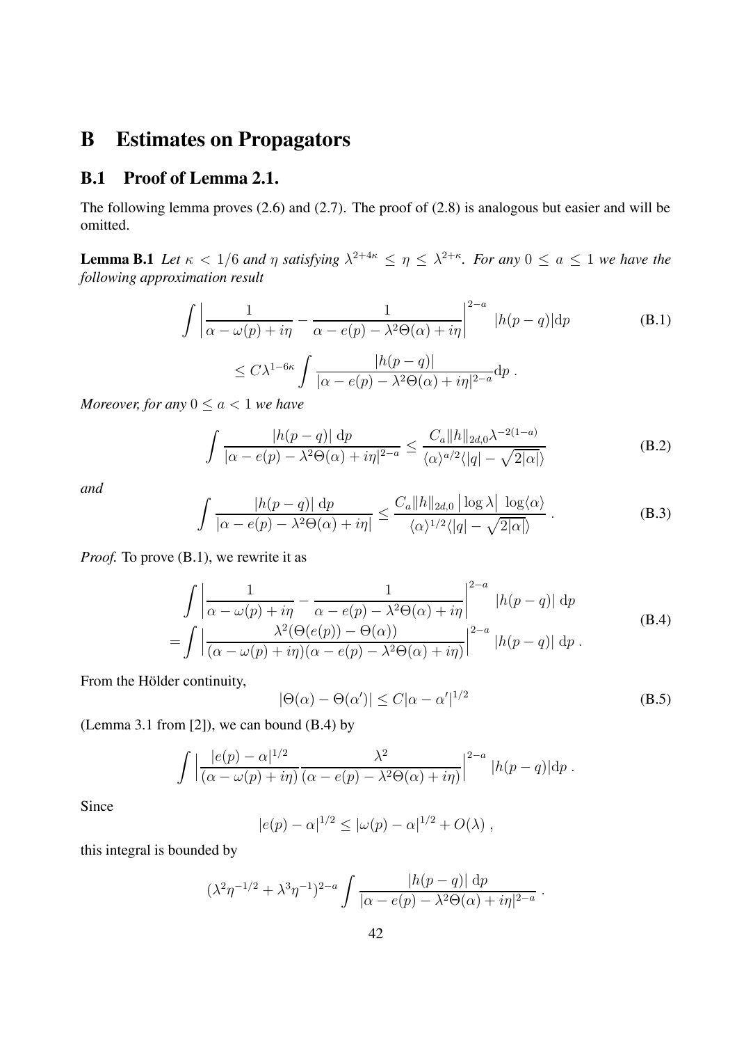# B Estimates on Propagators

## B.1 Proof of Lemma 2.1.

The following lemma proves (2.6) and (2.7). The proof of (2.8) is analogous but easier and will be omitted.

**Lemma B.1** *Let $\kappa < 1/6$ and $\eta$ satisfying $\lambda^{2+4\kappa} \leq \eta \leq \lambda^{2+\kappa}$. For any $0 \leq a \leq 1$ we have the following approximation result*

$$\int \left| \frac{1}{\alpha - \omega(p) + i\eta} - \frac{1}{\alpha - e(p) - \lambda^2 \Theta(\alpha) + i\eta} \right|^{2-a} |h(p-q)| \mathrm{d}p \tag{B.1}$$
$$\leq C\lambda^{1-6\kappa} \int \frac{|h(p-q)|}{|\alpha - e(p) - \lambda^2\Theta(\alpha) + i\eta|^{2-a}} \mathrm{d}p \; .$$

*Moreover, for any $0 \leq a < 1$ we have*

$$\int \frac{|h(p-q)| \; \mathrm{d}p}{|\alpha - e(p) - \lambda^2\Theta(\alpha) + i\eta|^{2-a}} \leq \frac{C_a \|h\|_{2d,0} \lambda^{-2(1-a)}}{\langle \alpha \rangle^{a/2} \langle |q| - \sqrt{2|\alpha|} \rangle} \tag{B.2}$$

*and*

$$\int \frac{|h(p-q)| \; \mathrm{d}p}{|\alpha - e(p) - \lambda^2\Theta(\alpha) + i\eta|} \leq \frac{C_a \|h\|_{2d,0} \left| \log \lambda \right| \; \log\langle \alpha \rangle}{\langle \alpha \rangle^{1/2} \langle |q| - \sqrt{2|\alpha|} \rangle} \; . \tag{B.3}$$

*Proof.* To prove (B.1), we rewrite it as

$$\begin{aligned} &\int \left| \frac{1}{\alpha - \omega(p) + i\eta} - \frac{1}{\alpha - e(p) - \lambda^2\Theta(\alpha) + i\eta} \right|^{2-a} |h(p-q)| \; \mathrm{d}p \\ =&\int \Big| \frac{\lambda^2 (\Theta(e(p)) - \Theta(\alpha))}{(\alpha - \omega(p) + i\eta)(\alpha - e(p) - \lambda^2\Theta(\alpha) + i\eta)} \Big|^{2-a} |h(p-q)| \; \mathrm{d}p \; . \end{aligned} \tag{B.4}$$

From the Hölder continuity,

$$|\Theta(\alpha) - \Theta(\alpha')| \leq C|\alpha - \alpha'|^{1/2} \tag{B.5}$$

(Lemma 3.1 from [2]), we can bound (B.4) by

$$\int \Big| \frac{|e(p) - \alpha|^{1/2}}{(\alpha - \omega(p) + i\eta)} \frac{\lambda^2}{(\alpha - e(p) - \lambda^2\Theta(\alpha) + i\eta)} \Big|^{2-a} |h(p-q)| \mathrm{d}p \; .$$

Since

$$|e(p) - \alpha|^{1/2} \leq |\omega(p) - \alpha|^{1/2} + O(\lambda) \; ,$$

this integral is bounded by

$$(\lambda^2 \eta^{-1/2} + \lambda^3 \eta^{-1})^{2-a} \int \frac{|h(p-q)| \; \mathrm{d}p}{|\alpha - e(p) - \lambda^2\Theta(\alpha) + i\eta|^{2-a}} \; .$$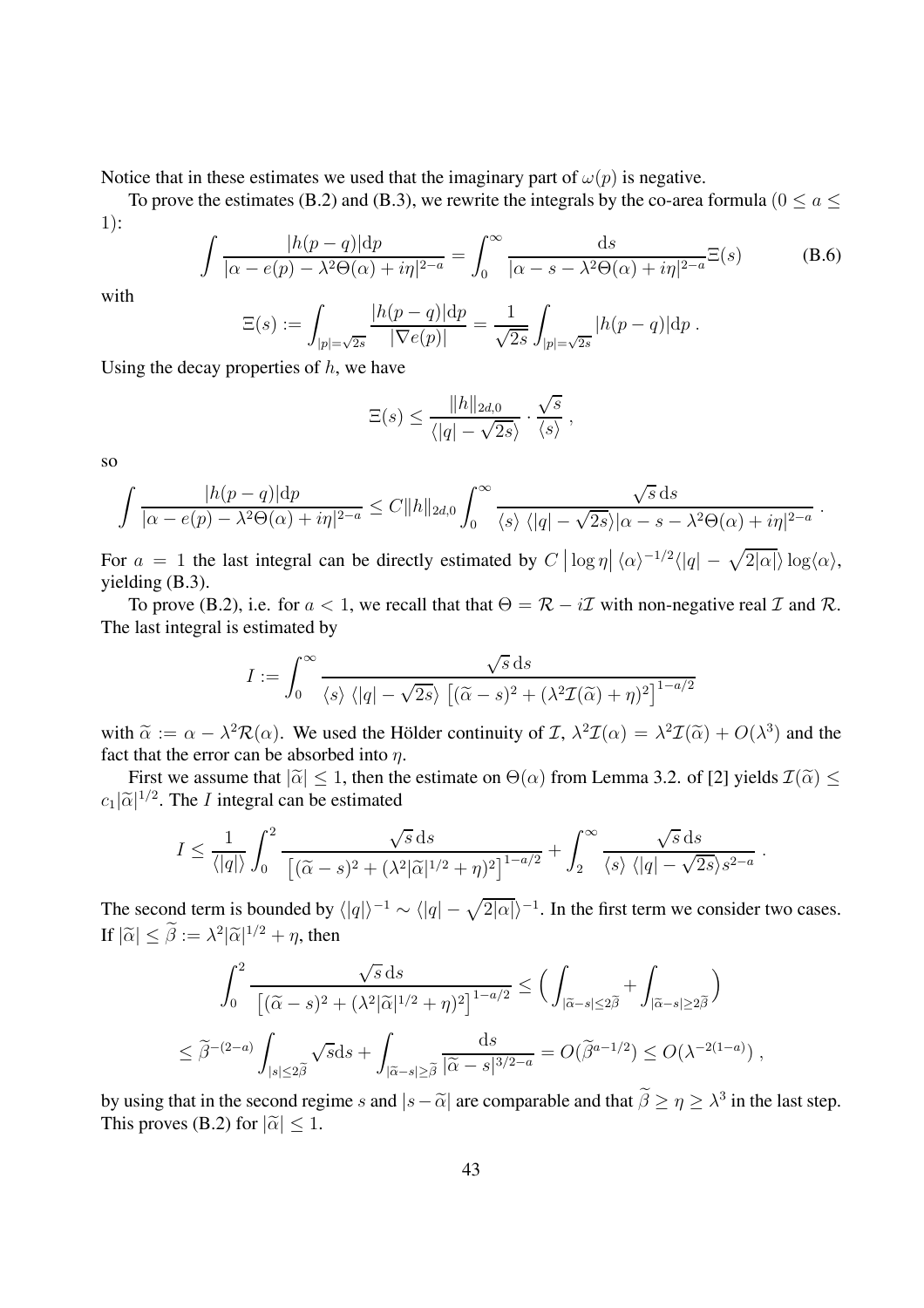Notice that in these estimates we used that the imaginary part of $\omega(p)$ is negative.

To prove the estimates (B.2) and (B.3), we rewrite the integrals by the co-area formula ($0 \le a \le 1$):

$$\int \frac{|h(p-q)|\mathrm{d}p}{|\alpha - e(p) - \lambda^2\Theta(\alpha) + i\eta|^{2-a}} = \int_0^\infty \frac{\mathrm{d}s}{|\alpha - s - \lambda^2\Theta(\alpha) + i\eta|^{2-a}}\Xi(s) \tag{B.6}$$

with

$$\Xi(s) := \int_{|p|=\sqrt{2s}} \frac{|h(p-q)|\mathrm{d}p}{|\nabla e(p)|} = \frac{1}{\sqrt{2s}}\int_{|p|=\sqrt{2s}} |h(p-q)|\mathrm{d}p \, .$$

Using the decay properties of $h$, we have

$$\Xi(s) \le \frac{\|h\|_{2d,0}}{\langle |q| - \sqrt{2s}\rangle} \cdot \frac{\sqrt{s}}{\langle s\rangle} \, ,$$

so

$$\int \frac{|h(p-q)|\mathrm{d}p}{|\alpha - e(p) - \lambda^2\Theta(\alpha) + i\eta|^{2-a}} \le C\|h\|_{2d,0}\int_0^\infty \frac{\sqrt{s}\,\mathrm{d}s}{\langle s\rangle\,\langle |q| - \sqrt{2s}\rangle |\alpha - s - \lambda^2\Theta(\alpha) + i\eta|^{2-a}} \, .$$

For $a = 1$ the last integral can be directly estimated by $C\left|\log\eta\right|\langle\alpha\rangle^{-1/2}\langle |q| - \sqrt{2|\alpha|}\rangle\log\langle\alpha\rangle$, yielding (B.3).

To prove (B.2), i.e. for $a < 1$, we recall that that $\Theta = \mathcal{R} - i\mathcal{I}$ with non-negative real $\mathcal{I}$ and $\mathcal{R}$. The last integral is estimated by

$$I := \int_0^\infty \frac{\sqrt{s}\,\mathrm{d}s}{\langle s\rangle\,\langle |q| - \sqrt{2s}\rangle\,\left[(\widetilde{\alpha} - s)^2 + (\lambda^2\mathcal{I}(\widetilde{\alpha}) + \eta)^2\right]^{1-a/2}}$$

with $\widetilde{\alpha} := \alpha - \lambda^2\mathcal{R}(\alpha)$. We used the Hölder continuity of $\mathcal{I}$, $\lambda^2\mathcal{I}(\alpha) = \lambda^2\mathcal{I}(\widetilde{\alpha}) + O(\lambda^3)$ and the fact that the error can be absorbed into $\eta$.

First we assume that $|\widetilde{\alpha}| \le 1$, then the estimate on $\Theta(\alpha)$ from Lemma 3.2. of [2] yields $\mathcal{I}(\widetilde{\alpha}) \le c_1|\widetilde{\alpha}|^{1/2}$. The $I$ integral can be estimated

$$I \le \frac{1}{\langle |q|\rangle}\int_0^2 \frac{\sqrt{s}\,\mathrm{d}s}{\left[(\widetilde{\alpha} - s)^2 + (\lambda^2|\widetilde{\alpha}|^{1/2} + \eta)^2\right]^{1-a/2}} + \int_2^\infty \frac{\sqrt{s}\,\mathrm{d}s}{\langle s\rangle\,\langle |q| - \sqrt{2s}\rangle s^{2-a}} \, .$$

The second term is bounded by $\langle |q|\rangle^{-1} \sim \langle |q| - \sqrt{2|\alpha|}\rangle^{-1}$. In the first term we consider two cases. If $|\widetilde{\alpha}| \le \widetilde{\beta} := \lambda^2|\widetilde{\alpha}|^{1/2} + \eta$, then

$$\int_0^2 \frac{\sqrt{s}\,\mathrm{d}s}{\left[(\widetilde{\alpha} - s)^2 + (\lambda^2|\widetilde{\alpha}|^{1/2} + \eta)^2\right]^{1-a/2}} \le \Big(\int_{|\widetilde{\alpha} - s| \le 2\widetilde{\beta}} + \int_{|\widetilde{\alpha} - s| \ge 2\widetilde{\beta}}\Big)$$

$$\le \widetilde{\beta}^{-(2-a)}\int_{|s| \le 2\widetilde{\beta}} \sqrt{s}\mathrm{d}s + \int_{|\widetilde{\alpha} - s| \ge \widetilde{\beta}} \frac{\mathrm{d}s}{|\widetilde{\alpha} - s|^{3/2-a}} = O(\widetilde{\beta}^{a-1/2}) \le O(\lambda^{-2(1-a)}) \, ,$$

by using that in the second regime $s$ and $|s - \widetilde{\alpha}|$ are comparable and that $\widetilde{\beta} \ge \eta \ge \lambda^3$ in the last step. This proves (B.2) for $|\widetilde{\alpha}| \le 1$.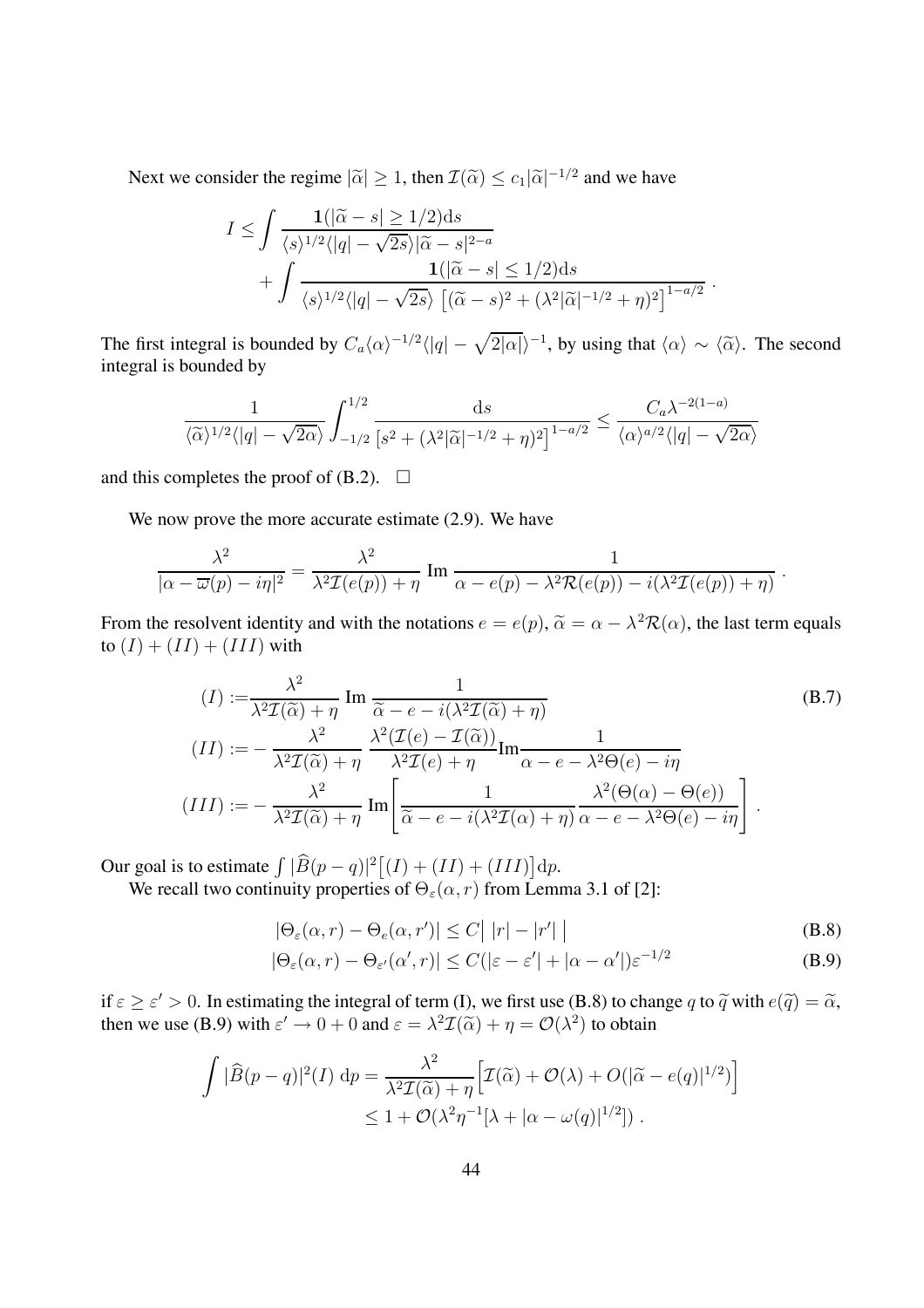Next we consider the regime $|\widetilde{\alpha}| \geq 1$, then $\mathcal{I}(\widetilde{\alpha}) \leq c_1 |\widetilde{\alpha}|^{-1/2}$ and we have

$$
\begin{aligned}
I \leq \int & \frac{\mathbf{1}(|\widetilde{\alpha} - s| \geq 1/2)\mathrm{d}s}{\langle s\rangle^{1/2}\langle |q| - \sqrt{2s}\rangle |\widetilde{\alpha} - s|^{2-a}} \\
&+ \int \frac{\mathbf{1}(|\widetilde{\alpha} - s| \leq 1/2)\mathrm{d}s}{\langle s\rangle^{1/2}\langle |q| - \sqrt{2s}\rangle \left[(\widetilde{\alpha} - s)^2 + (\lambda^2 |\widetilde{\alpha}|^{-1/2} + \eta)^2\right]^{1-a/2}} \, .
\end{aligned}
$$

The first integral is bounded by $C_a \langle \alpha \rangle^{-1/2} \langle |q| - \sqrt{2|\alpha|}\rangle^{-1}$, by using that $\langle \alpha \rangle \sim \langle \widetilde{\alpha} \rangle$. The second integral is bounded by

$$
\frac{1}{\langle \widetilde{\alpha} \rangle^{1/2} \langle |q| - \sqrt{2\alpha}\rangle} \int_{-1/2}^{1/2} \frac{\mathrm{d}s}{\left[s^2 + (\lambda^2 |\widetilde{\alpha}|^{-1/2} + \eta)^2\right]^{1-a/2}} \leq \frac{C_a \lambda^{-2(1-a)}}{\langle \alpha \rangle^{a/2} \langle |q| - \sqrt{2\alpha}\rangle}
$$

and this completes the proof of (B.2). $\square$

We now prove the more accurate estimate (2.9). We have

$$
\frac{\lambda^2}{|\alpha - \overline{\omega}(p) - i\eta|^2} = \frac{\lambda^2}{\lambda^2 \mathcal{I}(e(p)) + \eta} \, \mathrm{Im} \, \frac{1}{\alpha - e(p) - \lambda^2 \mathcal{R}(e(p)) - i(\lambda^2 \mathcal{I}(e(p)) + \eta)} \, .
$$

From the resolvent identity and with the notations $e = e(p)$, $\widetilde{\alpha} = \alpha - \lambda^2 \mathcal{R}(\alpha)$, the last term equals to $(I) + (II) + (III)$ with

$$
\begin{aligned}
(I) :=& \frac{\lambda^2}{\lambda^2 \mathcal{I}(\widetilde{\alpha}) + \eta} \, \mathrm{Im} \, \frac{1}{\widetilde{\alpha} - e - i(\lambda^2 \mathcal{I}(\widetilde{\alpha}) + \eta)} \\
(II) :=& - \frac{\lambda^2}{\lambda^2 \mathcal{I}(\widetilde{\alpha}) + \eta} \, \frac{\lambda^2 (\mathcal{I}(e) - \mathcal{I}(\widetilde{\alpha}))}{\lambda^2 \mathcal{I}(e) + \eta} \mathrm{Im} \frac{1}{\alpha - e - \lambda^2 \Theta(e) - i\eta} \\
(III) :=& - \frac{\lambda^2}{\lambda^2 \mathcal{I}(\widetilde{\alpha}) + \eta} \, \mathrm{Im} \Bigg[ \frac{1}{\widetilde{\alpha} - e - i(\lambda^2 \mathcal{I}(\alpha) + \eta)} \frac{\lambda^2 (\Theta(\alpha) - \Theta(e))}{\alpha - e - \lambda^2 \Theta(e) - i\eta} \Bigg] \, .
\end{aligned}
\tag{B.7}
$$

Our goal is to estimate $\int |\widehat{B}(p-q)|^2 \big[(I) + (II) + (III)\big] \mathrm{d}p$.

We recall two continuity properties of $\Theta_\varepsilon(\alpha, r)$ from Lemma 3.1 of [2]:

$$
|\Theta_\varepsilon(\alpha, r) - \Theta_e(\alpha, r')| \leq C \big| \, |r| - |r'| \, \big| \tag{B.8}
$$

$$
|\Theta_\varepsilon(\alpha, r) - \Theta_{\varepsilon'}(\alpha', r)| \leq C(|\varepsilon - \varepsilon'| + |\alpha - \alpha'|)\varepsilon^{-1/2} \tag{B.9}
$$

if $\varepsilon \geq \varepsilon' > 0$. In estimating the integral of term (I), we first use (B.8) to change $q$ to $\widetilde{q}$ with $e(\widetilde{q}) = \widetilde{\alpha}$, then we use (B.9) with $\varepsilon' \to 0 + 0$ and $\varepsilon = \lambda^2 \mathcal{I}(\widetilde{\alpha}) + \eta = \mathcal{O}(\lambda^2)$ to obtain

$$
\begin{aligned}
\int |\widehat{B}(p-q)|^2 (I) \, \mathrm{d}p &= \frac{\lambda^2}{\lambda^2 \mathcal{I}(\widetilde{\alpha}) + \eta} \Big[ \mathcal{I}(\widetilde{\alpha}) + \mathcal{O}(\lambda) + O(|\widetilde{\alpha} - e(q)|^{1/2}) \Big] \\
&\leq 1 + \mathcal{O}(\lambda^2 \eta^{-1} [\lambda + |\alpha - \omega(q)|^{1/2}]) \, .
\end{aligned}
$$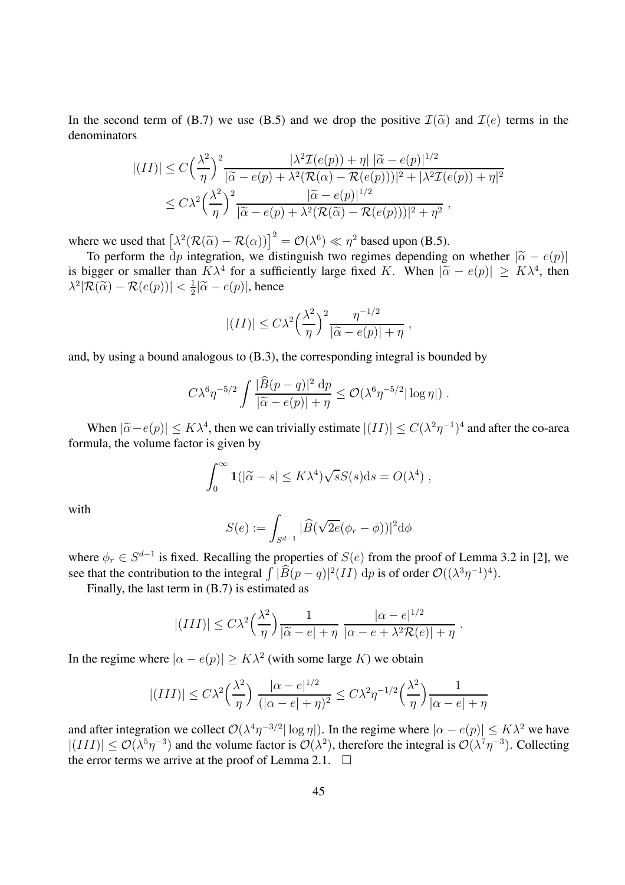In the second term of (B.7) we use (B.5) and we drop the positive $\mathcal{I}(\widetilde{\alpha})$ and $\mathcal{I}(e)$ terms in the denominators

$$
\begin{aligned}
|(II)| &\leq C\Big(\frac{\lambda^2}{\eta}\Big)^2 \frac{|\lambda^2 \mathcal{I}(e(p)) + \eta| \; |\widetilde{\alpha} - e(p)|^{1/2}}{|\widetilde{\alpha} - e(p) + \lambda^2(\mathcal{R}(\alpha) - \mathcal{R}(e(p)))|^2 + |\lambda^2 \mathcal{I}(e(p)) + \eta|^2} \\
&\leq C\lambda^2 \Big(\frac{\lambda^2}{\eta}\Big)^2 \frac{|\widetilde{\alpha} - e(p)|^{1/2}}{|\widetilde{\alpha} - e(p) + \lambda^2(\mathcal{R}(\widetilde{\alpha}) - \mathcal{R}(e(p)))|^2 + \eta^2} \; ,
\end{aligned}
$$

where we used that $\big[\lambda^2(\mathcal{R}(\widetilde{\alpha}) - \mathcal{R}(\alpha))\big]^2 = \mathcal{O}(\lambda^6) \ll \eta^2$ based upon (B.5).

To perform the $\mathrm{d}p$ integration, we distinguish two regimes depending on whether $|\widetilde{\alpha} - e(p)|$ is bigger or smaller than $K\lambda^4$ for a sufficiently large fixed $K$. When $|\widetilde{\alpha} - e(p)| \geq K\lambda^4$, then $\lambda^2 |\mathcal{R}(\widetilde{\alpha}) - \mathcal{R}(e(p))| < \frac{1}{2}|\widetilde{\alpha} - e(p)|$, hence

$$
|(II)| \leq C\lambda^2 \Big(\frac{\lambda^2}{\eta}\Big)^2 \frac{\eta^{-1/2}}{|\widetilde{\alpha} - e(p)| + \eta} \; ,
$$

and, by using a bound analogous to (B.3), the corresponding integral is bounded by

$$
C\lambda^6 \eta^{-5/2} \int \frac{|\widehat{B}(p-q)|^2 \, \mathrm{d}p}{|\widetilde{\alpha} - e(p)| + \eta} \leq \mathcal{O}(\lambda^6 \eta^{-5/2} |\log \eta|) \; .
$$

When $|\widetilde{\alpha} - e(p)| \leq K\lambda^4$, then we can trivially estimate $|(II)| \leq C(\lambda^2\eta^{-1})^4$ and after the co-area formula, the volume factor is given by

$$
\int_0^\infty \mathbf{1}(|\widetilde{\alpha} - s| \leq K\lambda^4) \sqrt{s} S(s) \mathrm{d}s = O(\lambda^4) \; ,
$$

with

$$
S(e) := \int_{S^{d-1}} |\widehat{B}(\sqrt{2e}(\phi_r - \phi))|^2 \mathrm{d}\phi
$$

where $\phi_r \in S^{d-1}$ is fixed. Recalling the properties of $S(e)$ from the proof of Lemma 3.2 in [2], we see that the contribution to the integral $\int |\widehat{B}(p-q)|^2 (II) \; \mathrm{d}p$ is of order $\mathcal{O}((\lambda^3\eta^{-1})^4)$.

Finally, the last term in (B.7) is estimated as

$$
|(III)| \leq C\lambda^2 \Big(\frac{\lambda^2}{\eta}\Big) \frac{1}{|\widetilde{\alpha} - e| + \eta} \; \frac{|\alpha - e|^{1/2}}{|\alpha - e + \lambda^2 \mathcal{R}(e)| + \eta} \; .
$$

In the regime where $|\alpha - e(p)| \geq K\lambda^2$ (with some large $K$) we obtain

$$
|(III)| \leq C\lambda^2 \Big(\frac{\lambda^2}{\eta}\Big) \; \frac{|\alpha - e|^{1/2}}{(|\alpha - e| + \eta)^2} \leq C\lambda^2 \eta^{-1/2} \Big(\frac{\lambda^2}{\eta}\Big) \frac{1}{|\alpha - e| + \eta}
$$

and after integration we collect $\mathcal{O}(\lambda^4 \eta^{-3/2} |\log \eta|)$. In the regime where $|\alpha - e(p)| \leq K\lambda^2$ we have $|(III)| \leq \mathcal{O}(\lambda^5 \eta^{-3})$ and the volume factor is $\mathcal{O}(\lambda^2)$, therefore the integral is $\mathcal{O}(\lambda^7 \eta^{-3})$. Collecting the error terms we arrive at the proof of Lemma 2.1. $\square$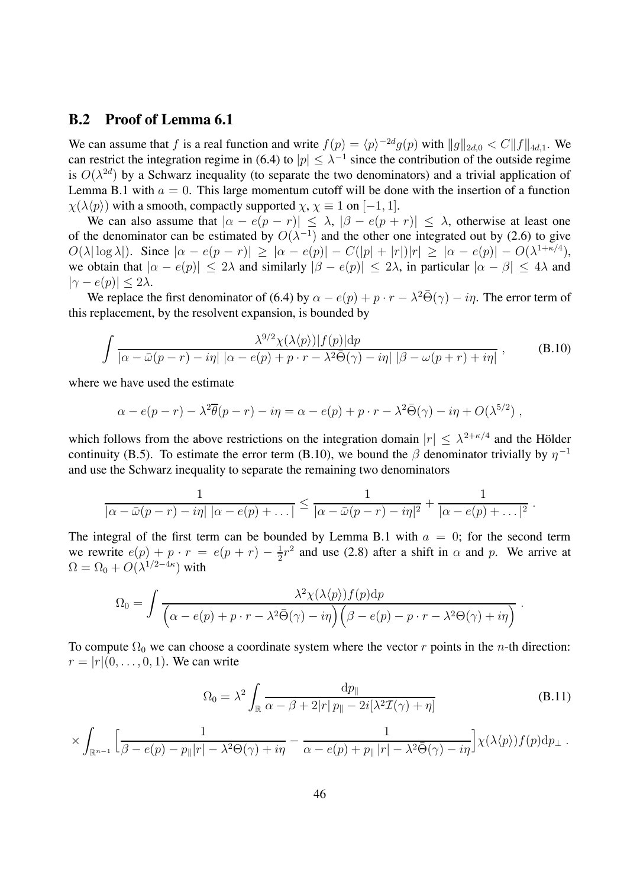## B.2 Proof of Lemma 6.1

We can assume that $f$ is a real function and write $f(p) = \langle p \rangle^{-2d} g(p)$ with $\|g\|_{2d,0} < C\|f\|_{4d,1}$. We can restrict the integration regime in (6.4) to $|p| \le \lambda^{-1}$ since the contribution of the outside regime is $O(\lambda^{2d})$ by a Schwarz inequality (to separate the two denominators) and a trivial application of Lemma B.1 with $a = 0$. This large momentum cutoff will be done with the insertion of a function $\chi(\lambda\langle p\rangle)$ with a smooth, compactly supported $\chi$, $\chi \equiv 1$ on $[-1, 1]$.

We can also assume that $|\alpha - e(p - r)| \le \lambda$, $|\beta - e(p + r)| \le \lambda$, otherwise at least one of the denominator can be estimated by $O(\lambda^{-1})$ and the other one integrated out by (2.6) to give $O(\lambda|\log \lambda|)$. Since $|\alpha - e(p - r)| \ge |\alpha - e(p)| - C(|p| + |r|)|r| \ge |\alpha - e(p)| - O(\lambda^{1+\kappa/4})$, we obtain that $|\alpha - e(p)| \le 2\lambda$ and similarly $|\beta - e(p)| \le 2\lambda$, in particular $|\alpha - \beta| \le 4\lambda$ and $|\gamma - e(p)| \le 2\lambda$.

We replace the first denominator of (6.4) by $\alpha - e(p) + p \cdot r - \lambda^2\bar{\Theta}(\gamma) - i\eta$. The error term of this replacement, by the resolvent expansion, is bounded by

$$
\int \frac{\lambda^{9/2}\chi(\lambda\langle p\rangle)|f(p)|\mathrm{d}p}{|\alpha - \bar{\omega}(p - r) - i\eta|\;|\alpha - e(p) + p \cdot r - \lambda^2\bar{\Theta}(\gamma) - i\eta|\;|\beta - \omega(p + r) + i\eta|}\,, \tag{B.10}
$$

where we have used the estimate

$$
\alpha - e(p - r) - \lambda^2\overline{\theta}(p - r) - i\eta = \alpha - e(p) + p \cdot r - \lambda^2\bar{\Theta}(\gamma) - i\eta + O(\lambda^{5/2})\,,
$$

which follows from the above restrictions on the integration domain $|r| \le \lambda^{2+\kappa/4}$ and the Hölder continuity (B.5). To estimate the error term (B.10), we bound the $\beta$ denominator trivially by $\eta^{-1}$ and use the Schwarz inequality to separate the remaining two denominators

$$
\frac{1}{|\alpha - \bar{\omega}(p - r) - i\eta|\;|\alpha - e(p) + \ldots|} \le \frac{1}{|\alpha - \bar{\omega}(p - r) - i\eta|^2} + \frac{1}{|\alpha - e(p) + \ldots|^2}\,.
$$

The integral of the first term can be bounded by Lemma B.1 with $a = 0$; for the second term we rewrite $e(p) + p \cdot r = e(p + r) - \frac{1}{2}r^2$ and use (2.8) after a shift in $\alpha$ and $p$. We arrive at $\Omega = \Omega_0 + O(\lambda^{1/2-4\kappa})$ with

$$
\Omega_0 = \int \frac{\lambda^2\chi(\lambda\langle p\rangle)f(p)\mathrm{d}p}{\Big(\alpha - e(p) + p \cdot r - \lambda^2\bar{\Theta}(\gamma) - i\eta\Big)\Big(\beta - e(p) - p \cdot r - \lambda^2\Theta(\gamma) + i\eta\Big)}\,.
$$

To compute $\Omega_0$ we can choose a coordinate system where the vector $r$ points in the $n$-th direction: $r = |r|(0, \ldots, 0, 1)$. We can write

$$
\Omega_0 = \lambda^2 \int_{\mathbb{R}} \frac{\mathrm{d}p_\parallel}{\alpha - \beta + 2|r|\,p_\parallel - 2i[\lambda^2\mathcal{I}(\gamma) + \eta]} \tag{B.11}
$$

$$
\times \int_{\mathbb{R}^{n-1}} \Big[\frac{1}{\beta - e(p) - p_\parallel|r| - \lambda^2\Theta(\gamma) + i\eta} - \frac{1}{\alpha - e(p) + p_\parallel\,|r| - \lambda^2\bar{\Theta}(\gamma) - i\eta}\Big]\chi(\lambda\langle p\rangle)f(p)\mathrm{d}p_\perp\,.
$$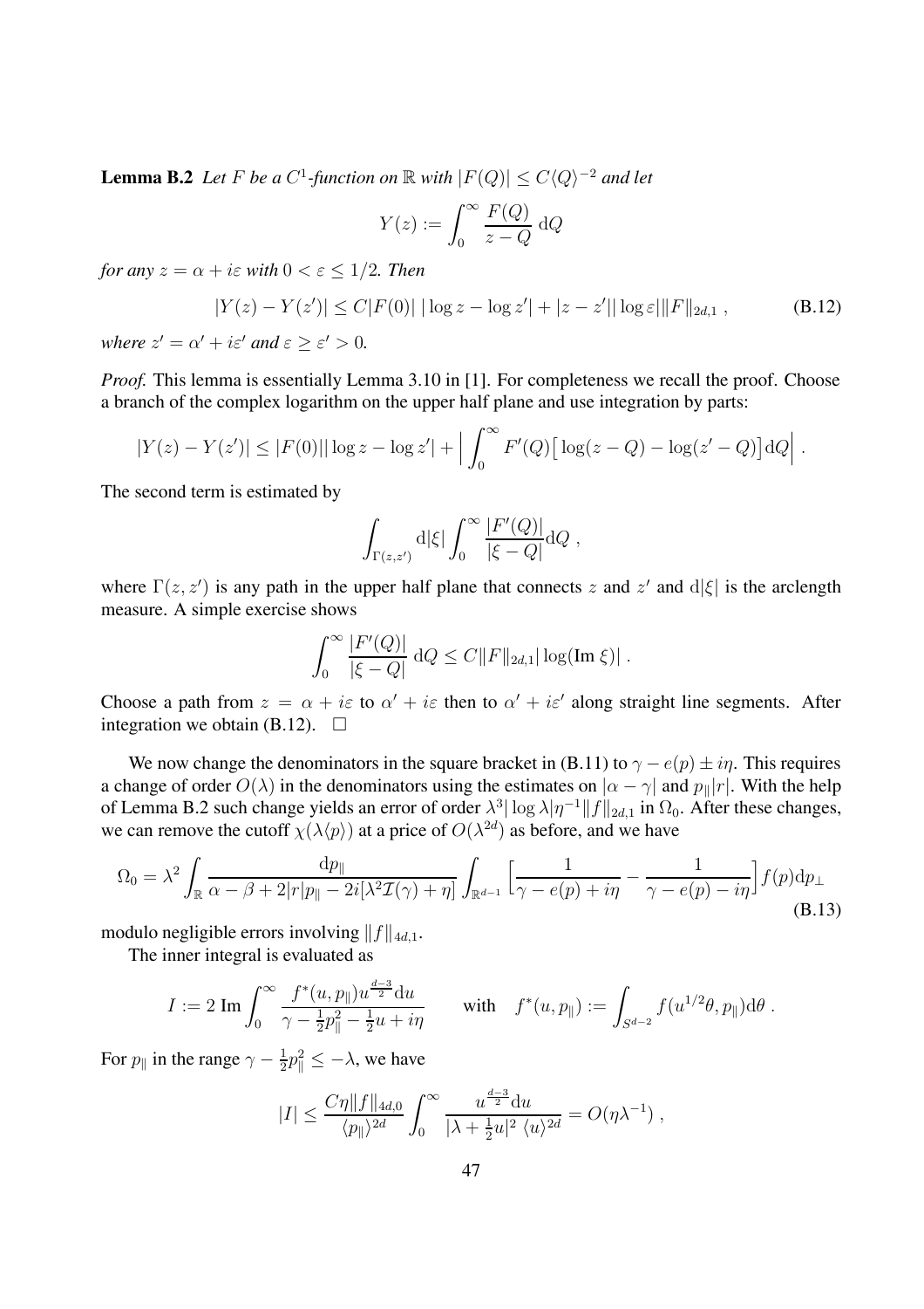**Lemma B.2** *Let $F$ be a $C^1$-function on $\mathbb{R}$ with $|F(Q)| \leq C\langle Q\rangle^{-2}$ and let*

$$Y(z) := \int_0^\infty \frac{F(Q)}{z-Q}\, \mathrm{d}Q$$

*for any $z = \alpha + i\varepsilon$ with $0 < \varepsilon \leq 1/2$. Then*

$$|Y(z) - Y(z')| \leq C|F(0)|\, |\log z - \log z'| + |z - z'||\log \varepsilon| \|F\|_{2d,1} \;, \tag{B.12}$$

*where $z' = \alpha' + i\varepsilon'$ and $\varepsilon \geq \varepsilon' > 0$.*

*Proof.* This lemma is essentially Lemma 3.10 in [1]. For completeness we recall the proof. Choose a branch of the complex logarithm on the upper half plane and use integration by parts:

$$|Y(z) - Y(z')| \leq |F(0)||\log z - \log z'| + \Big| \int_0^\infty F'(Q)\big[\log(z-Q) - \log(z'-Q)\big]\mathrm{d}Q \Big| \;.$$

The second term is estimated by

$$\int_{\Gamma(z,z')} \mathrm{d}|\xi| \int_0^\infty \frac{|F'(Q)|}{|\xi - Q|}\mathrm{d}Q \;,$$

where $\Gamma(z, z')$ is any path in the upper half plane that connects $z$ and $z'$ and $\mathrm{d}|\xi|$ is the arclength measure. A simple exercise shows

$$\int_0^\infty \frac{|F'(Q)|}{|\xi - Q|}\, \mathrm{d}Q \leq C\|F\|_{2d,1}|\log(\mathrm{Im}\,\xi)| \;.$$

Choose a path from $z = \alpha + i\varepsilon$ to $\alpha' + i\varepsilon$ then to $\alpha' + i\varepsilon'$ along straight line segments. After integration we obtain (B.12). $\square$

We now change the denominators in the square bracket in (B.11) to $\gamma - e(p) \pm i\eta$. This requires a change of order $O(\lambda)$ in the denominators using the estimates on $|\alpha - \gamma|$ and $p_\parallel|r|$. With the help of Lemma B.2 such change yields an error of order $\lambda^3|\log\lambda|\eta^{-1}\|f\|_{2d,1}$ in $\Omega_0$. After these changes, we can remove the cutoff $\chi(\lambda\langle p\rangle)$ at a price of $O(\lambda^{2d})$ as before, and we have

$$\Omega_0 = \lambda^2 \int_{\mathbb{R}} \frac{\mathrm{d}p_\parallel}{\alpha - \beta + 2|r|p_\parallel - 2i[\lambda^2\mathcal{I}(\gamma) + \eta]} \int_{\mathbb{R}^{d-1}} \Big[\frac{1}{\gamma - e(p) + i\eta} - \frac{1}{\gamma - e(p) - i\eta}\Big] f(p)\mathrm{d}p_\perp \tag{B.13}$$

modulo negligible errors involving $\|f\|_{4d,1}$.

The inner integral is evaluated as

$$I := 2\,\mathrm{Im} \int_0^\infty \frac{f^*(u, p_\parallel)u^{\frac{d-3}{2}}\mathrm{d}u}{\gamma - \frac{1}{2}p_\parallel^2 - \frac{1}{2}u + i\eta} \qquad \text{with} \quad f^*(u, p_\parallel) := \int_{S^{d-2}} f(u^{1/2}\theta, p_\parallel)\mathrm{d}\theta \;.$$

For $p_\parallel$ in the range $\gamma - \frac{1}{2}p_\parallel^2 \leq -\lambda$, we have

$$|I| \leq \frac{C\eta\|f\|_{4d,0}}{\langle p_\parallel\rangle^{2d}} \int_0^\infty \frac{u^{\frac{d-3}{2}}\mathrm{d}u}{|\lambda + \frac{1}{2}u|^2\, \langle u\rangle^{2d}} = O(\eta\lambda^{-1}) \;,$$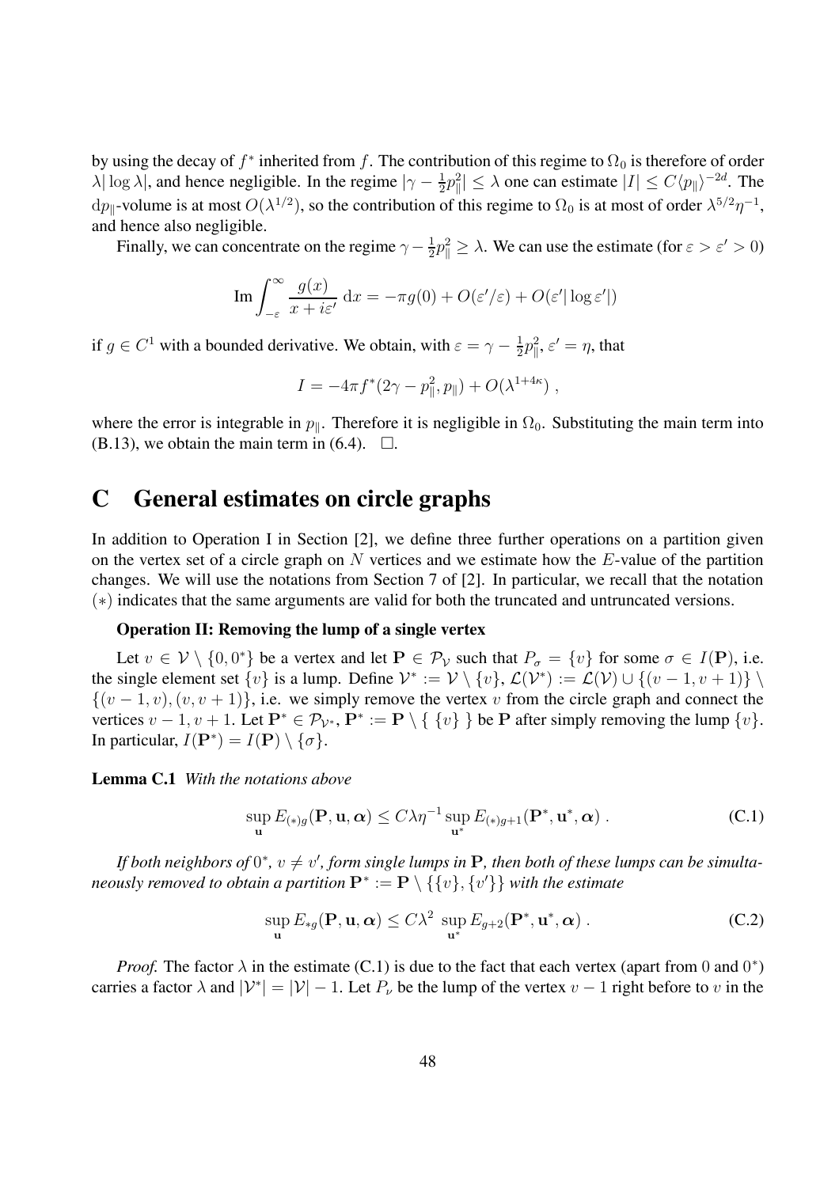by using the decay of $f^*$ inherited from $f$. The contribution of this regime to $\Omega_0$ is therefore of order $\lambda|\log\lambda|$, and hence negligible. In the regime $|\gamma - \frac{1}{2}p_\|^2| \le \lambda$ one can estimate $|I| \le C\langle p_\|\rangle^{-2d}$. The $dp_\|$-volume is at most $O(\lambda^{1/2})$, so the contribution of this regime to $\Omega_0$ is at most of order $\lambda^{5/2}\eta^{-1}$, and hence also negligible.

Finally, we can concentrate on the regime $\gamma - \frac{1}{2}p_\|^2 \ge \lambda$. We can use the estimate (for $\varepsilon > \varepsilon' > 0$)

$$\mathrm{Im}\int_{-\varepsilon}^{\infty} \frac{g(x)}{x + i\varepsilon'}\,\mathrm{d}x = -\pi g(0) + O(\varepsilon'/\varepsilon) + O(\varepsilon'|\log\varepsilon'|)$$

if $g \in C^1$ with a bounded derivative. We obtain, with $\varepsilon = \gamma - \frac{1}{2}p_\|^2$, $\varepsilon' = \eta$, that

$$I = -4\pi f^*(2\gamma - p_\|^2, p_\|) + O(\lambda^{1+4\kappa})\ ,$$

where the error is integrable in $p_\|$. Therefore it is negligible in $\Omega_0$. Substituting the main term into (B.13), we obtain the main term in (6.4). $\square$.

# C General estimates on circle graphs

In addition to Operation I in Section [2], we define three further operations on a partition given on the vertex set of a circle graph on $N$ vertices and we estimate how the $E$-value of the partition changes. We will use the notations from Section 7 of [2]. In particular, we recall that the notation $(*)$ indicates that the same arguments are valid for both the truncated and untruncated versions.

**Operation II: Removing the lump of a single vertex**

Let $v \in \mathcal{V} \setminus \{0, 0^*\}$ be a vertex and let $\mathbf{P} \in \mathcal{P}_\mathcal{V}$ such that $P_\sigma = \{v\}$ for some $\sigma \in I(\mathbf{P})$, i.e. the single element set $\{v\}$ is a lump. Define $\mathcal{V}^* := \mathcal{V} \setminus \{v\}$, $\mathcal{L}(\mathcal{V}^*) := \mathcal{L}(\mathcal{V}) \cup \{(v-1, v+1)\} \setminus \{(v-1, v), (v, v+1)\}$, i.e. we simply remove the vertex $v$ from the circle graph and connect the vertices $v-1, v+1$. Let $\mathbf{P}^* \in \mathcal{P}_{\mathcal{V}^*}$, $\mathbf{P}^* := \mathbf{P} \setminus \{\ \{v\}\ \}$ be $\mathbf{P}$ after simply removing the lump $\{v\}$. In particular, $I(\mathbf{P}^*) = I(\mathbf{P}) \setminus \{\sigma\}$.

**Lemma C.1** *With the notations above*

$$\sup_{\mathbf{u}} E_{(*)g}(\mathbf{P}, \mathbf{u}, \boldsymbol{\alpha}) \le C\lambda\eta^{-1} \sup_{\mathbf{u}^*} E_{(*)g+1}(\mathbf{P}^*, \mathbf{u}^*, \boldsymbol{\alpha})\ . \tag{C.1}$$

*If both neighbors of $0^*$, $v \ne v'$, form single lumps in $\mathbf{P}$, then both of these lumps can be simultaneously removed to obtain a partition $\mathbf{P}^* := \mathbf{P} \setminus \{\{v\}, \{v'\}\}$ with the estimate*

$$\sup_{\mathbf{u}} E_{*g}(\mathbf{P}, \mathbf{u}, \boldsymbol{\alpha}) \le C\lambda^2\ \sup_{\mathbf{u}^*} E_{g+2}(\mathbf{P}^*, \mathbf{u}^*, \boldsymbol{\alpha})\ . \tag{C.2}$$

*Proof.* The factor $\lambda$ in the estimate (C.1) is due to the fact that each vertex (apart from $0$ and $0^*$) carries a factor $\lambda$ and $|\mathcal{V}^*| = |\mathcal{V}| - 1$. Let $P_\nu$ be the lump of the vertex $v-1$ right before to $v$ in the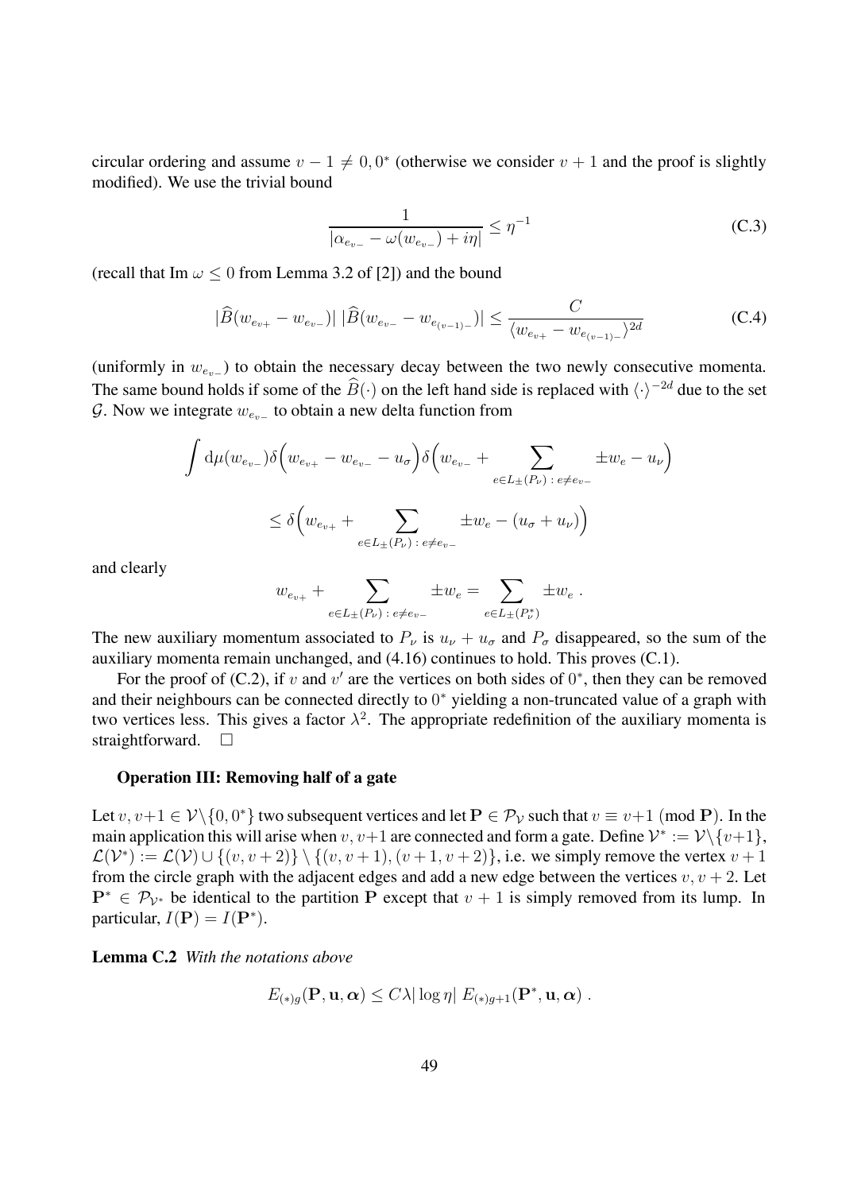circular ordering and assume $v-1 \neq 0, 0^*$ (otherwise we consider $v+1$ and the proof is slightly modified). We use the trivial bound

$$\frac{1}{|\alpha_{e_{v-}} - \omega(w_{e_{v-}}) + i\eta|} \leq \eta^{-1} \tag{C.3}$$

(recall that Im $\omega \leq 0$ from Lemma 3.2 of [2]) and the bound

$$|\widehat{B}(w_{e_{v+}} - w_{e_{v-}})| \, |\widehat{B}(w_{e_{v-}} - w_{e_{(v-1)-}})| \leq \frac{C}{\langle w_{e_{v+}} - w_{e_{(v-1)-}} \rangle^{2d}} \tag{C.4}$$

(uniformly in $w_{e_{v-}}$) to obtain the necessary decay between the two newly consecutive momenta. The same bound holds if some of the $\widehat{B}(\cdot)$ on the left hand side is replaced with $\langle \cdot \rangle^{-2d}$ due to the set $\mathcal{G}$. Now we integrate $w_{e_{v-}}$ to obtain a new delta function from

$$\int \mathrm{d}\mu(w_{e_{v-}}) \delta\Big(w_{e_{v+}} - w_{e_{v-}} - u_\sigma\Big) \delta\Big(w_{e_{v-}} + \sum_{e \in L_\pm(P_\nu)\,:\, e \neq e_{v-}} \pm w_e - u_\nu\Big)$$

$$\leq \delta\Big(w_{e_{v+}} + \sum_{e \in L_\pm(P_\nu)\,:\, e \neq e_{v-}} \pm w_e - (u_\sigma + u_\nu)\Big)$$

and clearly

$$w_{e_{v+}} + \sum_{e \in L_\pm(P_\nu)\,:\, e \neq e_{v-}} \pm w_e = \sum_{e \in L_\pm(P_\nu^*)} \pm w_e \ .$$

The new auxiliary momentum associated to $P_\nu$ is $u_\nu + u_\sigma$ and $P_\sigma$ disappeared, so the sum of the auxiliary momenta remain unchanged, and (4.16) continues to hold. This proves (C.1).

For the proof of (C.2), if $v$ and $v'$ are the vertices on both sides of $0^*$, then they can be removed and their neighbours can be connected directly to $0^*$ yielding a non-truncated value of a graph with two vertices less. This gives a factor $\lambda^2$. The appropriate redefinition of the auxiliary momenta is straightforward. $\square$

### Operation III: Removing half of a gate

Let $v, v+1 \in \mathcal{V} \backslash \{0, 0^*\}$ two subsequent vertices and let $\mathbf{P} \in \mathcal{P}_\mathcal{V}$ such that $v \equiv v+1 \pmod{\mathbf{P}}$. In the main application this will arise when $v, v+1$ are connected and form a gate. Define $\mathcal{V}^* := \mathcal{V} \backslash \{v+1\}$, $\mathcal{L}(\mathcal{V}^*) := \mathcal{L}(\mathcal{V}) \cup \{(v, v+2)\} \setminus \{(v, v+1), (v+1, v+2)\}$, i.e. we simply remove the vertex $v+1$ from the circle graph with the adjacent edges and add a new edge between the vertices $v, v+2$. Let $\mathbf{P}^* \in \mathcal{P}_{\mathcal{V}^*}$ be identical to the partition $\mathbf{P}$ except that $v+1$ is simply removed from its lump. In particular, $I(\mathbf{P}) = I(\mathbf{P}^*)$.

**Lemma C.2** *With the notations above*

$$E_{(*)g}(\mathbf{P}, \mathbf{u}, \boldsymbol{\alpha}) \leq C\lambda |\log \eta| \, E_{(*)g+1}(\mathbf{P}^*, \mathbf{u}, \boldsymbol{\alpha}) \ .$$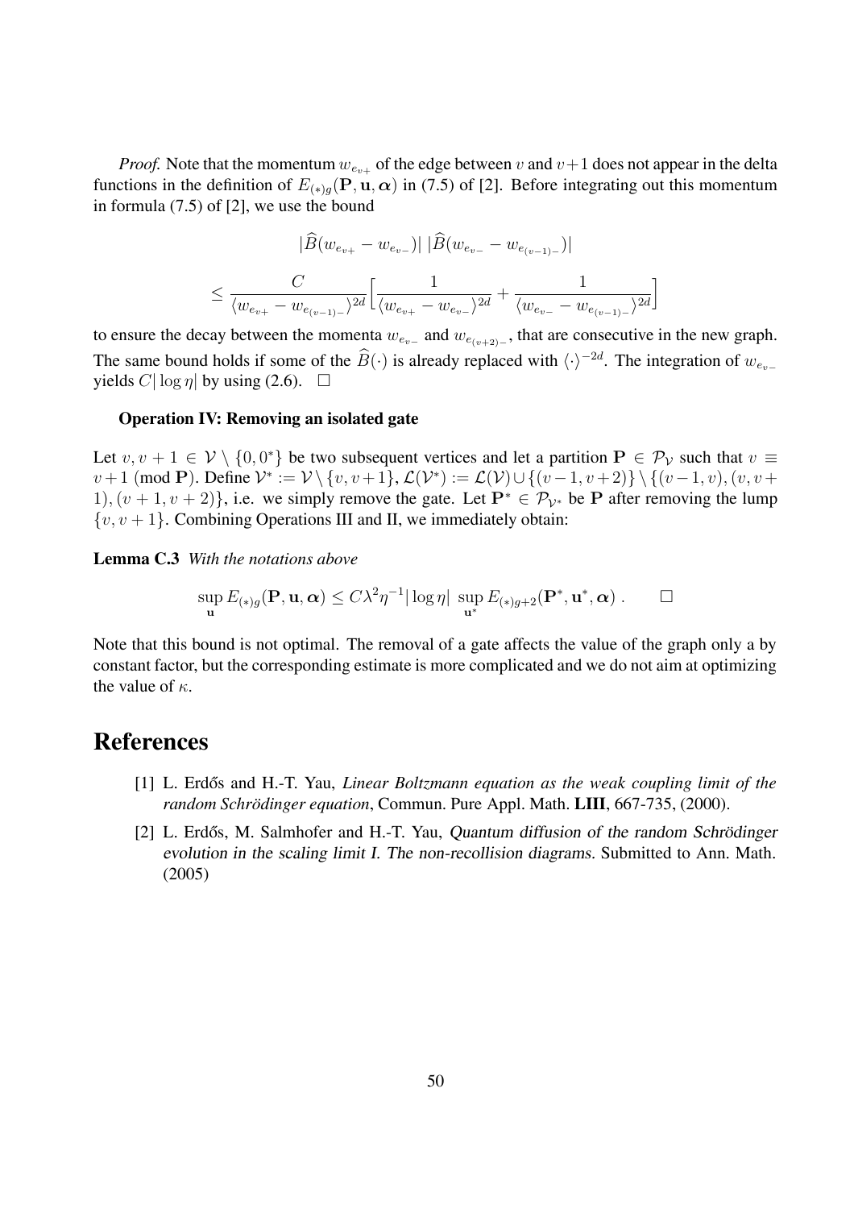*Proof.* Note that the momentum $w_{e_{v+}}$ of the edge between $v$ and $v+1$ does not appear in the delta functions in the definition of $E_{(*)g}(\mathbf{P}, \mathbf{u}, \boldsymbol{\alpha})$ in (7.5) of [2]. Before integrating out this momentum in formula (7.5) of [2], we use the bound

$$
|\widehat{B}(w_{e_{v+}} - w_{e_{v-}})| \, |\widehat{B}(w_{e_{v-}} - w_{e_{(v-1)-}})|
$$

$$
\leq \frac{C}{\langle w_{e_{v+}} - w_{e_{(v-1)-}} \rangle^{2d}} \Big[ \frac{1}{\langle w_{e_{v+}} - w_{e_{v-}} \rangle^{2d}} + \frac{1}{\langle w_{e_{v-}} - w_{e_{(v-1)-}} \rangle^{2d}} \Big]
$$

to ensure the decay between the momenta $w_{e_{v-}}$ and $w_{e_{(v+2)-}}$, that are consecutive in the new graph. The same bound holds if some of the $\widehat{B}(\cdot)$ is already replaced with $\langle \cdot \rangle^{-2d}$. The integration of $w_{e_{v-}}$ yields $C|\log \eta|$ by using (2.6). $\square$

**Operation IV: Removing an isolated gate**

Let $v, v+1 \in \mathcal{V} \setminus \{0, 0^*\}$ be two subsequent vertices and let a partition $\mathbf{P} \in \mathcal{P}_{\mathcal{V}}$ such that $v \equiv v+1 \pmod{\mathbf{P}}$. Define $\mathcal{V}^* := \mathcal{V} \setminus \{v, v+1\}$, $\mathcal{L}(\mathcal{V}^*) := \mathcal{L}(\mathcal{V}) \cup \{(v-1, v+2)\} \setminus \{(v-1, v), (v, v+1), (v+1, v+2)\}$, i.e. we simply remove the gate. Let $\mathbf{P}^* \in \mathcal{P}_{\mathcal{V}^*}$ be $\mathbf{P}$ after removing the lump $\{v, v+1\}$. Combining Operations III and II, we immediately obtain:

**Lemma C.3** *With the notations above*

$$
\sup_{\mathbf{u}} E_{(*)g}(\mathbf{P}, \mathbf{u}, \boldsymbol{\alpha}) \leq C\lambda^2 \eta^{-1} |\log \eta| \sup_{\mathbf{u}^*} E_{(*)g+2}(\mathbf{P}^*, \mathbf{u}^*, \boldsymbol{\alpha}) \, . \qquad \square
$$

Note that this bound is not optimal. The removal of a gate affects the value of the graph only a by constant factor, but the corresponding estimate is more complicated and we do not aim at optimizing the value of $\kappa$.

# References

[1] L. Erdős and H.-T. Yau, *Linear Boltzmann equation as the weak coupling limit of the random Schrödinger equation*, Commun. Pure Appl. Math. **LIII**, 667-735, (2000).

[2] L. Erdős, M. Salmhofer and H.-T. Yau, *Quantum diffusion of the random Schrödinger evolution in the scaling limit I. The non-recollision diagrams.* Submitted to Ann. Math. (2005)